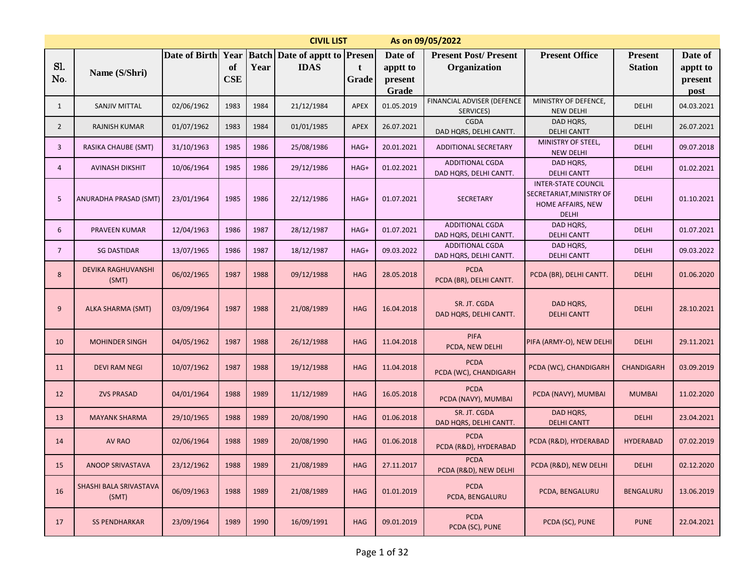**CIVIL LIST** As on 09/05/2022

| Sl. No. | Name (S/Shri) | Date of Birth | Year of CSE | Batch Year | Date of apptt to IDAS | Present Grade | Date of apptt to present Grade | Present Post/ Present Organization | Present Office | Present Station | Date of apptt to present post |
|---|---|---|---|---|---|---|---|---|---|---|---|
| 1 | SANJIV MITTAL | 02/06/1962 | 1983 | 1984 | 21/12/1984 | APEX | 01.05.2019 | FINANCIAL ADVISER (DEFENCE SERVICES) | MINISTRY OF DEFENCE, NEW DELHI | DELHI | 04.03.2021 |
| 2 | RAJNISH KUMAR | 01/07/1962 | 1983 | 1984 | 01/01/1985 | APEX | 26.07.2021 | CGDA DAD HQRS, DELHI CANTT. | DAD HQRS, DELHI CANTT | DELHI | 26.07.2021 |
| 3 | RASIKA CHAUBE (SMT) | 31/10/1963 | 1985 | 1986 | 25/08/1986 | HAG+ | 20.01.2021 | ADDITIONAL SECRETARY | MINISTRY OF STEEL, NEW DELHI | DELHI | 09.07.2018 |
| 4 | AVINASH DIKSHIT | 10/06/1964 | 1985 | 1986 | 29/12/1986 | HAG+ | 01.02.2021 | ADDITIONAL CGDA DAD HQRS, DELHI CANTT. | DAD HQRS, DELHI CANTT | DELHI | 01.02.2021 |
| 5 | ANURADHA PRASAD (SMT) | 23/01/1964 | 1985 | 1986 | 22/12/1986 | HAG+ | 01.07.2021 | SECRETARY | INTER-STATE COUNCIL SECRETARIAT,MINISTRY OF HOME AFFAIRS, NEW DELHI | DELHI | 01.10.2021 |
| 6 | PRAVEEN KUMAR | 12/04/1963 | 1986 | 1987 | 28/12/1987 | HAG+ | 01.07.2021 | ADDITIONAL CGDA DAD HQRS, DELHI CANTT. | DAD HQRS, DELHI CANTT | DELHI | 01.07.2021 |
| 7 | SG DASTIDAR | 13/07/1965 | 1986 | 1987 | 18/12/1987 | HAG+ | 09.03.2022 | ADDITIONAL CGDA DAD HQRS, DELHI CANTT. | DAD HQRS, DELHI CANTT | DELHI | 09.03.2022 |
| 8 | DEVIKA RAGHUVANSHI (SMT) | 06/02/1965 | 1987 | 1988 | 09/12/1988 | HAG | 28.05.2018 | PCDA PCDA (BR), DELHI CANTT. | PCDA (BR), DELHI CANTT. | DELHI | 01.06.2020 |
| 9 | ALKA SHARMA (SMT) | 03/09/1964 | 1987 | 1988 | 21/08/1989 | HAG | 16.04.2018 | SR. JT. CGDA DAD HQRS, DELHI CANTT. | DAD HQRS, DELHI CANTT | DELHI | 28.10.2021 |
| 10 | MOHINDER SINGH | 04/05/1962 | 1987 | 1988 | 26/12/1988 | HAG | 11.04.2018 | PIFA PCDA, NEW DELHI | PIFA (ARMY-O), NEW DELHI | DELHI | 29.11.2021 |
| 11 | DEVI RAM NEGI | 10/07/1962 | 1987 | 1988 | 19/12/1988 | HAG | 11.04.2018 | PCDA PCDA (WC), CHANDIGARH | PCDA (WC), CHANDIGARH | CHANDIGARH | 03.09.2019 |
| 12 | ZVS PRASAD | 04/01/1964 | 1988 | 1989 | 11/12/1989 | HAG | 16.05.2018 | PCDA PCDA (NAVY), MUMBAI | PCDA (NAVY), MUMBAI | MUMBAI | 11.02.2020 |
| 13 | MAYANK SHARMA | 29/10/1965 | 1988 | 1989 | 20/08/1990 | HAG | 01.06.2018 | SR. JT. CGDA DAD HQRS, DELHI CANTT. | DAD HQRS, DELHI CANTT | DELHI | 23.04.2021 |
| 14 | AV RAO | 02/06/1964 | 1988 | 1989 | 20/08/1990 | HAG | 01.06.2018 | PCDA PCDA (R&D), HYDERABAD | PCDA (R&D), HYDERABAD | HYDERABAD | 07.02.2019 |
| 15 | ANOOP SRIVASTAVA | 23/12/1962 | 1988 | 1989 | 21/08/1989 | HAG | 27.11.2017 | PCDA PCDA (R&D), NEW DELHI | PCDA (R&D), NEW DELHI | DELHI | 02.12.2020 |
| 16 | SHASHI BALA SRIVASTAVA (SMT) | 06/09/1963 | 1988 | 1989 | 21/08/1989 | HAG | 01.01.2019 | PCDA PCDA, BENGALURU | PCDA, BENGALURU | BENGALURU | 13.06.2019 |
| 17 | SS PENDHARKAR | 23/09/1964 | 1989 | 1990 | 16/09/1991 | HAG | 09.01.2019 | PCDA PCDA (SC), PUNE | PCDA (SC), PUNE | PUNE | 22.04.2021 |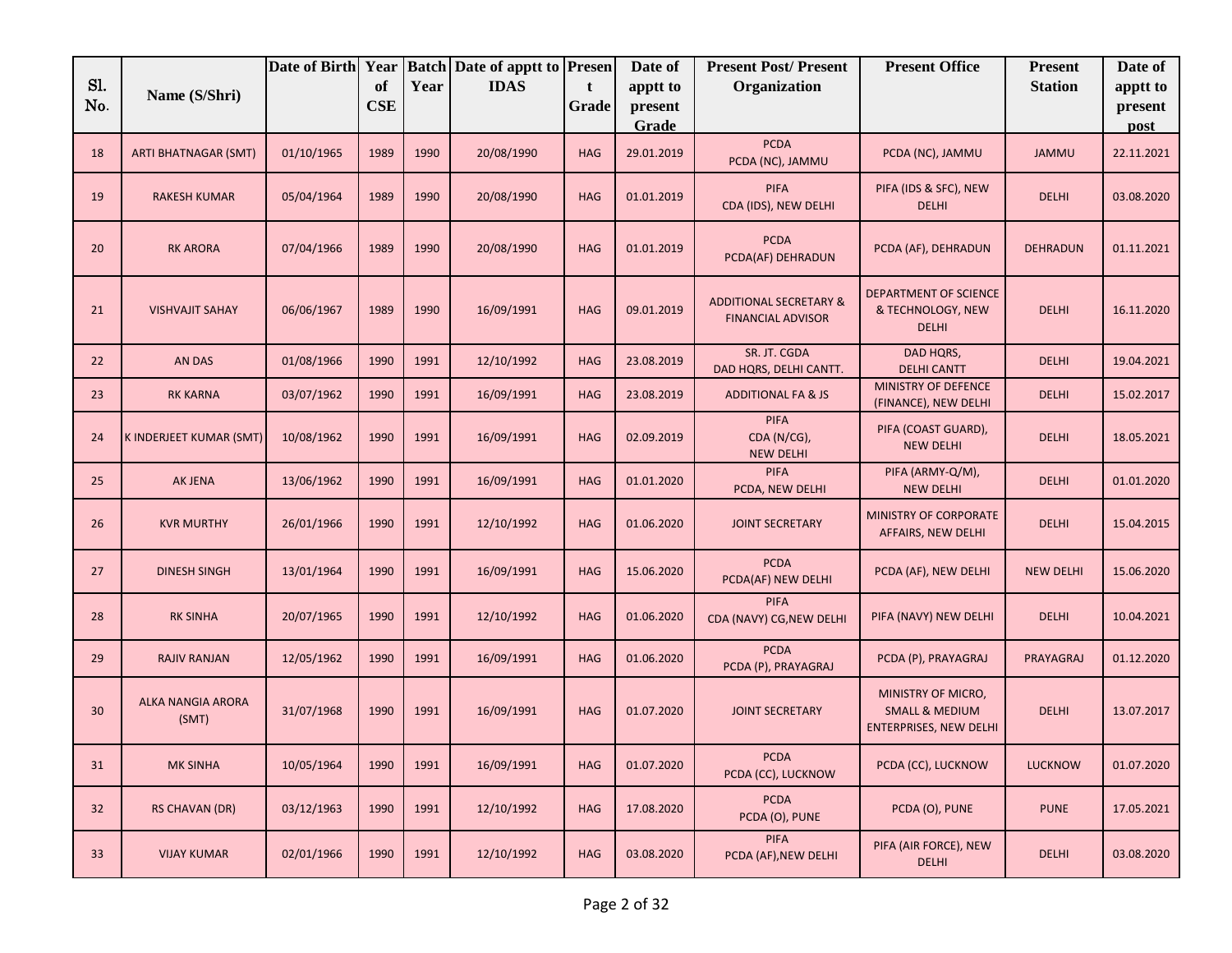| Sl. No. | Name (S/Shri) | Date of Birth | Year of CSE | Batch Year | Date of apptt to IDAS | Present Grade | Date of apptt to present Grade | Present Post/ Present Organization | Present Office | Present Station | Date of apptt to present post |
|---|---|---|---|---|---|---|---|---|---|---|---|
| 18 | ARTI BHATNAGAR (SMT) | 01/10/1965 | 1989 | 1990 | 20/08/1990 | HAG | 29.01.2019 | PCDA PCDA (NC), JAMMU | PCDA (NC), JAMMU | JAMMU | 22.11.2021 |
| 19 | RAKESH KUMAR | 05/04/1964 | 1989 | 1990 | 20/08/1990 | HAG | 01.01.2019 | PIFA CDA (IDS), NEW DELHI | PIFA (IDS & SFC), NEW DELHI | DELHI | 03.08.2020 |
| 20 | RK ARORA | 07/04/1966 | 1989 | 1990 | 20/08/1990 | HAG | 01.01.2019 | PCDA PCDA(AF) DEHRADUN | PCDA (AF), DEHRADUN | DEHRADUN | 01.11.2021 |
| 21 | VISHVAJIT SAHAY | 06/06/1967 | 1989 | 1990 | 16/09/1991 | HAG | 09.01.2019 | ADDITIONAL SECRETARY & FINANCIAL ADVISOR | DEPARTMENT OF SCIENCE & TECHNOLOGY, NEW DELHI | DELHI | 16.11.2020 |
| 22 | AN DAS | 01/08/1966 | 1990 | 1991 | 12/10/1992 | HAG | 23.08.2019 | SR. JT. CGDA DAD HQRS, DELHI CANTT. | DAD HQRS, DELHI CANTT | DELHI | 19.04.2021 |
| 23 | RK KARNA | 03/07/1962 | 1990 | 1991 | 16/09/1991 | HAG | 23.08.2019 | ADDITIONAL FA & JS | MINISTRY OF DEFENCE (FINANCE), NEW DELHI | DELHI | 15.02.2017 |
| 24 | K INDERJEET KUMAR (SMT) | 10/08/1962 | 1990 | 1991 | 16/09/1991 | HAG | 02.09.2019 | PIFA CDA (N/CG), NEW DELHI | PIFA (COAST GUARD), NEW DELHI | DELHI | 18.05.2021 |
| 25 | AK JENA | 13/06/1962 | 1990 | 1991 | 16/09/1991 | HAG | 01.01.2020 | PIFA PCDA, NEW DELHI | PIFA (ARMY-Q/M), NEW DELHI | DELHI | 01.01.2020 |
| 26 | KVR MURTHY | 26/01/1966 | 1990 | 1991 | 12/10/1992 | HAG | 01.06.2020 | JOINT SECRETARY | MINISTRY OF CORPORATE AFFAIRS, NEW DELHI | DELHI | 15.04.2015 |
| 27 | DINESH SINGH | 13/01/1964 | 1990 | 1991 | 16/09/1991 | HAG | 15.06.2020 | PCDA PCDA(AF) NEW DELHI | PCDA (AF), NEW DELHI | NEW DELHI | 15.06.2020 |
| 28 | RK SINHA | 20/07/1965 | 1990 | 1991 | 12/10/1992 | HAG | 01.06.2020 | PIFA CDA (NAVY) CG,NEW DELHI | PIFA (NAVY) NEW DELHI | DELHI | 10.04.2021 |
| 29 | RAJIV RANJAN | 12/05/1962 | 1990 | 1991 | 16/09/1991 | HAG | 01.06.2020 | PCDA PCDA (P), PRAYAGRAJ | PCDA (P), PRAYAGRAJ | PRAYAGRAJ | 01.12.2020 |
| 30 | ALKA NANGIA ARORA (SMT) | 31/07/1968 | 1990 | 1991 | 16/09/1991 | HAG | 01.07.2020 | JOINT SECRETARY | MINISTRY OF MICRO, SMALL & MEDIUM ENTERPRISES, NEW DELHI | DELHI | 13.07.2017 |
| 31 | MK SINHA | 10/05/1964 | 1990 | 1991 | 16/09/1991 | HAG | 01.07.2020 | PCDA PCDA (CC), LUCKNOW | PCDA (CC), LUCKNOW | LUCKNOW | 01.07.2020 |
| 32 | RS CHAVAN (DR) | 03/12/1963 | 1990 | 1991 | 12/10/1992 | HAG | 17.08.2020 | PCDA PCDA (O), PUNE | PCDA (O), PUNE | PUNE | 17.05.2021 |
| 33 | VIJAY KUMAR | 02/01/1966 | 1990 | 1991 | 12/10/1992 | HAG | 03.08.2020 | PIFA PCDA (AF),NEW DELHI | PIFA (AIR FORCE), NEW DELHI | DELHI | 03.08.2020 |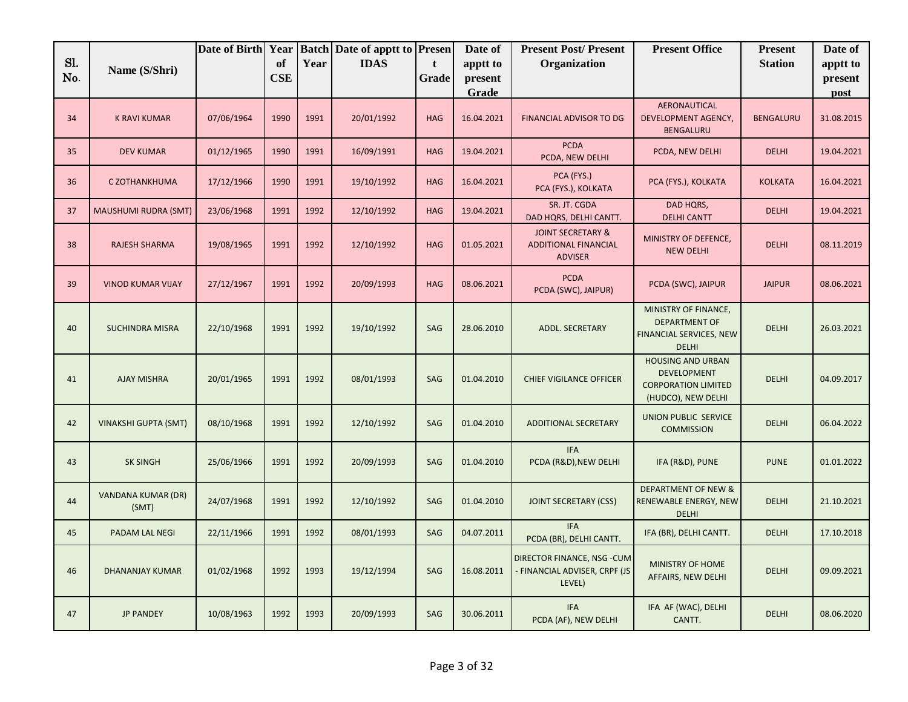| Sl. No. | Name (S/Shri) | Date of Birth | Year of CSE | Batch Year | Date of apptt to IDAS | Present Grade | Date of apptt to present Grade | Present Post/ Present Organization | Present Office | Present Station | Date of apptt to present post |
|---|---|---|---|---|---|---|---|---|---|---|---|
| 34 | K RAVI KUMAR | 07/06/1964 | 1990 | 1991 | 20/01/1992 | HAG | 16.04.2021 | FINANCIAL ADVISOR TO DG | AERONAUTICAL DEVELOPMENT AGENCY, BENGALURU | BENGALURU | 31.08.2015 |
| 35 | DEV KUMAR | 01/12/1965 | 1990 | 1991 | 16/09/1991 | HAG | 19.04.2021 | PCDA PCDA, NEW DELHI | PCDA, NEW DELHI | DELHI | 19.04.2021 |
| 36 | C ZOTHANKHUMA | 17/12/1966 | 1990 | 1991 | 19/10/1992 | HAG | 16.04.2021 | PCA (FYS.) PCA (FYS.), KOLKATA | PCA (FYS.), KOLKATA | KOLKATA | 16.04.2021 |
| 37 | MAUSHUMI RUDRA (SMT) | 23/06/1968 | 1991 | 1992 | 12/10/1992 | HAG | 19.04.2021 | SR. JT. CGDA DAD HQRS, DELHI CANTT. | DAD HQRS, DELHI CANTT | DELHI | 19.04.2021 |
| 38 | RAJESH SHARMA | 19/08/1965 | 1991 | 1992 | 12/10/1992 | HAG | 01.05.2021 | JOINT SECRETARY & ADDITIONAL FINANCIAL ADVISER | MINISTRY OF DEFENCE, NEW DELHI | DELHI | 08.11.2019 |
| 39 | VINOD KUMAR VIJAY | 27/12/1967 | 1991 | 1992 | 20/09/1993 | HAG | 08.06.2021 | PCDA PCDA (SWC), JAIPUR) | PCDA (SWC), JAIPUR | JAIPUR | 08.06.2021 |
| 40 | SUCHINDRA MISRA | 22/10/1968 | 1991 | 1992 | 19/10/1992 | SAG | 28.06.2010 | ADDL. SECRETARY | MINISTRY OF FINANCE, DEPARTMENT OF FINANCIAL SERVICES, NEW DELHI | DELHI | 26.03.2021 |
| 41 | AJAY MISHRA | 20/01/1965 | 1991 | 1992 | 08/01/1993 | SAG | 01.04.2010 | CHIEF VIGILANCE OFFICER | HOUSING AND URBAN DEVELOPMENT CORPORATION LIMITED (HUDCO), NEW DELHI | DELHI | 04.09.2017 |
| 42 | VINAKSHI GUPTA (SMT) | 08/10/1968 | 1991 | 1992 | 12/10/1992 | SAG | 01.04.2010 | ADDITIONAL SECRETARY | UNION PUBLIC SERVICE COMMISSION | DELHI | 06.04.2022 |
| 43 | SK SINGH | 25/06/1966 | 1991 | 1992 | 20/09/1993 | SAG | 01.04.2010 | IFA PCDA (R&D),NEW DELHI | IFA (R&D), PUNE | PUNE | 01.01.2022 |
| 44 | VANDANA KUMAR (DR) (SMT) | 24/07/1968 | 1991 | 1992 | 12/10/1992 | SAG | 01.04.2010 | JOINT SECRETARY (CSS) | DEPARTMENT OF NEW & RENEWABLE ENERGY, NEW DELHI | DELHI | 21.10.2021 |
| 45 | PADAM LAL NEGI | 22/11/1966 | 1991 | 1992 | 08/01/1993 | SAG | 04.07.2011 | IFA PCDA (BR), DELHI CANTT. | IFA (BR), DELHI CANTT. | DELHI | 17.10.2018 |
| 46 | DHANANJAY KUMAR | 01/02/1968 | 1992 | 1993 | 19/12/1994 | SAG | 16.08.2011 | DIRECTOR FINANCE, NSG -CUM - FINANCIAL ADVISER, CRPF (JS LEVEL) | MINISTRY OF HOME AFFAIRS, NEW DELHI | DELHI | 09.09.2021 |
| 47 | JP PANDEY | 10/08/1963 | 1992 | 1993 | 20/09/1993 | SAG | 30.06.2011 | IFA PCDA (AF), NEW DELHI | IFA AF (WAC), DELHI CANTT. | DELHI | 08.06.2020 |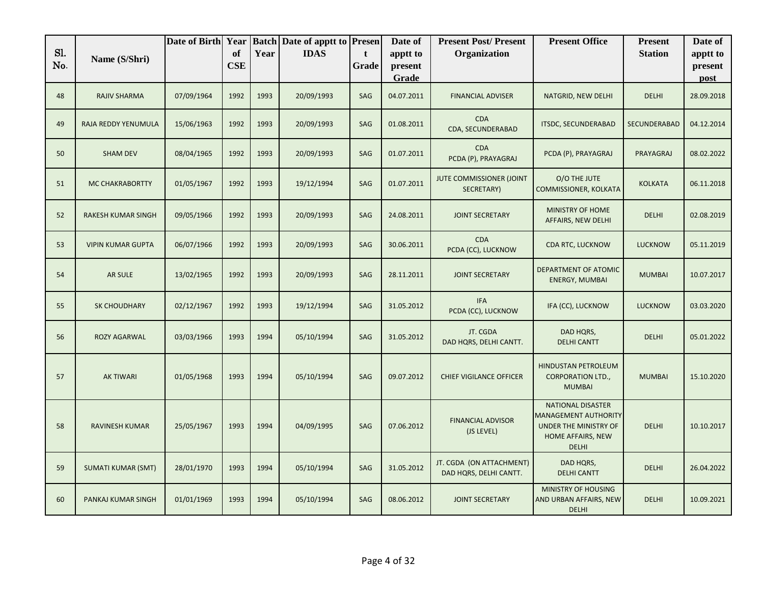| Sl. No. | Name (S/Shri) | Date of Birth | Year of CSE | Batch Year | Date of apptt to IDAS | Present Grade | Date of apptt to present Grade | Present Post/ Present Organization | Present Office | Present Station | Date of apptt to present post |
|---|---|---|---|---|---|---|---|---|---|---|---|
| 48 | RAJIV SHARMA | 07/09/1964 | 1992 | 1993 | 20/09/1993 | SAG | 04.07.2011 | FINANCIAL ADVISER | NATGRID, NEW DELHI | DELHI | 28.09.2018 |
| 49 | RAJA REDDY YENUMULA | 15/06/1963 | 1992 | 1993 | 20/09/1993 | SAG | 01.08.2011 | CDA CDA, SECUNDERABAD | ITSDC, SECUNDERABAD | SECUNDERABAD | 04.12.2014 |
| 50 | SHAM DEV | 08/04/1965 | 1992 | 1993 | 20/09/1993 | SAG | 01.07.2011 | CDA PCDA (P), PRAYAGRAJ | PCDA (P), PRAYAGRAJ | PRAYAGRAJ | 08.02.2022 |
| 51 | MC CHAKRABORTTY | 01/05/1967 | 1992 | 1993 | 19/12/1994 | SAG | 01.07.2011 | JUTE COMMISSIONER (JOINT SECRETARY) | O/O THE JUTE COMMISSIONER, KOLKATA | KOLKATA | 06.11.2018 |
| 52 | RAKESH KUMAR SINGH | 09/05/1966 | 1992 | 1993 | 20/09/1993 | SAG | 24.08.2011 | JOINT SECRETARY | MINISTRY OF HOME AFFAIRS, NEW DELHI | DELHI | 02.08.2019 |
| 53 | VIPIN KUMAR GUPTA | 06/07/1966 | 1992 | 1993 | 20/09/1993 | SAG | 30.06.2011 | CDA PCDA (CC), LUCKNOW | CDA RTC, LUCKNOW | LUCKNOW | 05.11.2019 |
| 54 | AR SULE | 13/02/1965 | 1992 | 1993 | 20/09/1993 | SAG | 28.11.2011 | JOINT SECRETARY | DEPARTMENT OF ATOMIC ENERGY, MUMBAI | MUMBAI | 10.07.2017 |
| 55 | SK CHOUDHARY | 02/12/1967 | 1992 | 1993 | 19/12/1994 | SAG | 31.05.2012 | IFA PCDA (CC), LUCKNOW | IFA (CC), LUCKNOW | LUCKNOW | 03.03.2020 |
| 56 | ROZY AGARWAL | 03/03/1966 | 1993 | 1994 | 05/10/1994 | SAG | 31.05.2012 | JT. CGDA DAD HQRS, DELHI CANTT. | DAD HQRS, DELHI CANTT | DELHI | 05.01.2022 |
| 57 | AK TIWARI | 01/05/1968 | 1993 | 1994 | 05/10/1994 | SAG | 09.07.2012 | CHIEF VIGILANCE OFFICER | HINDUSTAN PETROLEUM CORPORATION LTD., MUMBAI | MUMBAI | 15.10.2020 |
| 58 | RAVINESH KUMAR | 25/05/1967 | 1993 | 1994 | 04/09/1995 | SAG | 07.06.2012 | FINANCIAL ADVISOR (JS LEVEL) | NATIONAL DISASTER MANAGEMENT AUTHORITY UNDER THE MINISTRY OF HOME AFFAIRS, NEW DELHI | DELHI | 10.10.2017 |
| 59 | SUMATI KUMAR (SMT) | 28/01/1970 | 1993 | 1994 | 05/10/1994 | SAG | 31.05.2012 | JT. CGDA (ON ATTACHMENT) DAD HQRS, DELHI CANTT. | DAD HQRS, DELHI CANTT | DELHI | 26.04.2022 |
| 60 | PANKAJ KUMAR SINGH | 01/01/1969 | 1993 | 1994 | 05/10/1994 | SAG | 08.06.2012 | JOINT SECRETARY | MINISTRY OF HOUSING AND URBAN AFFAIRS, NEW DELHI | DELHI | 10.09.2021 |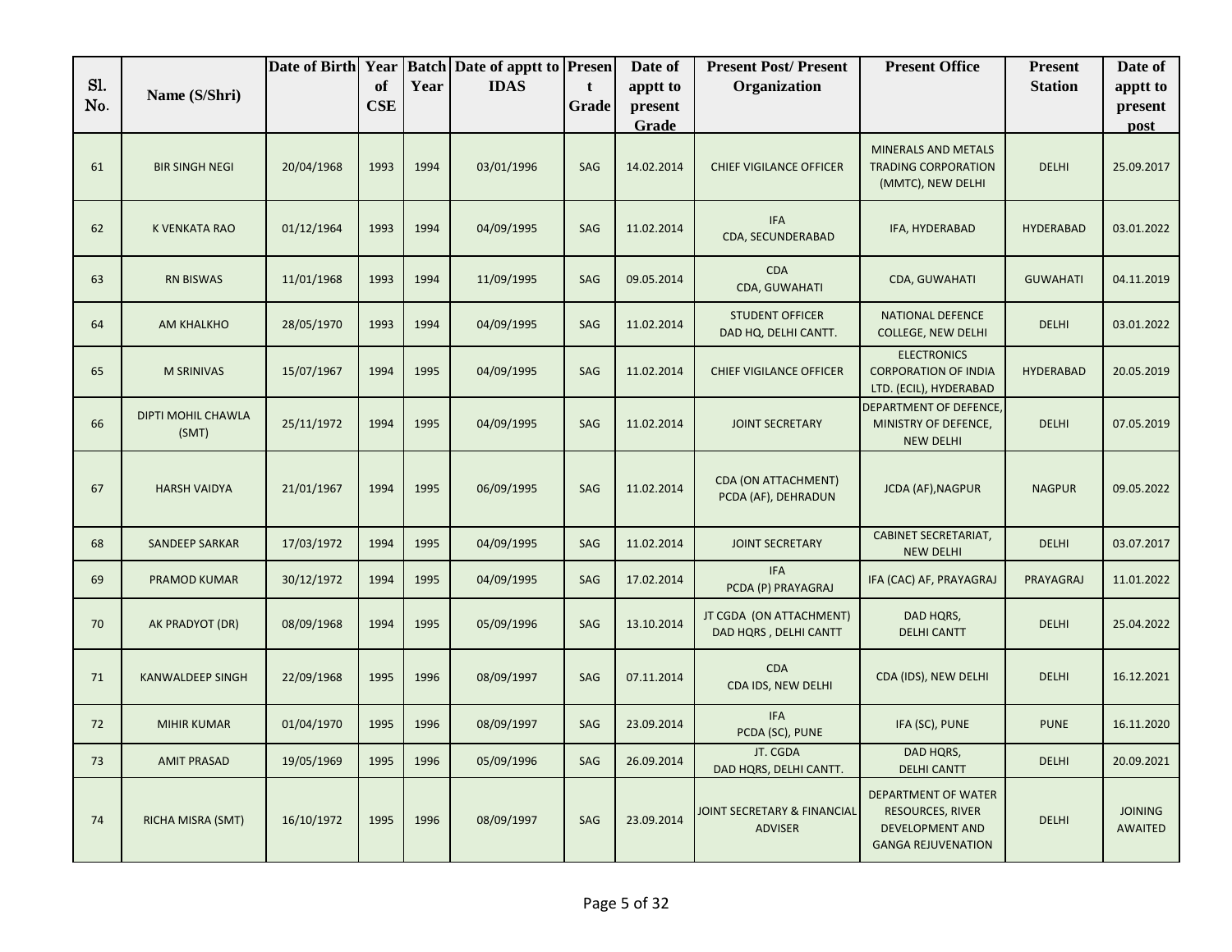| Sl. No. | Name (S/Shri) | Date of Birth | Year of CSE | Batch Year | Date of apptt to IDAS | Present Grade | Date of apptt to present Grade | Present Post/ Present Organization | Present Office | Present Station | Date of apptt to present post |
|---|---|---|---|---|---|---|---|---|---|---|---|
| 61 | BIR SINGH NEGI | 20/04/1968 | 1993 | 1994 | 03/01/1996 | SAG | 14.02.2014 | CHIEF VIGILANCE OFFICER | MINERALS AND METALS TRADING CORPORATION (MMTC), NEW DELHI | DELHI | 25.09.2017 |
| 62 | K VENKATA RAO | 01/12/1964 | 1993 | 1994 | 04/09/1995 | SAG | 11.02.2014 | IFA CDA, SECUNDERABAD | IFA, HYDERABAD | HYDERABAD | 03.01.2022 |
| 63 | RN BISWAS | 11/01/1968 | 1993 | 1994 | 11/09/1995 | SAG | 09.05.2014 | CDA CDA, GUWAHATI | CDA, GUWAHATI | GUWAHATI | 04.11.2019 |
| 64 | AM KHALKHO | 28/05/1970 | 1993 | 1994 | 04/09/1995 | SAG | 11.02.2014 | STUDENT OFFICER DAD HQ, DELHI CANTT. | NATIONAL DEFENCE COLLEGE, NEW DELHI | DELHI | 03.01.2022 |
| 65 | M SRINIVAS | 15/07/1967 | 1994 | 1995 | 04/09/1995 | SAG | 11.02.2014 | CHIEF VIGILANCE OFFICER | ELECTRONICS CORPORATION OF INDIA LTD. (ECIL), HYDERABAD | HYDERABAD | 20.05.2019 |
| 66 | DIPTI MOHIL CHAWLA (SMT) | 25/11/1972 | 1994 | 1995 | 04/09/1995 | SAG | 11.02.2014 | JOINT SECRETARY | DEPARTMENT OF DEFENCE, MINISTRY OF DEFENCE, NEW DELHI | DELHI | 07.05.2019 |
| 67 | HARSH VAIDYA | 21/01/1967 | 1994 | 1995 | 06/09/1995 | SAG | 11.02.2014 | CDA (ON ATTACHMENT) PCDA (AF), DEHRADUN | JCDA (AF),NAGPUR | NAGPUR | 09.05.2022 |
| 68 | SANDEEP SARKAR | 17/03/1972 | 1994 | 1995 | 04/09/1995 | SAG | 11.02.2014 | JOINT SECRETARY | CABINET SECRETARIAT, NEW DELHI | DELHI | 03.07.2017 |
| 69 | PRAMOD KUMAR | 30/12/1972 | 1994 | 1995 | 04/09/1995 | SAG | 17.02.2014 | IFA PCDA (P) PRAYAGRAJ | IFA (CAC) AF, PRAYAGRAJ | PRAYAGRAJ | 11.01.2022 |
| 70 | AK PRADYOT (DR) | 08/09/1968 | 1994 | 1995 | 05/09/1996 | SAG | 13.10.2014 | JT CGDA (ON ATTACHMENT) DAD HQRS , DELHI CANTT | DAD HQRS, DELHI CANTT | DELHI | 25.04.2022 |
| 71 | KANWALDEEP SINGH | 22/09/1968 | 1995 | 1996 | 08/09/1997 | SAG | 07.11.2014 | CDA CDA IDS, NEW DELHI | CDA (IDS), NEW DELHI | DELHI | 16.12.2021 |
| 72 | MIHIR KUMAR | 01/04/1970 | 1995 | 1996 | 08/09/1997 | SAG | 23.09.2014 | IFA PCDA (SC), PUNE | IFA (SC), PUNE | PUNE | 16.11.2020 |
| 73 | AMIT PRASAD | 19/05/1969 | 1995 | 1996 | 05/09/1996 | SAG | 26.09.2014 | JT. CGDA DAD HQRS, DELHI CANTT. | DAD HQRS, DELHI CANTT | DELHI | 20.09.2021 |
| 74 | RICHA MISRA (SMT) | 16/10/1972 | 1995 | 1996 | 08/09/1997 | SAG | 23.09.2014 | JOINT SECRETARY & FINANCIAL ADVISER | DEPARTMENT OF WATER RESOURCES, RIVER DEVELOPMENT AND GANGA REJUVENATION | DELHI | JOINING AWAITED |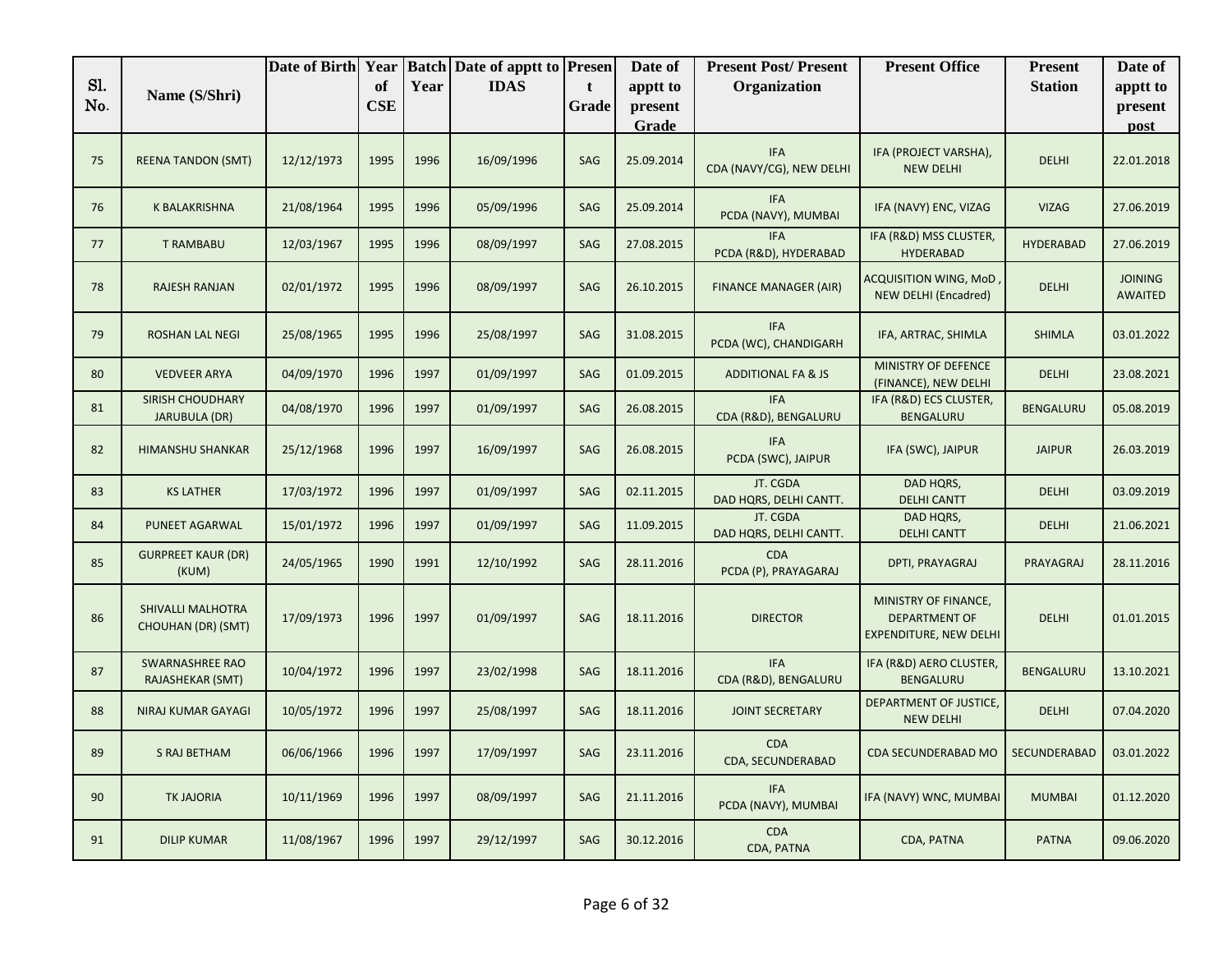| Sl. No. | Name (S/Shri) | Date of Birth | Year of CSE | Batch Year | Date of apptt to IDAS | Present Grade | Date of apptt to present Grade | Present Post/ Present Organization | Present Office | Present Station | Date of apptt to present post |
|---|---|---|---|---|---|---|---|---|---|---|---|
| 75 | REENA TANDON (SMT) | 12/12/1973 | 1995 | 1996 | 16/09/1996 | SAG | 25.09.2014 | IFA CDA (NAVY/CG), NEW DELHI | IFA (PROJECT VARSHA), NEW DELHI | DELHI | 22.01.2018 |
| 76 | K BALAKRISHNA | 21/08/1964 | 1995 | 1996 | 05/09/1996 | SAG | 25.09.2014 | IFA PCDA (NAVY), MUMBAI | IFA (NAVY) ENC, VIZAG | VIZAG | 27.06.2019 |
| 77 | T RAMBABU | 12/03/1967 | 1995 | 1996 | 08/09/1997 | SAG | 27.08.2015 | IFA PCDA (R&D), HYDERABAD | IFA (R&D) MSS CLUSTER, HYDERABAD | HYDERABAD | 27.06.2019 |
| 78 | RAJESH RANJAN | 02/01/1972 | 1995 | 1996 | 08/09/1997 | SAG | 26.10.2015 | FINANCE MANAGER (AIR) | ACQUISITION WING, MoD , NEW DELHI (Encadred) | DELHI | JOINING AWAITED |
| 79 | ROSHAN LAL NEGI | 25/08/1965 | 1995 | 1996 | 25/08/1997 | SAG | 31.08.2015 | IFA PCDA (WC), CHANDIGARH | IFA, ARTRAC, SHIMLA | SHIMLA | 03.01.2022 |
| 80 | VEDVEER ARYA | 04/09/1970 | 1996 | 1997 | 01/09/1997 | SAG | 01.09.2015 | ADDITIONAL FA & JS | MINISTRY OF DEFENCE (FINANCE), NEW DELHI | DELHI | 23.08.2021 |
| 81 | SIRISH CHOUDHARY JARUBULA (DR) | 04/08/1970 | 1996 | 1997 | 01/09/1997 | SAG | 26.08.2015 | IFA CDA (R&D), BENGALURU | IFA (R&D) ECS CLUSTER, BENGALURU | BENGALURU | 05.08.2019 |
| 82 | HIMANSHU SHANKAR | 25/12/1968 | 1996 | 1997 | 16/09/1997 | SAG | 26.08.2015 | IFA PCDA (SWC), JAIPUR | IFA (SWC), JAIPUR | JAIPUR | 26.03.2019 |
| 83 | KS LATHER | 17/03/1972 | 1996 | 1997 | 01/09/1997 | SAG | 02.11.2015 | JT. CGDA DAD HQRS, DELHI CANTT. | DAD HQRS, DELHI CANTT | DELHI | 03.09.2019 |
| 84 | PUNEET AGARWAL | 15/01/1972 | 1996 | 1997 | 01/09/1997 | SAG | 11.09.2015 | JT. CGDA DAD HQRS, DELHI CANTT. | DAD HQRS, DELHI CANTT | DELHI | 21.06.2021 |
| 85 | GURPREET KAUR (DR) (KUM) | 24/05/1965 | 1990 | 1991 | 12/10/1992 | SAG | 28.11.2016 | CDA PCDA (P), PRAYAGARAJ | DPTI, PRAYAGRAJ | PRAYAGRAJ | 28.11.2016 |
| 86 | SHIVALLI MALHOTRA CHOUHAN (DR) (SMT) | 17/09/1973 | 1996 | 1997 | 01/09/1997 | SAG | 18.11.2016 | DIRECTOR | MINISTRY OF FINANCE, DEPARTMENT OF EXPENDITURE, NEW DELHI | DELHI | 01.01.2015 |
| 87 | SWARNASHREE RAO RAJASHEKAR (SMT) | 10/04/1972 | 1996 | 1997 | 23/02/1998 | SAG | 18.11.2016 | IFA CDA (R&D), BENGALURU | IFA (R&D) AERO CLUSTER, BENGALURU | BENGALURU | 13.10.2021 |
| 88 | NIRAJ KUMAR GAYAGI | 10/05/1972 | 1996 | 1997 | 25/08/1997 | SAG | 18.11.2016 | JOINT SECRETARY | DEPARTMENT OF JUSTICE, NEW DELHI | DELHI | 07.04.2020 |
| 89 | S RAJ BETHAM | 06/06/1966 | 1996 | 1997 | 17/09/1997 | SAG | 23.11.2016 | CDA CDA, SECUNDERABAD | CDA SECUNDERABAD MO | SECUNDERABAD | 03.01.2022 |
| 90 | TK JAJORIA | 10/11/1969 | 1996 | 1997 | 08/09/1997 | SAG | 21.11.2016 | IFA PCDA (NAVY), MUMBAI | IFA (NAVY) WNC, MUMBAI | MUMBAI | 01.12.2020 |
| 91 | DILIP KUMAR | 11/08/1967 | 1996 | 1997 | 29/12/1997 | SAG | 30.12.2016 | CDA CDA, PATNA | CDA, PATNA | PATNA | 09.06.2020 |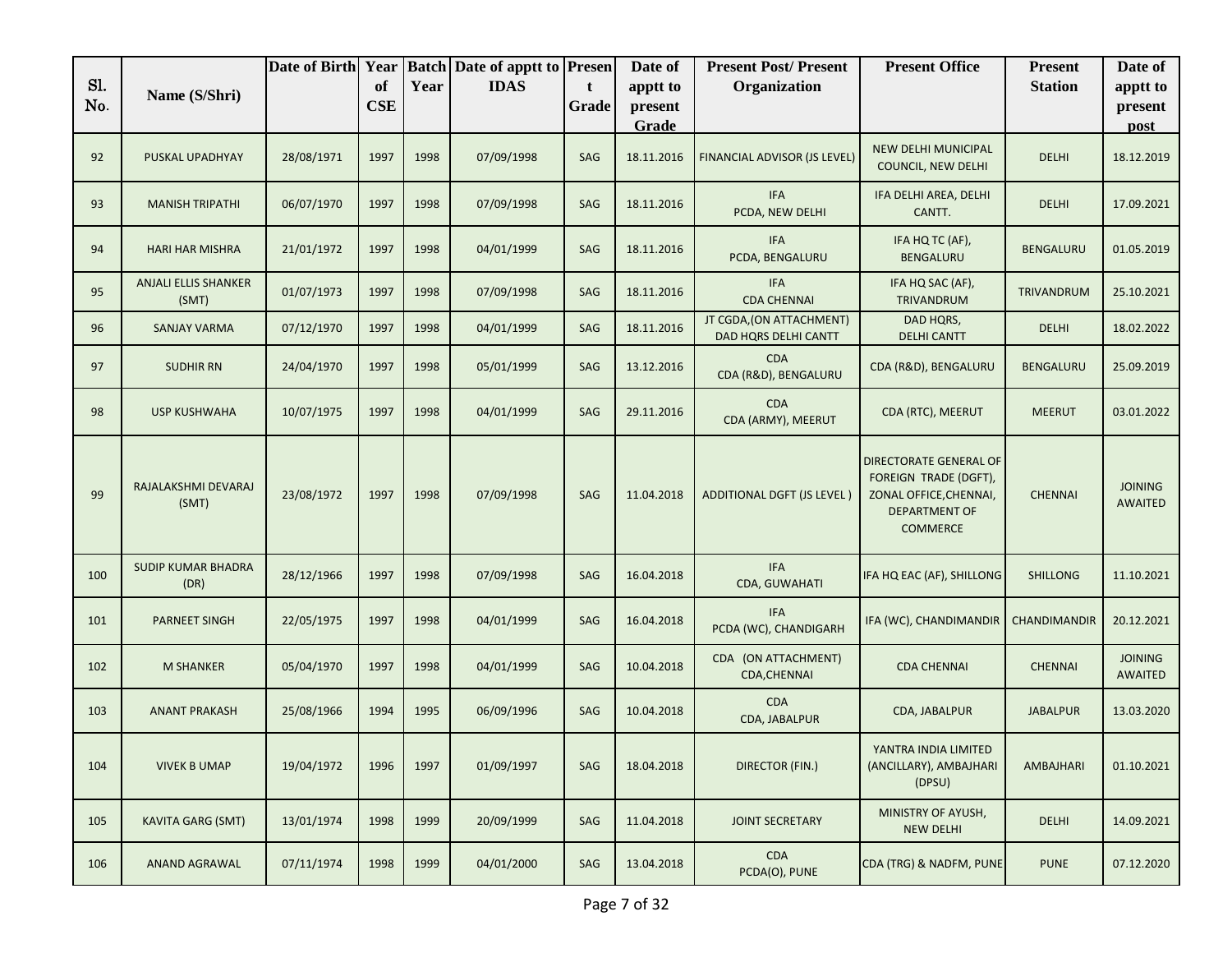| Sl. No. | Name (S/Shri) | Date of Birth | Year of CSE | Batch Year | Date of apptt to IDAS | Present Grade | Date of apptt to present Grade | Present Post/ Present Organization | Present Office | Present Station | Date of apptt to present post |
|---|---|---|---|---|---|---|---|---|---|---|---|
| 92 | PUSKAL UPADHYAY | 28/08/1971 | 1997 | 1998 | 07/09/1998 | SAG | 18.11.2016 | FINANCIAL ADVISOR (JS LEVEL) | NEW DELHI MUNICIPAL COUNCIL, NEW DELHI | DELHI | 18.12.2019 |
| 93 | MANISH TRIPATHI | 06/07/1970 | 1997 | 1998 | 07/09/1998 | SAG | 18.11.2016 | IFA PCDA, NEW DELHI | IFA DELHI AREA, DELHI CANTT. | DELHI | 17.09.2021 |
| 94 | HARI HAR MISHRA | 21/01/1972 | 1997 | 1998 | 04/01/1999 | SAG | 18.11.2016 | IFA PCDA, BENGALURU | IFA HQ TC (AF), BENGALURU | BENGALURU | 01.05.2019 |
| 95 | ANJALI ELLIS SHANKER (SMT) | 01/07/1973 | 1997 | 1998 | 07/09/1998 | SAG | 18.11.2016 | IFA CDA CHENNAI | IFA HQ SAC (AF), TRIVANDRUM | TRIVANDRUM | 25.10.2021 |
| 96 | SANJAY VARMA | 07/12/1970 | 1997 | 1998 | 04/01/1999 | SAG | 18.11.2016 | JT CGDA,(ON ATTACHMENT) DAD HQRS DELHI CANTT | DAD HQRS, DELHI CANTT | DELHI | 18.02.2022 |
| 97 | SUDHIR RN | 24/04/1970 | 1997 | 1998 | 05/01/1999 | SAG | 13.12.2016 | CDA CDA (R&D), BENGALURU | CDA (R&D), BENGALURU | BENGALURU | 25.09.2019 |
| 98 | USP KUSHWAHA | 10/07/1975 | 1997 | 1998 | 04/01/1999 | SAG | 29.11.2016 | CDA CDA (ARMY), MEERUT | CDA (RTC), MEERUT | MEERUT | 03.01.2022 |
| 99 | RAJALAKSHMI DEVARAJ (SMT) | 23/08/1972 | 1997 | 1998 | 07/09/1998 | SAG | 11.04.2018 | ADDITIONAL DGFT (JS LEVEL ) | DIRECTORATE GENERAL OF FOREIGN TRADE (DGFT), ZONAL OFFICE,CHENNAI, DEPARTMENT OF COMMERCE | CHENNAI | JOINING AWAITED |
| 100 | SUDIP KUMAR BHADRA (DR) | 28/12/1966 | 1997 | 1998 | 07/09/1998 | SAG | 16.04.2018 | IFA CDA, GUWAHATI | IFA HQ EAC (AF), SHILLONG | SHILLONG | 11.10.2021 |
| 101 | PARNEET SINGH | 22/05/1975 | 1997 | 1998 | 04/01/1999 | SAG | 16.04.2018 | IFA PCDA (WC), CHANDIGARH | IFA (WC), CHANDIMANDIR | CHANDIMANDIR | 20.12.2021 |
| 102 | M SHANKER | 05/04/1970 | 1997 | 1998 | 04/01/1999 | SAG | 10.04.2018 | CDA (ON ATTACHMENT) CDA,CHENNAI | CDA CHENNAI | CHENNAI | JOINING AWAITED |
| 103 | ANANT PRAKASH | 25/08/1966 | 1994 | 1995 | 06/09/1996 | SAG | 10.04.2018 | CDA CDA, JABALPUR | CDA, JABALPUR | JABALPUR | 13.03.2020 |
| 104 | VIVEK B UMAP | 19/04/1972 | 1996 | 1997 | 01/09/1997 | SAG | 18.04.2018 | DIRECTOR (FIN.) | YANTRA INDIA LIMITED (ANCILLARY), AMBAJHARI (DPSU) | AMBAJHARI | 01.10.2021 |
| 105 | KAVITA GARG (SMT) | 13/01/1974 | 1998 | 1999 | 20/09/1999 | SAG | 11.04.2018 | JOINT SECRETARY | MINISTRY OF AYUSH, NEW DELHI | DELHI | 14.09.2021 |
| 106 | ANAND AGRAWAL | 07/11/1974 | 1998 | 1999 | 04/01/2000 | SAG | 13.04.2018 | CDA PCDA(O), PUNE | CDA (TRG) & NADFM, PUNE | PUNE | 07.12.2020 |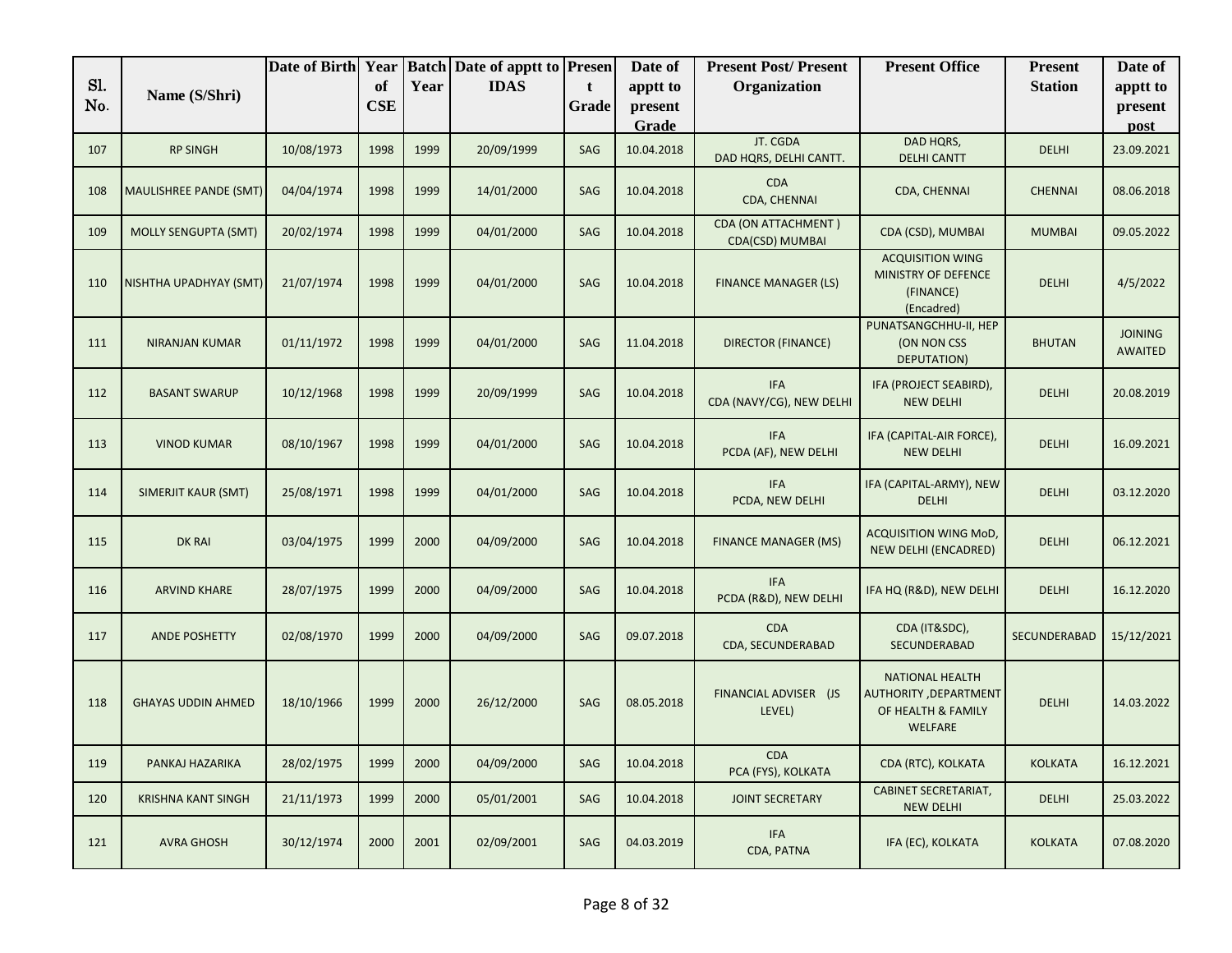| Sl. No. | Name (S/Shri) | Date of Birth | Year of CSE | Batch Year | Date of apptt to IDAS | Present Grade | Date of apptt to present Grade | Present Post/ Present Organization | Present Office | Present Station | Date of apptt to present post |
|---|---|---|---|---|---|---|---|---|---|---|---|
| 107 | RP SINGH | 10/08/1973 | 1998 | 1999 | 20/09/1999 | SAG | 10.04.2018 | JT. CGDA DAD HQRS, DELHI CANTT. | DAD HQRS, DELHI CANTT | DELHI | 23.09.2021 |
| 108 | MAULISHREE PANDE (SMT) | 04/04/1974 | 1998 | 1999 | 14/01/2000 | SAG | 10.04.2018 | CDA CDA, CHENNAI | CDA, CHENNAI | CHENNAI | 08.06.2018 |
| 109 | MOLLY SENGUPTA (SMT) | 20/02/1974 | 1998 | 1999 | 04/01/2000 | SAG | 10.04.2018 | CDA (ON ATTACHMENT ) CDA(CSD) MUMBAI | CDA (CSD), MUMBAI | MUMBAI | 09.05.2022 |
| 110 | NISHTHA UPADHYAY (SMT) | 21/07/1974 | 1998 | 1999 | 04/01/2000 | SAG | 10.04.2018 | FINANCE MANAGER (LS) | ACQUISITION WING MINISTRY OF DEFENCE (FINANCE) (Encadred) | DELHI | 4/5/2022 |
| 111 | NIRANJAN KUMAR | 01/11/1972 | 1998 | 1999 | 04/01/2000 | SAG | 11.04.2018 | DIRECTOR (FINANCE) | PUNATSANGCHHU-II, HEP (ON NON CSS DEPUTATION) | BHUTAN | JOINING AWAITED |
| 112 | BASANT SWARUP | 10/12/1968 | 1998 | 1999 | 20/09/1999 | SAG | 10.04.2018 | IFA CDA (NAVY/CG), NEW DELHI | IFA (PROJECT SEABIRD), NEW DELHI | DELHI | 20.08.2019 |
| 113 | VINOD KUMAR | 08/10/1967 | 1998 | 1999 | 04/01/2000 | SAG | 10.04.2018 | IFA PCDA (AF), NEW DELHI | IFA (CAPITAL-AIR FORCE), NEW DELHI | DELHI | 16.09.2021 |
| 114 | SIMERJIT KAUR (SMT) | 25/08/1971 | 1998 | 1999 | 04/01/2000 | SAG | 10.04.2018 | IFA PCDA, NEW DELHI | IFA (CAPITAL-ARMY), NEW DELHI | DELHI | 03.12.2020 |
| 115 | DK RAI | 03/04/1975 | 1999 | 2000 | 04/09/2000 | SAG | 10.04.2018 | FINANCE MANAGER (MS) | ACQUISITION WING MoD, NEW DELHI (ENCADRED) | DELHI | 06.12.2021 |
| 116 | ARVIND KHARE | 28/07/1975 | 1999 | 2000 | 04/09/2000 | SAG | 10.04.2018 | IFA PCDA (R&D), NEW DELHI | IFA HQ (R&D), NEW DELHI | DELHI | 16.12.2020 |
| 117 | ANDE POSHETTY | 02/08/1970 | 1999 | 2000 | 04/09/2000 | SAG | 09.07.2018 | CDA CDA, SECUNDERABAD | CDA (IT&SDC), SECUNDERABAD | SECUNDERABAD | 15/12/2021 |
| 118 | GHAYAS UDDIN AHMED | 18/10/1966 | 1999 | 2000 | 26/12/2000 | SAG | 08.05.2018 | FINANCIAL ADVISER (JS LEVEL) | NATIONAL HEALTH AUTHORITY ,DEPARTMENT OF HEALTH & FAMILY WELFARE | DELHI | 14.03.2022 |
| 119 | PANKAJ HAZARIKA | 28/02/1975 | 1999 | 2000 | 04/09/2000 | SAG | 10.04.2018 | CDA PCA (FYS), KOLKATA | CDA (RTC), KOLKATA | KOLKATA | 16.12.2021 |
| 120 | KRISHNA KANT SINGH | 21/11/1973 | 1999 | 2000 | 05/01/2001 | SAG | 10.04.2018 | JOINT SECRETARY | CABINET SECRETARIAT, NEW DELHI | DELHI | 25.03.2022 |
| 121 | AVRA GHOSH | 30/12/1974 | 2000 | 2001 | 02/09/2001 | SAG | 04.03.2019 | IFA CDA, PATNA | IFA (EC), KOLKATA | KOLKATA | 07.08.2020 |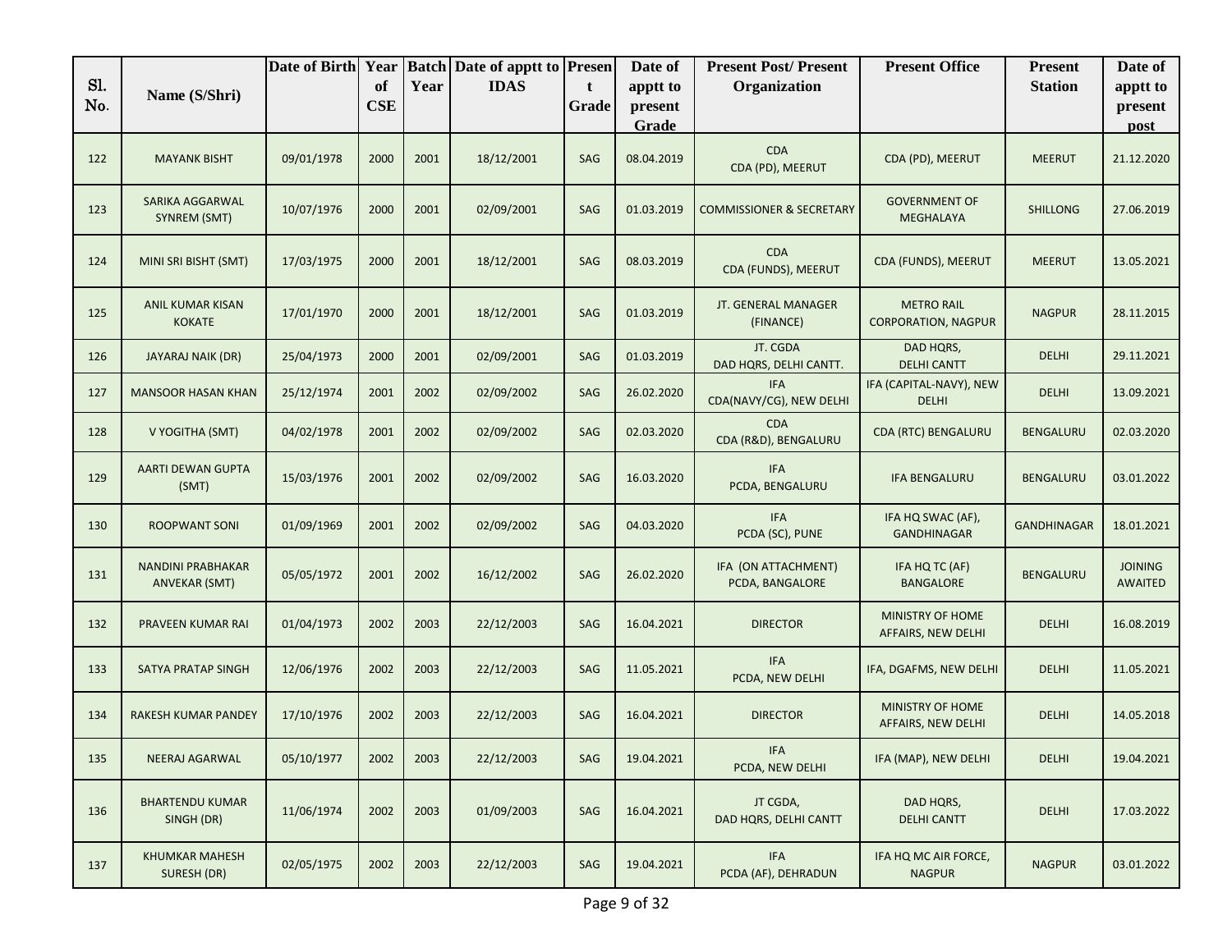| Sl. No. | Name (S/Shri) | Date of Birth | Year of CSE | Batch Year | Date of apptt to IDAS | Present Grade | Date of apptt to present Grade | Present Post/ Present Organization | Present Office | Present Station | Date of apptt to present post |
|---|---|---|---|---|---|---|---|---|---|---|---|
| 122 | MAYANK BISHT | 09/01/1978 | 2000 | 2001 | 18/12/2001 | SAG | 08.04.2019 | CDA CDA (PD), MEERUT | CDA (PD), MEERUT | MEERUT | 21.12.2020 |
| 123 | SARIKA AGGARWAL SYNREM (SMT) | 10/07/1976 | 2000 | 2001 | 02/09/2001 | SAG | 01.03.2019 | COMMISSIONER & SECRETARY | GOVERNMENT OF MEGHALAYA | SHILLONG | 27.06.2019 |
| 124 | MINI SRI BISHT (SMT) | 17/03/1975 | 2000 | 2001 | 18/12/2001 | SAG | 08.03.2019 | CDA CDA (FUNDS), MEERUT | CDA (FUNDS), MEERUT | MEERUT | 13.05.2021 |
| 125 | ANIL KUMAR KISAN KOKATE | 17/01/1970 | 2000 | 2001 | 18/12/2001 | SAG | 01.03.2019 | JT. GENERAL MANAGER (FINANCE) | METRO RAIL CORPORATION, NAGPUR | NAGPUR | 28.11.2015 |
| 126 | JAYARAJ NAIK (DR) | 25/04/1973 | 2000 | 2001 | 02/09/2001 | SAG | 01.03.2019 | JT. CGDA DAD HQRS, DELHI CANTT. | DAD HQRS, DELHI CANTT | DELHI | 29.11.2021 |
| 127 | MANSOOR HASAN KHAN | 25/12/1974 | 2001 | 2002 | 02/09/2002 | SAG | 26.02.2020 | IFA CDA(NAVY/CG), NEW DELHI | IFA (CAPITAL-NAVY), NEW DELHI | DELHI | 13.09.2021 |
| 128 | V YOGITHA (SMT) | 04/02/1978 | 2001 | 2002 | 02/09/2002 | SAG | 02.03.2020 | CDA CDA (R&D), BENGALURU | CDA (RTC) BENGALURU | BENGALURU | 02.03.2020 |
| 129 | AARTI DEWAN GUPTA (SMT) | 15/03/1976 | 2001 | 2002 | 02/09/2002 | SAG | 16.03.2020 | IFA PCDA, BENGALURU | IFA BENGALURU | BENGALURU | 03.01.2022 |
| 130 | ROOPWANT SONI | 01/09/1969 | 2001 | 2002 | 02/09/2002 | SAG | 04.03.2020 | IFA PCDA (SC), PUNE | IFA HQ SWAC (AF), GANDHINAGAR | GANDHINAGAR | 18.01.2021 |
| 131 | NANDINI PRABHAKAR ANVEKAR (SMT) | 05/05/1972 | 2001 | 2002 | 16/12/2002 | SAG | 26.02.2020 | IFA (ON ATTACHMENT) PCDA, BANGALORE | IFA HQ TC (AF) BANGALORE | BENGALURU | JOINING AWAITED |
| 132 | PRAVEEN KUMAR RAI | 01/04/1973 | 2002 | 2003 | 22/12/2003 | SAG | 16.04.2021 | DIRECTOR | MINISTRY OF HOME AFFAIRS, NEW DELHI | DELHI | 16.08.2019 |
| 133 | SATYA PRATAP SINGH | 12/06/1976 | 2002 | 2003 | 22/12/2003 | SAG | 11.05.2021 | IFA PCDA, NEW DELHI | IFA, DGAFMS, NEW DELHI | DELHI | 11.05.2021 |
| 134 | RAKESH KUMAR PANDEY | 17/10/1976 | 2002 | 2003 | 22/12/2003 | SAG | 16.04.2021 | DIRECTOR | MINISTRY OF HOME AFFAIRS, NEW DELHI | DELHI | 14.05.2018 |
| 135 | NEERAJ AGARWAL | 05/10/1977 | 2002 | 2003 | 22/12/2003 | SAG | 19.04.2021 | IFA PCDA, NEW DELHI | IFA (MAP), NEW DELHI | DELHI | 19.04.2021 |
| 136 | BHARTENDU KUMAR SINGH (DR) | 11/06/1974 | 2002 | 2003 | 01/09/2003 | SAG | 16.04.2021 | JT CGDA, DAD HQRS, DELHI CANTT | DAD HQRS, DELHI CANTT | DELHI | 17.03.2022 |
| 137 | KHUMKAR MAHESH SURESH (DR) | 02/05/1975 | 2002 | 2003 | 22/12/2003 | SAG | 19.04.2021 | IFA PCDA (AF), DEHRADUN | IFA HQ MC AIR FORCE, NAGPUR | NAGPUR | 03.01.2022 |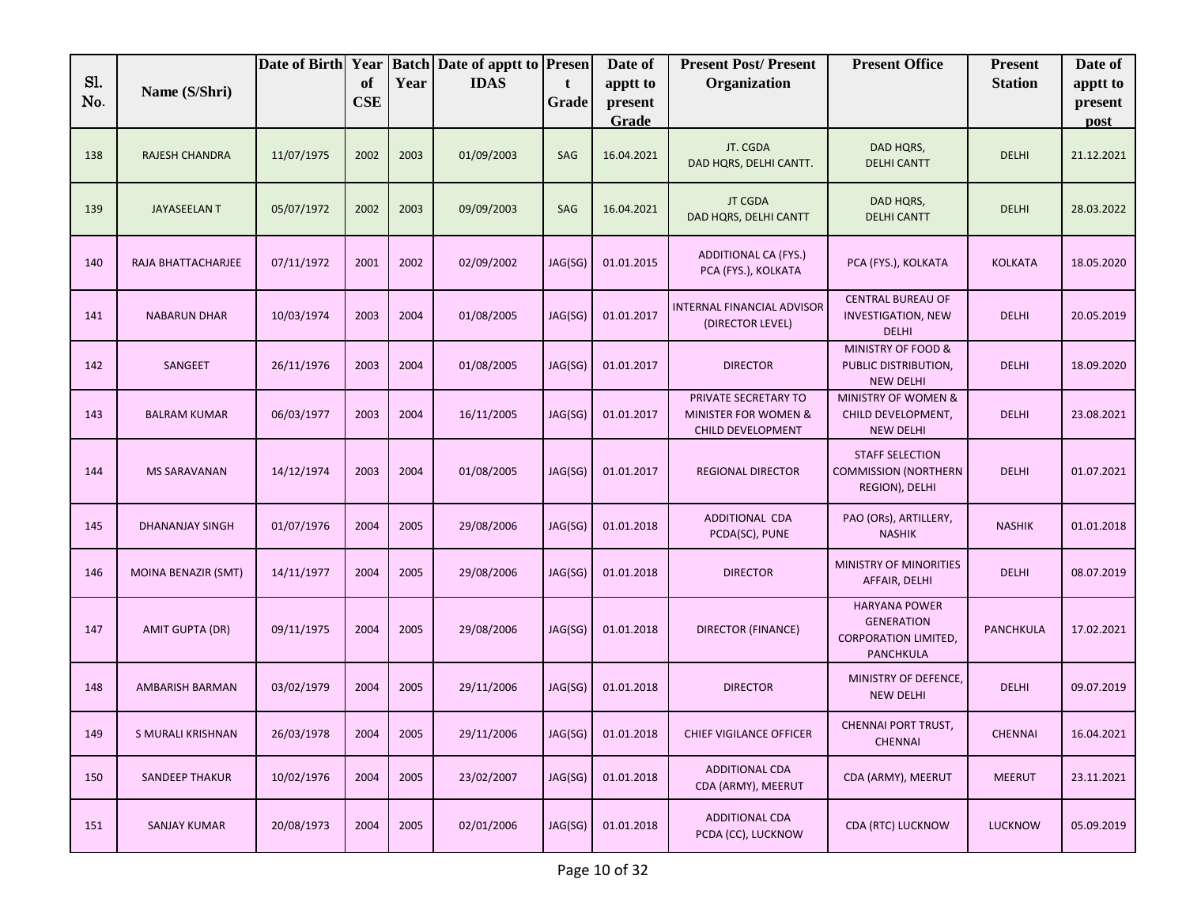| Sl. No. | Name (S/Shri) | Date of Birth | Year of CSE | Batch Year | Date of apptt to IDAS | Present Grade | Date of apptt to present Grade | Present Post/ Present Organization | Present Office | Present Station | Date of apptt to present post |
|---|---|---|---|---|---|---|---|---|---|---|---|
| 138 | RAJESH CHANDRA | 11/07/1975 | 2002 | 2003 | 01/09/2003 | SAG | 16.04.2021 | JT. CGDA DAD HQRS, DELHI CANTT. | DAD HQRS, DELHI CANTT | DELHI | 21.12.2021 |
| 139 | JAYASEELAN T | 05/07/1972 | 2002 | 2003 | 09/09/2003 | SAG | 16.04.2021 | JT CGDA DAD HQRS, DELHI CANTT | DAD HQRS, DELHI CANTT | DELHI | 28.03.2022 |
| 140 | RAJA BHATTACHARJEE | 07/11/1972 | 2001 | 2002 | 02/09/2002 | JAG(SG) | 01.01.2015 | ADDITIONAL CA (FYS.) PCA (FYS.), KOLKATA | PCA (FYS.), KOLKATA | KOLKATA | 18.05.2020 |
| 141 | NABARUN DHAR | 10/03/1974 | 2003 | 2004 | 01/08/2005 | JAG(SG) | 01.01.2017 | INTERNAL FINANCIAL ADVISOR (DIRECTOR LEVEL) | CENTRAL BUREAU OF INVESTIGATION, NEW DELHI | DELHI | 20.05.2019 |
| 142 | SANGEET | 26/11/1976 | 2003 | 2004 | 01/08/2005 | JAG(SG) | 01.01.2017 | DIRECTOR | MINISTRY OF FOOD & PUBLIC DISTRIBUTION, NEW DELHI | DELHI | 18.09.2020 |
| 143 | BALRAM KUMAR | 06/03/1977 | 2003 | 2004 | 16/11/2005 | JAG(SG) | 01.01.2017 | PRIVATE SECRETARY TO MINISTER FOR WOMEN & CHILD DEVELOPMENT | MINISTRY OF WOMEN & CHILD DEVELOPMENT, NEW DELHI | DELHI | 23.08.2021 |
| 144 | MS SARAVANAN | 14/12/1974 | 2003 | 2004 | 01/08/2005 | JAG(SG) | 01.01.2017 | REGIONAL DIRECTOR | STAFF SELECTION COMMISSION (NORTHERN REGION), DELHI | DELHI | 01.07.2021 |
| 145 | DHANANJAY SINGH | 01/07/1976 | 2004 | 2005 | 29/08/2006 | JAG(SG) | 01.01.2018 | ADDITIONAL CDA PCDA(SC), PUNE | PAO (ORs), ARTILLERY, NASHIK | NASHIK | 01.01.2018 |
| 146 | MOINA BENAZIR (SMT) | 14/11/1977 | 2004 | 2005 | 29/08/2006 | JAG(SG) | 01.01.2018 | DIRECTOR | MINISTRY OF MINORITIES AFFAIR, DELHI | DELHI | 08.07.2019 |
| 147 | AMIT GUPTA (DR) | 09/11/1975 | 2004 | 2005 | 29/08/2006 | JAG(SG) | 01.01.2018 | DIRECTOR (FINANCE) | HARYANA POWER GENERATION CORPORATION LIMITED, PANCHKULA | PANCHKULA | 17.02.2021 |
| 148 | AMBARISH BARMAN | 03/02/1979 | 2004 | 2005 | 29/11/2006 | JAG(SG) | 01.01.2018 | DIRECTOR | MINISTRY OF DEFENCE, NEW DELHI | DELHI | 09.07.2019 |
| 149 | S MURALI KRISHNAN | 26/03/1978 | 2004 | 2005 | 29/11/2006 | JAG(SG) | 01.01.2018 | CHIEF VIGILANCE OFFICER | CHENNAI PORT TRUST, CHENNAI | CHENNAI | 16.04.2021 |
| 150 | SANDEEP THAKUR | 10/02/1976 | 2004 | 2005 | 23/02/2007 | JAG(SG) | 01.01.2018 | ADDITIONAL CDA CDA (ARMY), MEERUT | CDA (ARMY), MEERUT | MEERUT | 23.11.2021 |
| 151 | SANJAY KUMAR | 20/08/1973 | 2004 | 2005 | 02/01/2006 | JAG(SG) | 01.01.2018 | ADDITIONAL CDA PCDA (CC), LUCKNOW | CDA (RTC) LUCKNOW | LUCKNOW | 05.09.2019 |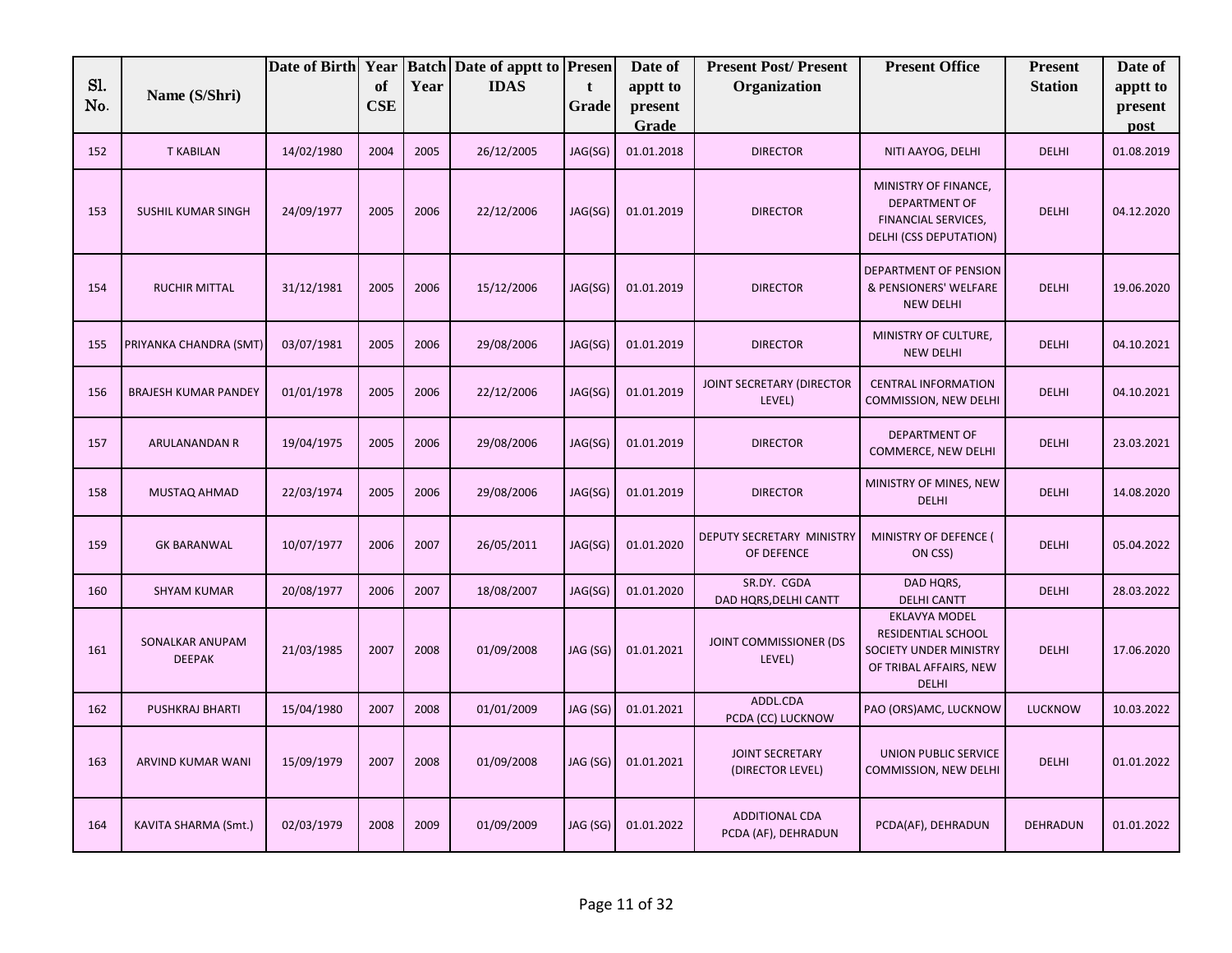| Sl. No. | Name (S/Shri) | Date of Birth | Year of CSE | Batch Year | Date of apptt to IDAS | Present Grade | Date of apptt to present Grade | Present Post/ Present Organization | Present Office | Present Station | Date of apptt to present post |
|---|---|---|---|---|---|---|---|---|---|---|---|
| 152 | T KABILAN | 14/02/1980 | 2004 | 2005 | 26/12/2005 | JAG(SG) | 01.01.2018 | DIRECTOR | NITI AAYOG, DELHI | DELHI | 01.08.2019 |
| 153 | SUSHIL KUMAR SINGH | 24/09/1977 | 2005 | 2006 | 22/12/2006 | JAG(SG) | 01.01.2019 | DIRECTOR | MINISTRY OF FINANCE, DEPARTMENT OF FINANCIAL SERVICES, DELHI (CSS DEPUTATION) | DELHI | 04.12.2020 |
| 154 | RUCHIR MITTAL | 31/12/1981 | 2005 | 2006 | 15/12/2006 | JAG(SG) | 01.01.2019 | DIRECTOR | DEPARTMENT OF PENSION & PENSIONERS' WELFARE NEW DELHI | DELHI | 19.06.2020 |
| 155 | PRIYANKA CHANDRA (SMT) | 03/07/1981 | 2005 | 2006 | 29/08/2006 | JAG(SG) | 01.01.2019 | DIRECTOR | MINISTRY OF CULTURE, NEW DELHI | DELHI | 04.10.2021 |
| 156 | BRAJESH KUMAR PANDEY | 01/01/1978 | 2005 | 2006 | 22/12/2006 | JAG(SG) | 01.01.2019 | JOINT SECRETARY (DIRECTOR LEVEL) | CENTRAL INFORMATION COMMISSION, NEW DELHI | DELHI | 04.10.2021 |
| 157 | ARULANANDAN R | 19/04/1975 | 2005 | 2006 | 29/08/2006 | JAG(SG) | 01.01.2019 | DIRECTOR | DEPARTMENT OF COMMERCE, NEW DELHI | DELHI | 23.03.2021 |
| 158 | MUSTAQ AHMAD | 22/03/1974 | 2005 | 2006 | 29/08/2006 | JAG(SG) | 01.01.2019 | DIRECTOR | MINISTRY OF MINES, NEW DELHI | DELHI | 14.08.2020 |
| 159 | GK BARANWAL | 10/07/1977 | 2006 | 2007 | 26/05/2011 | JAG(SG) | 01.01.2020 | DEPUTY SECRETARY MINISTRY OF DEFENCE | MINISTRY OF DEFENCE ( ON CSS) | DELHI | 05.04.2022 |
| 160 | SHYAM KUMAR | 20/08/1977 | 2006 | 2007 | 18/08/2007 | JAG(SG) | 01.01.2020 | SR.DY. CGDA DAD HQRS,DELHI CANTT | DAD HQRS, DELHI CANTT | DELHI | 28.03.2022 |
| 161 | SONALKAR ANUPAM DEEPAK | 21/03/1985 | 2007 | 2008 | 01/09/2008 | JAG (SG) | 01.01.2021 | JOINT COMMISSIONER (DS LEVEL) | EKLAVYA MODEL RESIDENTIAL SCHOOL SOCIETY UNDER MINISTRY OF TRIBAL AFFAIRS, NEW DELHI | DELHI | 17.06.2020 |
| 162 | PUSHKRAJ BHARTI | 15/04/1980 | 2007 | 2008 | 01/01/2009 | JAG (SG) | 01.01.2021 | ADDL.CDA PCDA (CC) LUCKNOW | PAO (ORS)AMC, LUCKNOW | LUCKNOW | 10.03.2022 |
| 163 | ARVIND KUMAR WANI | 15/09/1979 | 2007 | 2008 | 01/09/2008 | JAG (SG) | 01.01.2021 | JOINT SECRETARY (DIRECTOR LEVEL) | UNION PUBLIC SERVICE COMMISSION, NEW DELHI | DELHI | 01.01.2022 |
| 164 | KAVITA SHARMA (Smt.) | 02/03/1979 | 2008 | 2009 | 01/09/2009 | JAG (SG) | 01.01.2022 | ADDITIONAL CDA PCDA (AF), DEHRADUN | PCDA(AF), DEHRADUN | DEHRADUN | 01.01.2022 |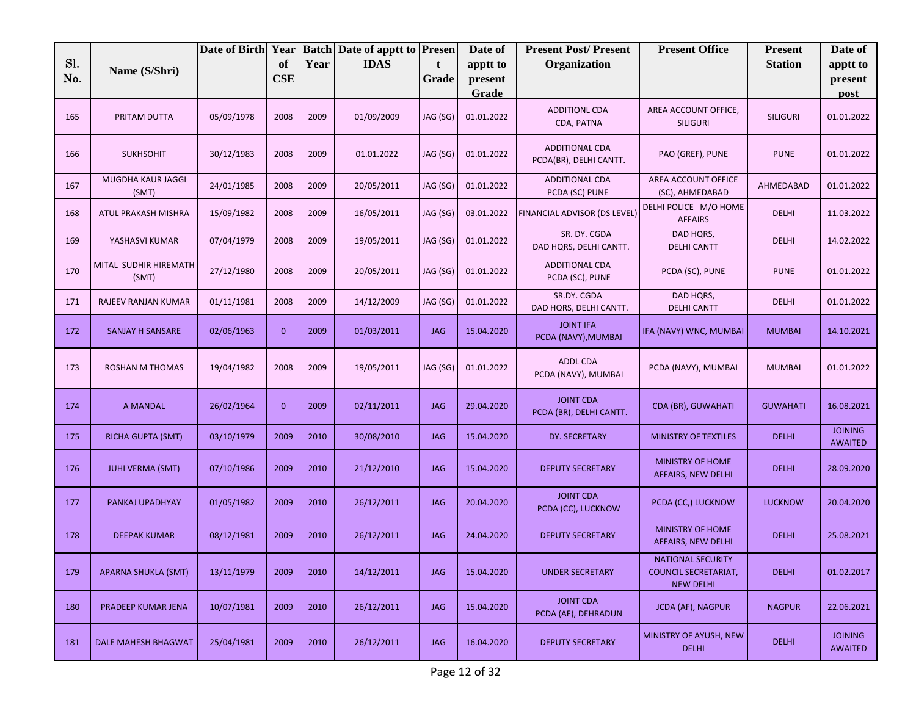| Sl. No. | Name (S/Shri) | Date of Birth | Year of CSE | Batch Year | Date of apptt to IDAS | Present Grade | Date of apptt to present Grade | Present Post/ Present Organization | Present Office | Present Station | Date of apptt to present post |
|---|---|---|---|---|---|---|---|---|---|---|---|
| 165 | PRITAM DUTTA | 05/09/1978 | 2008 | 2009 | 01/09/2009 | JAG (SG) | 01.01.2022 | ADDITIONL CDA CDA, PATNA | AREA ACCOUNT OFFICE, SILIGURI | SILIGURI | 01.01.2022 |
| 166 | SUKHSOHIT | 30/12/1983 | 2008 | 2009 | 01.01.2022 | JAG (SG) | 01.01.2022 | ADDITIONAL CDA PCDA(BR), DELHI CANTT. | PAO (GREF), PUNE | PUNE | 01.01.2022 |
| 167 | MUGDHA KAUR JAGGI (SMT) | 24/01/1985 | 2008 | 2009 | 20/05/2011 | JAG (SG) | 01.01.2022 | ADDITIONAL CDA PCDA (SC) PUNE | AREA ACCOUNT OFFICE (SC), AHMEDABAD | AHMEDABAD | 01.01.2022 |
| 168 | ATUL PRAKASH MISHRA | 15/09/1982 | 2008 | 2009 | 16/05/2011 | JAG (SG) | 03.01.2022 | FINANCIAL ADVISOR (DS LEVEL) | DELHI POLICE M/O HOME AFFAIRS | DELHI | 11.03.2022 |
| 169 | YASHASVI KUMAR | 07/04/1979 | 2008 | 2009 | 19/05/2011 | JAG (SG) | 01.01.2022 | SR. DY. CGDA DAD HQRS, DELHI CANTT. | DAD HQRS, DELHI CANTT | DELHI | 14.02.2022 |
| 170 | MITAL SUDHIR HIREMATH (SMT) | 27/12/1980 | 2008 | 2009 | 20/05/2011 | JAG (SG) | 01.01.2022 | ADDITIONAL CDA PCDA (SC), PUNE | PCDA (SC), PUNE | PUNE | 01.01.2022 |
| 171 | RAJEEV RANJAN KUMAR | 01/11/1981 | 2008 | 2009 | 14/12/2009 | JAG (SG) | 01.01.2022 | SR.DY. CGDA DAD HQRS, DELHI CANTT. | DAD HQRS, DELHI CANTT | DELHI | 01.01.2022 |
| 172 | SANJAY H SANSARE | 02/06/1963 | 0 | 2009 | 01/03/2011 | JAG | 15.04.2020 | JOINT IFA PCDA (NAVY),MUMBAI | IFA (NAVY) WNC, MUMBAI | MUMBAI | 14.10.2021 |
| 173 | ROSHAN M THOMAS | 19/04/1982 | 2008 | 2009 | 19/05/2011 | JAG (SG) | 01.01.2022 | ADDL CDA PCDA (NAVY), MUMBAI | PCDA (NAVY), MUMBAI | MUMBAI | 01.01.2022 |
| 174 | A MANDAL | 26/02/1964 | 0 | 2009 | 02/11/2011 | JAG | 29.04.2020 | JOINT CDA PCDA (BR), DELHI CANTT. | CDA (BR), GUWAHATI | GUWAHATI | 16.08.2021 |
| 175 | RICHA GUPTA (SMT) | 03/10/1979 | 2009 | 2010 | 30/08/2010 | JAG | 15.04.2020 | DY. SECRETARY | MINISTRY OF TEXTILES | DELHI | JOINING AWAITED |
| 176 | JUHI VERMA (SMT) | 07/10/1986 | 2009 | 2010 | 21/12/2010 | JAG | 15.04.2020 | DEPUTY SECRETARY | MINISTRY OF HOME AFFAIRS, NEW DELHI | DELHI | 28.09.2020 |
| 177 | PANKAJ UPADHYAY | 01/05/1982 | 2009 | 2010 | 26/12/2011 | JAG | 20.04.2020 | JOINT CDA PCDA (CC), LUCKNOW | PCDA (CC,) LUCKNOW | LUCKNOW | 20.04.2020 |
| 178 | DEEPAK KUMAR | 08/12/1981 | 2009 | 2010 | 26/12/2011 | JAG | 24.04.2020 | DEPUTY SECRETARY | MINISTRY OF HOME AFFAIRS, NEW DELHI | DELHI | 25.08.2021 |
| 179 | APARNA SHUKLA (SMT) | 13/11/1979 | 2009 | 2010 | 14/12/2011 | JAG | 15.04.2020 | UNDER SECRETARY | NATIONAL SECURITY COUNCIL SECRETARIAT, NEW DELHI | DELHI | 01.02.2017 |
| 180 | PRADEEP KUMAR JENA | 10/07/1981 | 2009 | 2010 | 26/12/2011 | JAG | 15.04.2020 | JOINT CDA PCDA (AF), DEHRADUN | JCDA (AF), NAGPUR | NAGPUR | 22.06.2021 |
| 181 | DALE MAHESH BHAGWAT | 25/04/1981 | 2009 | 2010 | 26/12/2011 | JAG | 16.04.2020 | DEPUTY SECRETARY | MINISTRY OF AYUSH, NEW DELHI | DELHI | JOINING AWAITED |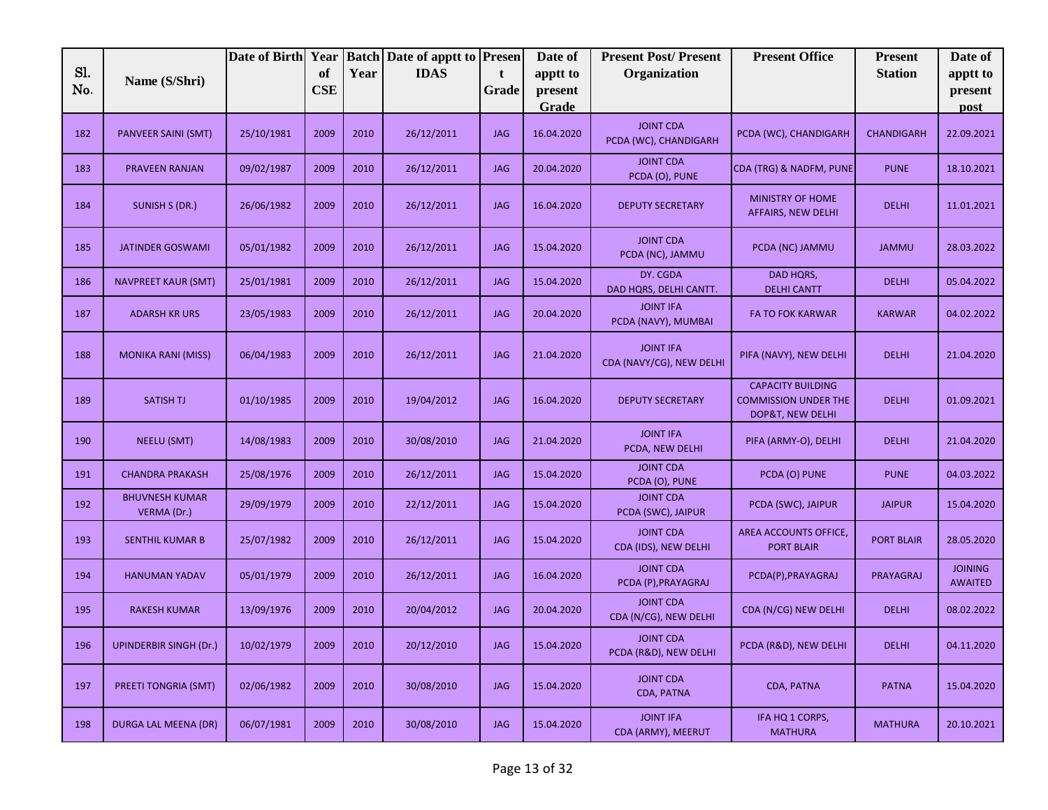| Sl. No. | Name (S/Shri) | Date of Birth | Year of CSE | Batch Year | Date of apptt to IDAS | Present Grade | Date of apptt to present Grade | Present Post/ Present Organization | Present Office | Present Station | Date of apptt to present post |
|---|---|---|---|---|---|---|---|---|---|---|---|
| 182 | PANVEER SAINI (SMT) | 25/10/1981 | 2009 | 2010 | 26/12/2011 | JAG | 16.04.2020 | JOINT CDA PCDA (WC), CHANDIGARH | PCDA (WC), CHANDIGARH | CHANDIGARH | 22.09.2021 |
| 183 | PRAVEEN RANJAN | 09/02/1987 | 2009 | 2010 | 26/12/2011 | JAG | 20.04.2020 | JOINT CDA PCDA (O), PUNE | CDA (TRG) & NADFM, PUNE | PUNE | 18.10.2021 |
| 184 | SUNISH S (DR.) | 26/06/1982 | 2009 | 2010 | 26/12/2011 | JAG | 16.04.2020 | DEPUTY SECRETARY | MINISTRY OF HOME AFFAIRS, NEW DELHI | DELHI | 11.01.2021 |
| 185 | JATINDER GOSWAMI | 05/01/1982 | 2009 | 2010 | 26/12/2011 | JAG | 15.04.2020 | JOINT CDA PCDA (NC), JAMMU | PCDA (NC) JAMMU | JAMMU | 28.03.2022 |
| 186 | NAVPREET KAUR (SMT) | 25/01/1981 | 2009 | 2010 | 26/12/2011 | JAG | 15.04.2020 | DY. CGDA DAD HQRS, DELHI CANTT. | DAD HQRS, DELHI CANTT | DELHI | 05.04.2022 |
| 187 | ADARSH KR URS | 23/05/1983 | 2009 | 2010 | 26/12/2011 | JAG | 20.04.2020 | JOINT IFA PCDA (NAVY), MUMBAI | FA TO FOK KARWAR | KARWAR | 04.02.2022 |
| 188 | MONIKA RANI (MISS) | 06/04/1983 | 2009 | 2010 | 26/12/2011 | JAG | 21.04.2020 | JOINT IFA CDA (NAVY/CG), NEW DELHI | PIFA (NAVY), NEW DELHI | DELHI | 21.04.2020 |
| 189 | SATISH TJ | 01/10/1985 | 2009 | 2010 | 19/04/2012 | JAG | 16.04.2020 | DEPUTY SECRETARY | CAPACITY BUILDING COMMISSION UNDER THE DOP&T, NEW DELHI | DELHI | 01.09.2021 |
| 190 | NEELU (SMT) | 14/08/1983 | 2009 | 2010 | 30/08/2010 | JAG | 21.04.2020 | JOINT IFA PCDA, NEW DELHI | PIFA (ARMY-O), DELHI | DELHI | 21.04.2020 |
| 191 | CHANDRA PRAKASH | 25/08/1976 | 2009 | 2010 | 26/12/2011 | JAG | 15.04.2020 | JOINT CDA PCDA (O), PUNE | PCDA (O) PUNE | PUNE | 04.03.2022 |
| 192 | BHUVNESH KUMAR VERMA (Dr.) | 29/09/1979 | 2009 | 2010 | 22/12/2011 | JAG | 15.04.2020 | JOINT CDA PCDA (SWC), JAIPUR | PCDA (SWC), JAIPUR | JAIPUR | 15.04.2020 |
| 193 | SENTHIL KUMAR B | 25/07/1982 | 2009 | 2010 | 26/12/2011 | JAG | 15.04.2020 | JOINT CDA CDA (IDS), NEW DELHI | AREA ACCOUNTS OFFICE, PORT BLAIR | PORT BLAIR | 28.05.2020 |
| 194 | HANUMAN YADAV | 05/01/1979 | 2009 | 2010 | 26/12/2011 | JAG | 16.04.2020 | JOINT CDA PCDA (P),PRAYAGRAJ | PCDA(P),PRAYAGRAJ | PRAYAGRAJ | JOINING AWAITED |
| 195 | RAKESH KUMAR | 13/09/1976 | 2009 | 2010 | 20/04/2012 | JAG | 20.04.2020 | JOINT CDA CDA (N/CG), NEW DELHI | CDA (N/CG) NEW DELHI | DELHI | 08.02.2022 |
| 196 | UPINDERBIR SINGH (Dr.) | 10/02/1979 | 2009 | 2010 | 20/12/2010 | JAG | 15.04.2020 | JOINT CDA PCDA (R&D), NEW DELHI | PCDA (R&D), NEW DELHI | DELHI | 04.11.2020 |
| 197 | PREETI TONGRIA (SMT) | 02/06/1982 | 2009 | 2010 | 30/08/2010 | JAG | 15.04.2020 | JOINT CDA CDA, PATNA | CDA, PATNA | PATNA | 15.04.2020 |
| 198 | DURGA LAL MEENA (DR) | 06/07/1981 | 2009 | 2010 | 30/08/2010 | JAG | 15.04.2020 | JOINT IFA CDA (ARMY), MEERUT | IFA HQ 1 CORPS, MATHURA | MATHURA | 20.10.2021 |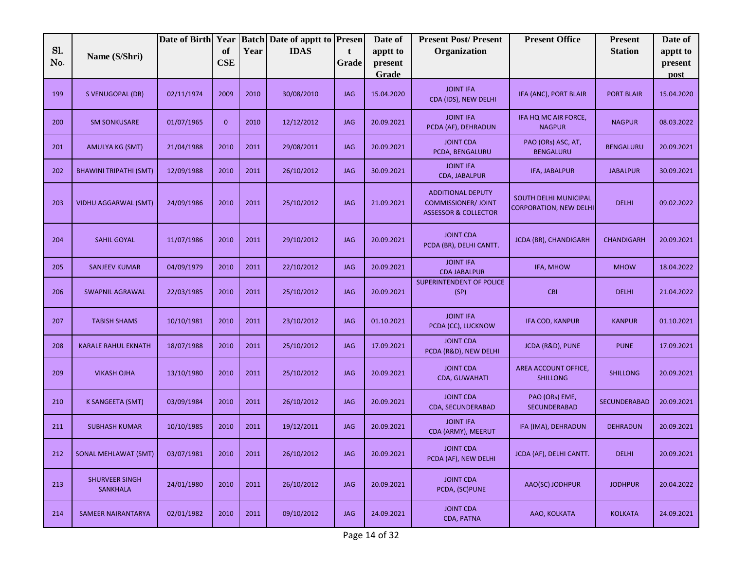| Sl. No. | Name (S/Shri) | Date of Birth | Year of CSE | Batch Year | Date of apptt to IDAS | Present Grade | Date of apptt to present Grade | Present Post/ Present Organization | Present Office | Present Station | Date of apptt to present post |
|---|---|---|---|---|---|---|---|---|---|---|---|
| 199 | S VENUGOPAL (DR) | 02/11/1974 | 2009 | 2010 | 30/08/2010 | JAG | 15.04.2020 | JOINT IFA CDA (IDS), NEW DELHI | IFA (ANC), PORT BLAIR | PORT BLAIR | 15.04.2020 |
| 200 | SM SONKUSARE | 01/07/1965 | 0 | 2010 | 12/12/2012 | JAG | 20.09.2021 | JOINT IFA PCDA (AF), DEHRADUN | IFA HQ MC AIR FORCE, NAGPUR | NAGPUR | 08.03.2022 |
| 201 | AMULYA KG (SMT) | 21/04/1988 | 2010 | 2011 | 29/08/2011 | JAG | 20.09.2021 | JOINT CDA PCDA, BENGALURU | PAO (ORs) ASC, AT, BENGALURU | BENGALURU | 20.09.2021 |
| 202 | BHAWINI TRIPATHI (SMT) | 12/09/1988 | 2010 | 2011 | 26/10/2012 | JAG | 30.09.2021 | JOINT IFA CDA, JABALPUR | IFA, JABALPUR | JABALPUR | 30.09.2021 |
| 203 | VIDHU AGGARWAL (SMT) | 24/09/1986 | 2010 | 2011 | 25/10/2012 | JAG | 21.09.2021 | ADDITIONAL DEPUTY COMMISSIONER/ JOINT ASSESSOR & COLLECTOR | SOUTH DELHI MUNICIPAL CORPORATION, NEW DELHI | DELHI | 09.02.2022 |
| 204 | SAHIL GOYAL | 11/07/1986 | 2010 | 2011 | 29/10/2012 | JAG | 20.09.2021 | JOINT CDA PCDA (BR), DELHI CANTT. | JCDA (BR), CHANDIGARH | CHANDIGARH | 20.09.2021 |
| 205 | SANJEEV KUMAR | 04/09/1979 | 2010 | 2011 | 22/10/2012 | JAG | 20.09.2021 | JOINT IFA CDA JABALPUR | IFA, MHOW | MHOW | 18.04.2022 |
| 206 | SWAPNIL AGRAWAL | 22/03/1985 | 2010 | 2011 | 25/10/2012 | JAG | 20.09.2021 | SUPERINTENDENT OF POLICE (SP) | CBI | DELHI | 21.04.2022 |
| 207 | TABISH SHAMS | 10/10/1981 | 2010 | 2011 | 23/10/2012 | JAG | 01.10.2021 | JOINT IFA PCDA (CC), LUCKNOW | IFA COD, KANPUR | KANPUR | 01.10.2021 |
| 208 | KARALE RAHUL EKNATH | 18/07/1988 | 2010 | 2011 | 25/10/2012 | JAG | 17.09.2021 | JOINT CDA PCDA (R&D), NEW DELHI | JCDA (R&D), PUNE | PUNE | 17.09.2021 |
| 209 | VIKASH OJHA | 13/10/1980 | 2010 | 2011 | 25/10/2012 | JAG | 20.09.2021 | JOINT CDA CDA, GUWAHATI | AREA ACCOUNT OFFICE, SHILLONG | SHILLONG | 20.09.2021 |
| 210 | K SANGEETA (SMT) | 03/09/1984 | 2010 | 2011 | 26/10/2012 | JAG | 20.09.2021 | JOINT CDA CDA, SECUNDERABAD | PAO (ORs) EME, SECUNDERABAD | SECUNDERABAD | 20.09.2021 |
| 211 | SUBHASH KUMAR | 10/10/1985 | 2010 | 2011 | 19/12/2011 | JAG | 20.09.2021 | JOINT IFA CDA (ARMY), MEERUT | IFA (IMA), DEHRADUN | DEHRADUN | 20.09.2021 |
| 212 | SONAL MEHLAWAT (SMT) | 03/07/1981 | 2010 | 2011 | 26/10/2012 | JAG | 20.09.2021 | JOINT CDA PCDA (AF), NEW DELHI | JCDA (AF), DELHI CANTT. | DELHI | 20.09.2021 |
| 213 | SHURVEER SINGH SANKHALA | 24/01/1980 | 2010 | 2011 | 26/10/2012 | JAG | 20.09.2021 | JOINT CDA PCDA, (SC)PUNE | AAO(SC) JODHPUR | JODHPUR | 20.04.2022 |
| 214 | SAMEER NAIRANTARYA | 02/01/1982 | 2010 | 2011 | 09/10/2012 | JAG | 24.09.2021 | JOINT CDA CDA, PATNA | AAO, KOLKATA | KOLKATA | 24.09.2021 |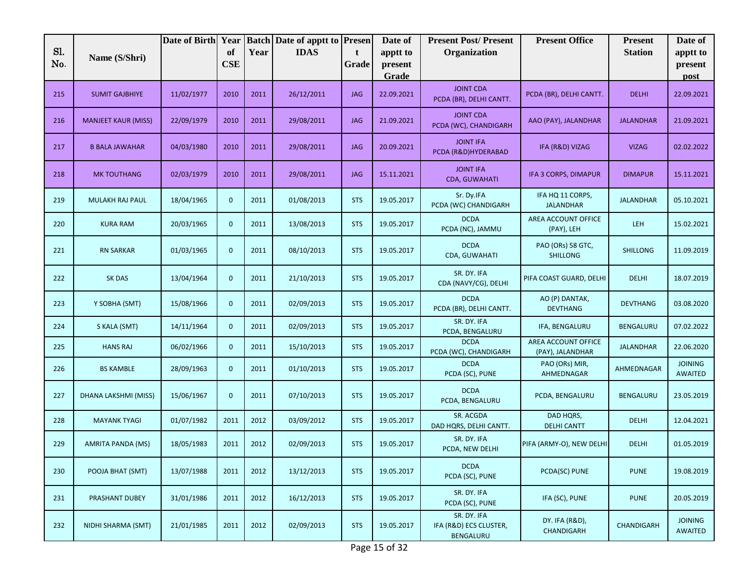| Sl. No. | Name (S/Shri) | Date of Birth | Year of CSE | Batch Year | Date of apptt to IDAS | Present Grade | Date of apptt to present Grade | Present Post/ Present Organization | Present Office | Present Station | Date of apptt to present post |
|---|---|---|---|---|---|---|---|---|---|---|---|
| 215 | SUMIT GAJBHIYE | 11/02/1977 | 2010 | 2011 | 26/12/2011 | JAG | 22.09.2021 | JOINT CDA PCDA (BR), DELHI CANTT. | PCDA (BR), DELHI CANTT. | DELHI | 22.09.2021 |
| 216 | MANJEET KAUR (MISS) | 22/09/1979 | 2010 | 2011 | 29/08/2011 | JAG | 21.09.2021 | JOINT CDA PCDA (WC), CHANDIGARH | AAO (PAY), JALANDHAR | JALANDHAR | 21.09.2021 |
| 217 | B BALA JAWAHAR | 04/03/1980 | 2010 | 2011 | 29/08/2011 | JAG | 20.09.2021 | JOINT IFA PCDA (R&D)HYDERABAD | IFA (R&D) VIZAG | VIZAG | 02.02.2022 |
| 218 | MK TOUTHANG | 02/03/1979 | 2010 | 2011 | 29/08/2011 | JAG | 15.11.2021 | JOINT IFA CDA, GUWAHATI | IFA 3 CORPS, DIMAPUR | DIMAPUR | 15.11.2021 |
| 219 | MULAKH RAJ PAUL | 18/04/1965 | 0 | 2011 | 01/08/2013 | STS | 19.05.2017 | Sr. Dy.IFA PCDA (WC) CHANDIGARH | IFA HQ 11 CORPS, JALANDHAR | JALANDHAR | 05.10.2021 |
| 220 | KURA RAM | 20/03/1965 | 0 | 2011 | 13/08/2013 | STS | 19.05.2017 | DCDA PCDA (NC), JAMMU | AREA ACCOUNT OFFICE (PAY), LEH | LEH | 15.02.2021 |
| 221 | RN SARKAR | 01/03/1965 | 0 | 2011 | 08/10/2013 | STS | 19.05.2017 | DCDA CDA, GUWAHATI | PAO (ORs) 58 GTC, SHILLONG | SHILLONG | 11.09.2019 |
| 222 | SK DAS | 13/04/1964 | 0 | 2011 | 21/10/2013 | STS | 19.05.2017 | SR. DY. IFA CDA (NAVY/CG), DELHI | PIFA COAST GUARD, DELHI | DELHI | 18.07.2019 |
| 223 | Y SOBHA (SMT) | 15/08/1966 | 0 | 2011 | 02/09/2013 | STS | 19.05.2017 | DCDA PCDA (BR), DELHI CANTT. | AO (P) DANTAK, DEVTHANG | DEVTHANG | 03.08.2020 |
| 224 | S KALA (SMT) | 14/11/1964 | 0 | 2011 | 02/09/2013 | STS | 19.05.2017 | SR. DY. IFA PCDA, BENGALURU | IFA, BENGALURU | BENGALURU | 07.02.2022 |
| 225 | HANS RAJ | 06/02/1966 | 0 | 2011 | 15/10/2013 | STS | 19.05.2017 | DCDA PCDA (WC), CHANDIGARH | AREA ACCOUNT OFFICE (PAY), JALANDHAR | JALANDHAR | 22.06.2020 |
| 226 | BS KAMBLE | 28/09/1963 | 0 | 2011 | 01/10/2013 | STS | 19.05.2017 | DCDA PCDA (SC), PUNE | PAO (ORs) MIR, AHMEDNAGAR | AHMEDNAGAR | JOINING AWAITED |
| 227 | DHANA LAKSHMI (MISS) | 15/06/1967 | 0 | 2011 | 07/10/2013 | STS | 19.05.2017 | DCDA PCDA, BENGALURU | PCDA, BENGALURU | BENGALURU | 23.05.2019 |
| 228 | MAYANK TYAGI | 01/07/1982 | 2011 | 2012 | 03/09/2012 | STS | 19.05.2017 | SR. ACGDA DAD HQRS, DELHI CANTT. | DAD HQRS, DELHI CANTT | DELHI | 12.04.2021 |
| 229 | AMRITA PANDA (MS) | 18/05/1983 | 2011 | 2012 | 02/09/2013 | STS | 19.05.2017 | SR. DY. IFA PCDA, NEW DELHI | PIFA (ARMY-O), NEW DELHI | DELHI | 01.05.2019 |
| 230 | POOJA BHAT (SMT) | 13/07/1988 | 2011 | 2012 | 13/12/2013 | STS | 19.05.2017 | DCDA PCDA (SC), PUNE | PCDA(SC) PUNE | PUNE | 19.08.2019 |
| 231 | PRASHANT DUBEY | 31/01/1986 | 2011 | 2012 | 16/12/2013 | STS | 19.05.2017 | SR. DY. IFA PCDA (SC), PUNE | IFA (SC), PUNE | PUNE | 20.05.2019 |
| 232 | NIDHI SHARMA (SMT) | 21/01/1985 | 2011 | 2012 | 02/09/2013 | STS | 19.05.2017 | SR. DY. IFA IFA (R&D) ECS CLUSTER, BENGALURU | DY. IFA (R&D), CHANDIGARH | CHANDIGARH | JOINING AWAITED |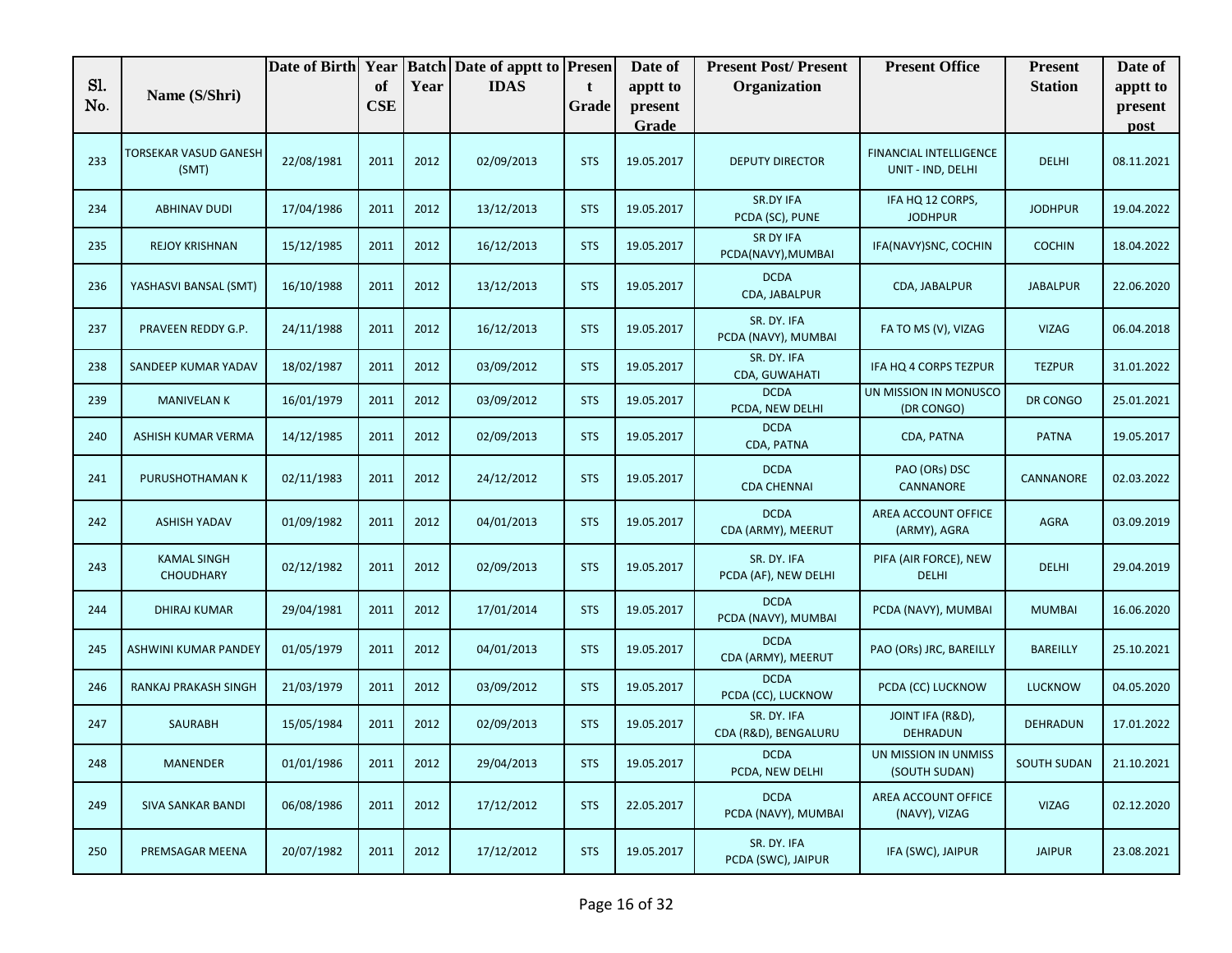| Sl. No. | Name (S/Shri) | Date of Birth | Year of CSE | Batch Year | Date of apptt to IDAS | Present Grade | Date of apptt to present Grade | Present Post/ Present Organization | Present Office | Present Station | Date of apptt to present post |
|---|---|---|---|---|---|---|---|---|---|---|---|
| 233 | TORSEKAR VASUD GANESH (SMT) | 22/08/1981 | 2011 | 2012 | 02/09/2013 | STS | 19.05.2017 | DEPUTY DIRECTOR | FINANCIAL INTELLIGENCE UNIT - IND, DELHI | DELHI | 08.11.2021 |
| 234 | ABHINAV DUDI | 17/04/1986 | 2011 | 2012 | 13/12/2013 | STS | 19.05.2017 | SR.DY IFA PCDA (SC), PUNE | IFA HQ 12 CORPS, JODHPUR | JODHPUR | 19.04.2022 |
| 235 | REJOY KRISHNAN | 15/12/1985 | 2011 | 2012 | 16/12/2013 | STS | 19.05.2017 | SR DY IFA PCDA(NAVY),MUMBAI | IFA(NAVY)SNC, COCHIN | COCHIN | 18.04.2022 |
| 236 | YASHASVI BANSAL (SMT) | 16/10/1988 | 2011 | 2012 | 13/12/2013 | STS | 19.05.2017 | DCDA CDA, JABALPUR | CDA, JABALPUR | JABALPUR | 22.06.2020 |
| 237 | PRAVEEN REDDY G.P. | 24/11/1988 | 2011 | 2012 | 16/12/2013 | STS | 19.05.2017 | SR. DY. IFA PCDA (NAVY), MUMBAI | FA TO MS (V), VIZAG | VIZAG | 06.04.2018 |
| 238 | SANDEEP KUMAR YADAV | 18/02/1987 | 2011 | 2012 | 03/09/2012 | STS | 19.05.2017 | SR. DY. IFA CDA, GUWAHATI | IFA HQ 4 CORPS TEZPUR | TEZPUR | 31.01.2022 |
| 239 | MANIVELAN K | 16/01/1979 | 2011 | 2012 | 03/09/2012 | STS | 19.05.2017 | DCDA PCDA, NEW DELHI | UN MISSION IN MONUSCO (DR CONGO) | DR CONGO | 25.01.2021 |
| 240 | ASHISH KUMAR VERMA | 14/12/1985 | 2011 | 2012 | 02/09/2013 | STS | 19.05.2017 | DCDA CDA, PATNA | CDA, PATNA | PATNA | 19.05.2017 |
| 241 | PURUSHOTHAMAN K | 02/11/1983 | 2011 | 2012 | 24/12/2012 | STS | 19.05.2017 | DCDA CDA CHENNAI | PAO (ORs) DSC CANNANORE | CANNANORE | 02.03.2022 |
| 242 | ASHISH YADAV | 01/09/1982 | 2011 | 2012 | 04/01/2013 | STS | 19.05.2017 | DCDA CDA (ARMY), MEERUT | AREA ACCOUNT OFFICE (ARMY), AGRA | AGRA | 03.09.2019 |
| 243 | KAMAL SINGH CHOUDHARY | 02/12/1982 | 2011 | 2012 | 02/09/2013 | STS | 19.05.2017 | SR. DY. IFA PCDA (AF), NEW DELHI | PIFA (AIR FORCE), NEW DELHI | DELHI | 29.04.2019 |
| 244 | DHIRAJ KUMAR | 29/04/1981 | 2011 | 2012 | 17/01/2014 | STS | 19.05.2017 | DCDA PCDA (NAVY), MUMBAI | PCDA (NAVY), MUMBAI | MUMBAI | 16.06.2020 |
| 245 | ASHWINI KUMAR PANDEY | 01/05/1979 | 2011 | 2012 | 04/01/2013 | STS | 19.05.2017 | DCDA CDA (ARMY), MEERUT | PAO (ORs) JRC, BAREILLY | BAREILLY | 25.10.2021 |
| 246 | RANKAJ PRAKASH SINGH | 21/03/1979 | 2011 | 2012 | 03/09/2012 | STS | 19.05.2017 | DCDA PCDA (CC), LUCKNOW | PCDA (CC) LUCKNOW | LUCKNOW | 04.05.2020 |
| 247 | SAURABH | 15/05/1984 | 2011 | 2012 | 02/09/2013 | STS | 19.05.2017 | SR. DY. IFA CDA (R&D), BENGALURU | JOINT IFA (R&D), DEHRADUN | DEHRADUN | 17.01.2022 |
| 248 | MANENDER | 01/01/1986 | 2011 | 2012 | 29/04/2013 | STS | 19.05.2017 | DCDA PCDA, NEW DELHI | UN MISSION IN UNMISS (SOUTH SUDAN) | SOUTH SUDAN | 21.10.2021 |
| 249 | SIVA SANKAR BANDI | 06/08/1986 | 2011 | 2012 | 17/12/2012 | STS | 22.05.2017 | DCDA PCDA (NAVY), MUMBAI | AREA ACCOUNT OFFICE (NAVY), VIZAG | VIZAG | 02.12.2020 |
| 250 | PREMSAGAR MEENA | 20/07/1982 | 2011 | 2012 | 17/12/2012 | STS | 19.05.2017 | SR. DY. IFA PCDA (SWC), JAIPUR | IFA (SWC), JAIPUR | JAIPUR | 23.08.2021 |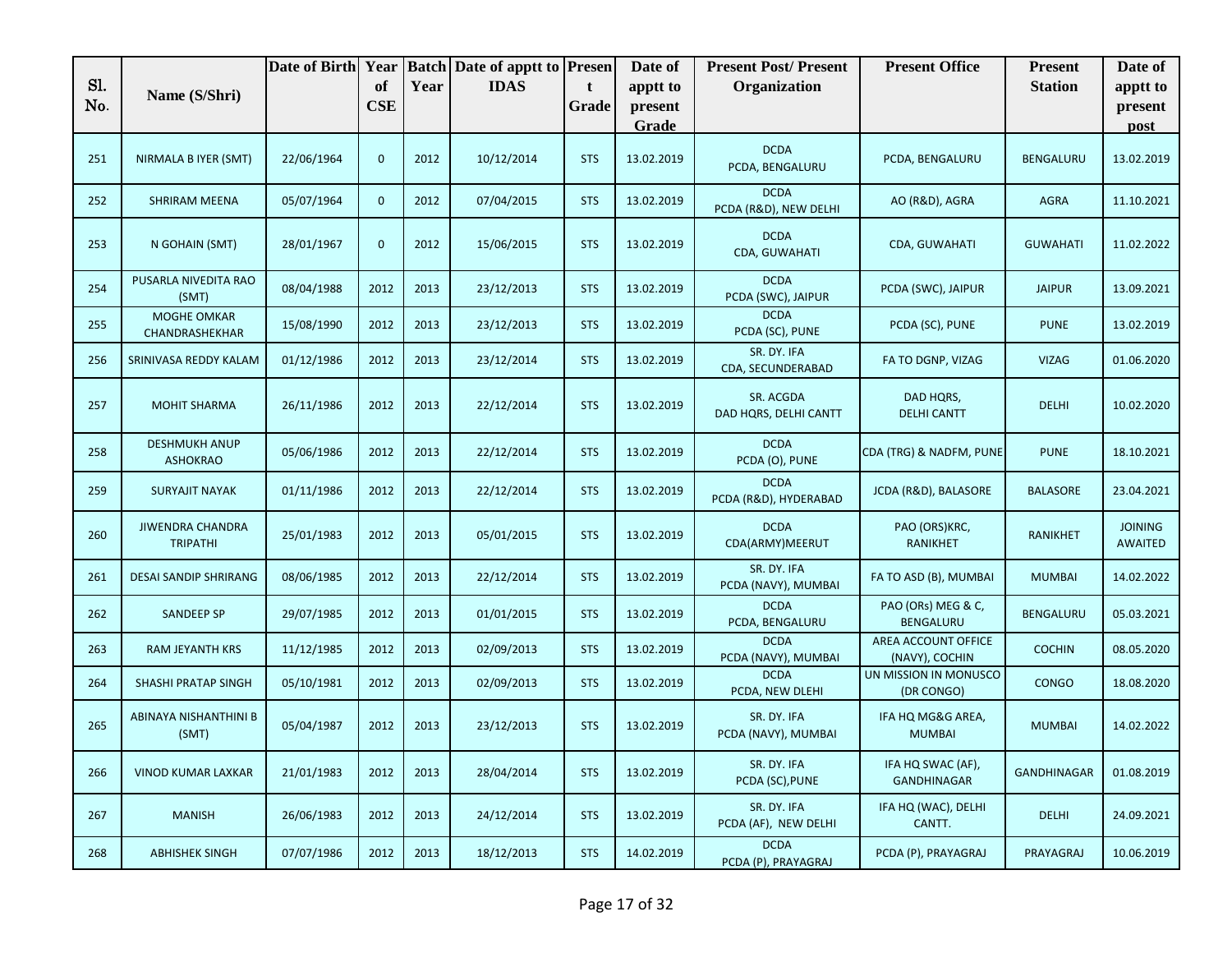| Sl. No. | Name (S/Shri) | Date of Birth | Year of CSE | Batch Year | Date of apptt to IDAS | Present Grade | Date of apptt to present Grade | Present Post/ Present Organization | Present Office | Present Station | Date of apptt to present post |
|---|---|---|---|---|---|---|---|---|---|---|---|
| 251 | NIRMALA B IYER (SMT) | 22/06/1964 | 0 | 2012 | 10/12/2014 | STS | 13.02.2019 | DCDA PCDA, BENGALURU | PCDA, BENGALURU | BENGALURU | 13.02.2019 |
| 252 | SHRIRAM MEENA | 05/07/1964 | 0 | 2012 | 07/04/2015 | STS | 13.02.2019 | DCDA PCDA (R&D), NEW DELHI | AO (R&D), AGRA | AGRA | 11.10.2021 |
| 253 | N GOHAIN (SMT) | 28/01/1967 | 0 | 2012 | 15/06/2015 | STS | 13.02.2019 | DCDA CDA, GUWAHATI | CDA, GUWAHATI | GUWAHATI | 11.02.2022 |
| 254 | PUSARLA NIVEDITA RAO (SMT) | 08/04/1988 | 2012 | 2013 | 23/12/2013 | STS | 13.02.2019 | DCDA PCDA (SWC), JAIPUR | PCDA (SWC), JAIPUR | JAIPUR | 13.09.2021 |
| 255 | MOGHE OMKAR CHANDRASHEKHAR | 15/08/1990 | 2012 | 2013 | 23/12/2013 | STS | 13.02.2019 | DCDA PCDA (SC), PUNE | PCDA (SC), PUNE | PUNE | 13.02.2019 |
| 256 | SRINIVASA REDDY KALAM | 01/12/1986 | 2012 | 2013 | 23/12/2014 | STS | 13.02.2019 | SR. DY. IFA CDA, SECUNDERABAD | FA TO DGNP, VIZAG | VIZAG | 01.06.2020 |
| 257 | MOHIT SHARMA | 26/11/1986 | 2012 | 2013 | 22/12/2014 | STS | 13.02.2019 | SR. ACGDA DAD HQRS, DELHI CANTT | DAD HQRS, DELHI CANTT | DELHI | 10.02.2020 |
| 258 | DESHMUKH ANUP ASHOKRAO | 05/06/1986 | 2012 | 2013 | 22/12/2014 | STS | 13.02.2019 | DCDA PCDA (O), PUNE | CDA (TRG) & NADFM, PUNE | PUNE | 18.10.2021 |
| 259 | SURYAJIT NAYAK | 01/11/1986 | 2012 | 2013 | 22/12/2014 | STS | 13.02.2019 | DCDA PCDA (R&D), HYDERABAD | JCDA (R&D), BALASORE | BALASORE | 23.04.2021 |
| 260 | JIWENDRA CHANDRA TRIPATHI | 25/01/1983 | 2012 | 2013 | 05/01/2015 | STS | 13.02.2019 | DCDA CDA(ARMY)MEERUT | PAO (ORS)KRC, RANIKHET | RANIKHET | JOINING AWAITED |
| 261 | DESAI SANDIP SHRIRANG | 08/06/1985 | 2012 | 2013 | 22/12/2014 | STS | 13.02.2019 | SR. DY. IFA PCDA (NAVY), MUMBAI | FA TO ASD (B), MUMBAI | MUMBAI | 14.02.2022 |
| 262 | SANDEEP SP | 29/07/1985 | 2012 | 2013 | 01/01/2015 | STS | 13.02.2019 | DCDA PCDA, BENGALURU | PAO (ORs) MEG & C, BENGALURU | BENGALURU | 05.03.2021 |
| 263 | RAM JEYANTH KRS | 11/12/1985 | 2012 | 2013 | 02/09/2013 | STS | 13.02.2019 | DCDA PCDA (NAVY), MUMBAI | AREA ACCOUNT OFFICE (NAVY), COCHIN | COCHIN | 08.05.2020 |
| 264 | SHASHI PRATAP SINGH | 05/10/1981 | 2012 | 2013 | 02/09/2013 | STS | 13.02.2019 | DCDA PCDA, NEW DLEHI | UN MISSION IN MONUSCO (DR CONGO) | CONGO | 18.08.2020 |
| 265 | ABINAYA NISHANTHINI B (SMT) | 05/04/1987 | 2012 | 2013 | 23/12/2013 | STS | 13.02.2019 | SR. DY. IFA PCDA (NAVY), MUMBAI | IFA HQ MG&G AREA, MUMBAI | MUMBAI | 14.02.2022 |
| 266 | VINOD KUMAR LAXKAR | 21/01/1983 | 2012 | 2013 | 28/04/2014 | STS | 13.02.2019 | SR. DY. IFA PCDA (SC),PUNE | IFA HQ SWAC (AF), GANDHINAGAR | GANDHINAGAR | 01.08.2019 |
| 267 | MANISH | 26/06/1983 | 2012 | 2013 | 24/12/2014 | STS | 13.02.2019 | SR. DY. IFA PCDA (AF), NEW DELHI | IFA HQ (WAC), DELHI CANTT. | DELHI | 24.09.2021 |
| 268 | ABHISHEK SINGH | 07/07/1986 | 2012 | 2013 | 18/12/2013 | STS | 14.02.2019 | DCDA PCDA (P), PRAYAGRAJ | PCDA (P), PRAYAGRAJ | PRAYAGRAJ | 10.06.2019 |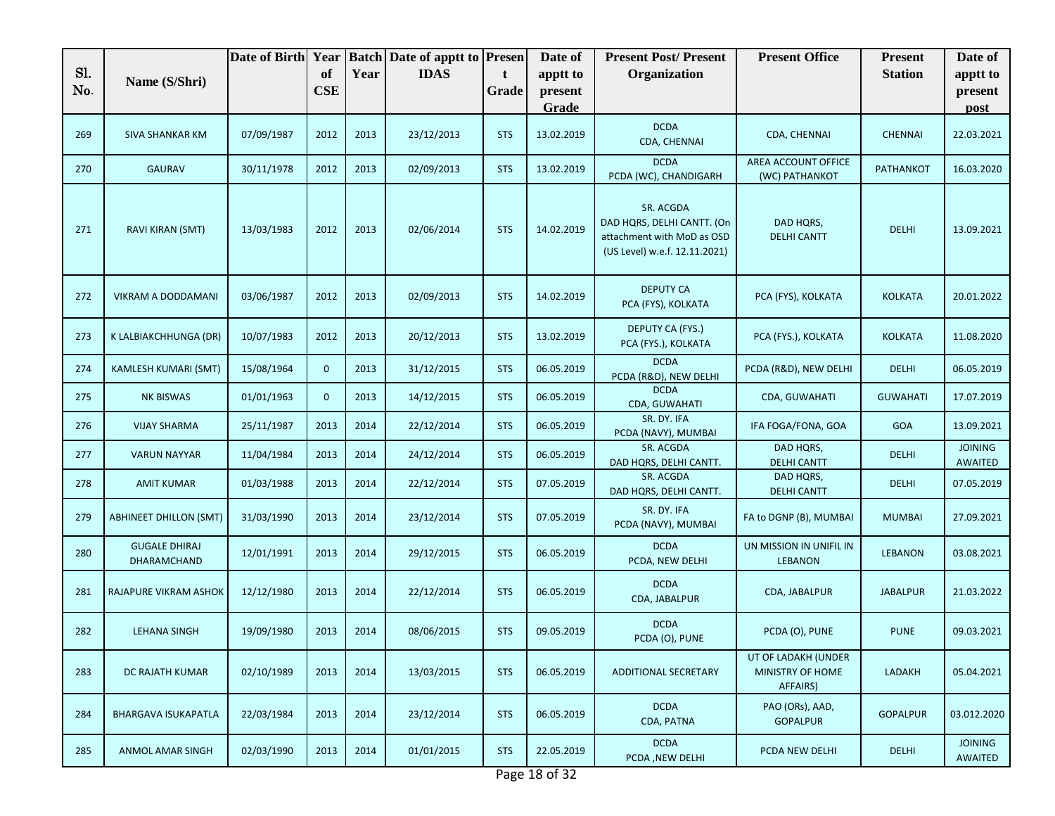| Sl. No. | Name (S/Shri) | Date of Birth | Year of CSE | Batch Year | Date of apptt to IDAS | Present Grade | Date of apptt to present Grade | Present Post/ Present Organization | Present Office | Present Station | Date of apptt to present post |
|---|---|---|---|---|---|---|---|---|---|---|---|
| 269 | SIVA SHANKAR KM | 07/09/1987 | 2012 | 2013 | 23/12/2013 | STS | 13.02.2019 | DCDA CDA, CHENNAI | CDA, CHENNAI | CHENNAI | 22.03.2021 |
| 270 | GAURAV | 30/11/1978 | 2012 | 2013 | 02/09/2013 | STS | 13.02.2019 | DCDA PCDA (WC), CHANDIGARH | AREA ACCOUNT OFFICE (WC) PATHANKOT | PATHANKOT | 16.03.2020 |
| 271 | RAVI KIRAN (SMT) | 13/03/1983 | 2012 | 2013 | 02/06/2014 | STS | 14.02.2019 | SR. ACGDA DAD HQRS, DELHI CANTT. (On attachment with MoD as OSD (US Level) w.e.f. 12.11.2021) | DAD HQRS, DELHI CANTT | DELHI | 13.09.2021 |
| 272 | VIKRAM A DODDAMANI | 03/06/1987 | 2012 | 2013 | 02/09/2013 | STS | 14.02.2019 | DEPUTY CA PCA (FYS), KOLKATA | PCA (FYS), KOLKATA | KOLKATA | 20.01.2022 |
| 273 | K LALBIAKCHHUNGA (DR) | 10/07/1983 | 2012 | 2013 | 20/12/2013 | STS | 13.02.2019 | DEPUTY CA (FYS.) PCA (FYS.), KOLKATA | PCA (FYS.), KOLKATA | KOLKATA | 11.08.2020 |
| 274 | KAMLESH KUMARI (SMT) | 15/08/1964 | 0 | 2013 | 31/12/2015 | STS | 06.05.2019 | DCDA PCDA (R&D), NEW DELHI | PCDA (R&D), NEW DELHI | DELHI | 06.05.2019 |
| 275 | NK BISWAS | 01/01/1963 | 0 | 2013 | 14/12/2015 | STS | 06.05.2019 | DCDA CDA, GUWAHATI | CDA, GUWAHATI | GUWAHATI | 17.07.2019 |
| 276 | VIJAY SHARMA | 25/11/1987 | 2013 | 2014 | 22/12/2014 | STS | 06.05.2019 | SR. DY. IFA PCDA (NAVY), MUMBAI | IFA FOGA/FONA, GOA | GOA | 13.09.2021 |
| 277 | VARUN NAYYAR | 11/04/1984 | 2013 | 2014 | 24/12/2014 | STS | 06.05.2019 | SR. ACGDA DAD HQRS, DELHI CANTT. | DAD HQRS, DELHI CANTT | DELHI | JOINING AWAITED |
| 278 | AMIT KUMAR | 01/03/1988 | 2013 | 2014 | 22/12/2014 | STS | 07.05.2019 | SR. ACGDA DAD HQRS, DELHI CANTT. | DAD HQRS, DELHI CANTT | DELHI | 07.05.2019 |
| 279 | ABHINEET DHILLON (SMT) | 31/03/1990 | 2013 | 2014 | 23/12/2014 | STS | 07.05.2019 | SR. DY. IFA PCDA (NAVY), MUMBAI | FA to DGNP (B), MUMBAI | MUMBAI | 27.09.2021 |
| 280 | GUGALE DHIRAJ DHARAMCHAND | 12/01/1991 | 2013 | 2014 | 29/12/2015 | STS | 06.05.2019 | DCDA PCDA, NEW DELHI | UN MISSION IN UNIFIL IN LEBANON | LEBANON | 03.08.2021 |
| 281 | RAJAPURE VIKRAM ASHOK | 12/12/1980 | 2013 | 2014 | 22/12/2014 | STS | 06.05.2019 | DCDA CDA, JABALPUR | CDA, JABALPUR | JABALPUR | 21.03.2022 |
| 282 | LEHANA SINGH | 19/09/1980 | 2013 | 2014 | 08/06/2015 | STS | 09.05.2019 | DCDA PCDA (O), PUNE | PCDA (O), PUNE | PUNE | 09.03.2021 |
| 283 | DC RAJATH KUMAR | 02/10/1989 | 2013 | 2014 | 13/03/2015 | STS | 06.05.2019 | ADDITIONAL SECRETARY | UT OF LADAKH (UNDER MINISTRY OF HOME AFFAIRS) | LADAKH | 05.04.2021 |
| 284 | BHARGAVA ISUKAPATLA | 22/03/1984 | 2013 | 2014 | 23/12/2014 | STS | 06.05.2019 | DCDA CDA, PATNA | PAO (ORs), AAD, GOPALPUR | GOPALPUR | 03.012.2020 |
| 285 | ANMOL AMAR SINGH | 02/03/1990 | 2013 | 2014 | 01/01/2015 | STS | 22.05.2019 | DCDA PCDA ,NEW DELHI | PCDA NEW DELHI | DELHI | JOINING AWAITED |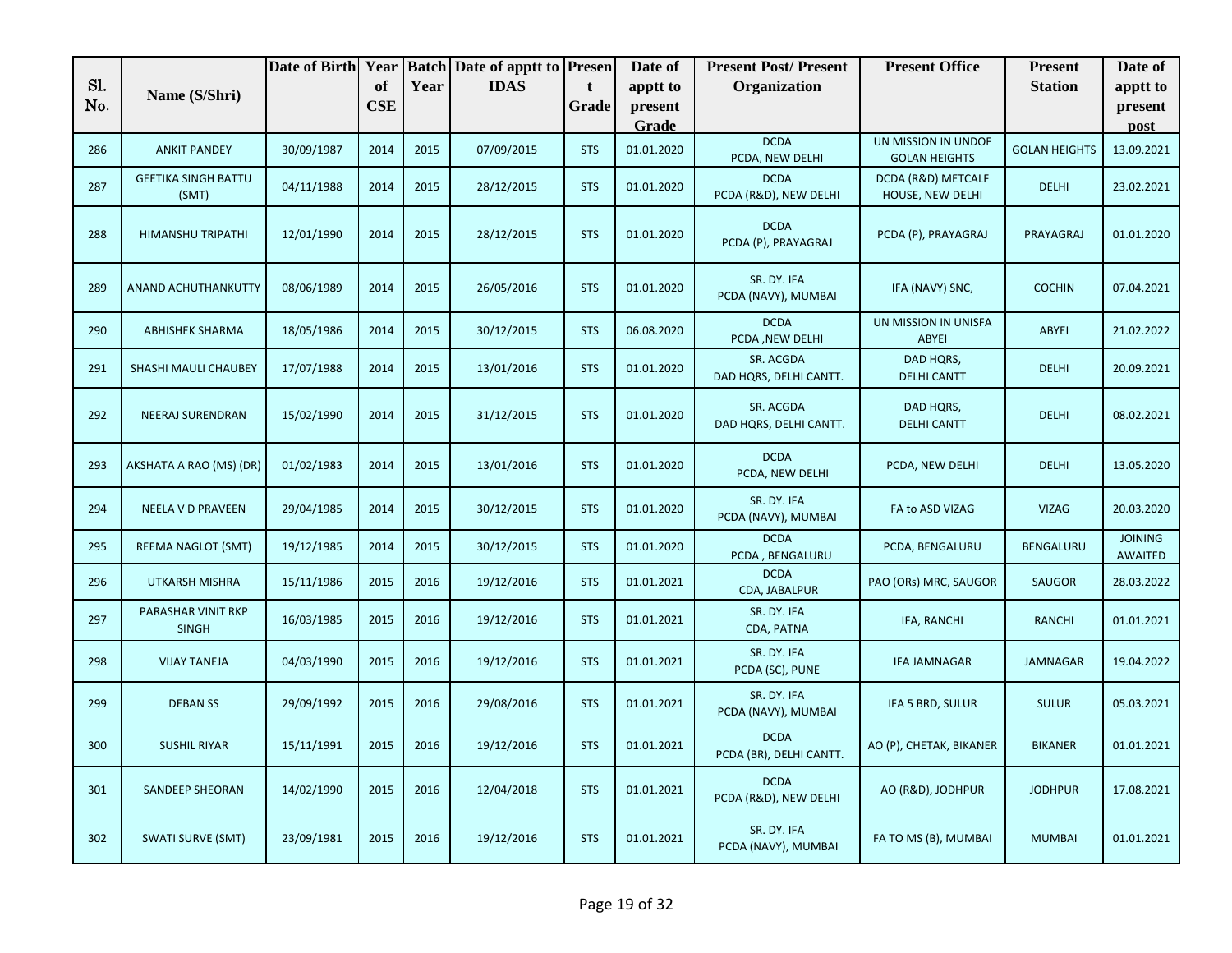| Sl. No. | Name (S/Shri) | Date of Birth | Year of CSE | Batch Year | Date of apptt to IDAS | Present Grade | Date of apptt to present Grade | Present Post/ Present Organization | Present Office | Present Station | Date of apptt to present post |
|---|---|---|---|---|---|---|---|---|---|---|---|
| 286 | ANKIT PANDEY | 30/09/1987 | 2014 | 2015 | 07/09/2015 | STS | 01.01.2020 | DCDA PCDA, NEW DELHI | UN MISSION IN UNDOF GOLAN HEIGHTS | GOLAN HEIGHTS | 13.09.2021 |
| 287 | GEETIKA SINGH BATTU (SMT) | 04/11/1988 | 2014 | 2015 | 28/12/2015 | STS | 01.01.2020 | DCDA PCDA (R&D), NEW DELHI | DCDA (R&D) METCALF HOUSE, NEW DELHI | DELHI | 23.02.2021 |
| 288 | HIMANSHU TRIPATHI | 12/01/1990 | 2014 | 2015 | 28/12/2015 | STS | 01.01.2020 | DCDA PCDA (P), PRAYAGRAJ | PCDA (P), PRAYAGRAJ | PRAYAGRAJ | 01.01.2020 |
| 289 | ANAND ACHUTHANKUTTY | 08/06/1989 | 2014 | 2015 | 26/05/2016 | STS | 01.01.2020 | SR. DY. IFA PCDA (NAVY), MUMBAI | IFA (NAVY) SNC, | COCHIN | 07.04.2021 |
| 290 | ABHISHEK SHARMA | 18/05/1986 | 2014 | 2015 | 30/12/2015 | STS | 06.08.2020 | DCDA PCDA ,NEW DELHI | UN MISSION IN UNISFA ABYEI | ABYEI | 21.02.2022 |
| 291 | SHASHI MAULI CHAUBEY | 17/07/1988 | 2014 | 2015 | 13/01/2016 | STS | 01.01.2020 | SR. ACGDA DAD HQRS, DELHI CANTT. | DAD HQRS, DELHI CANTT | DELHI | 20.09.2021 |
| 292 | NEERAJ SURENDRAN | 15/02/1990 | 2014 | 2015 | 31/12/2015 | STS | 01.01.2020 | SR. ACGDA DAD HQRS, DELHI CANTT. | DAD HQRS, DELHI CANTT | DELHI | 08.02.2021 |
| 293 | AKSHATA A RAO (MS) (DR) | 01/02/1983 | 2014 | 2015 | 13/01/2016 | STS | 01.01.2020 | DCDA PCDA, NEW DELHI | PCDA, NEW DELHI | DELHI | 13.05.2020 |
| 294 | NEELA V D PRAVEEN | 29/04/1985 | 2014 | 2015 | 30/12/2015 | STS | 01.01.2020 | SR. DY. IFA PCDA (NAVY), MUMBAI | FA to ASD VIZAG | VIZAG | 20.03.2020 |
| 295 | REEMA NAGLOT (SMT) | 19/12/1985 | 2014 | 2015 | 30/12/2015 | STS | 01.01.2020 | DCDA PCDA , BENGALURU | PCDA, BENGALURU | BENGALURU | JOINING AWAITED |
| 296 | UTKARSH MISHRA | 15/11/1986 | 2015 | 2016 | 19/12/2016 | STS | 01.01.2021 | DCDA CDA, JABALPUR | PAO (ORs) MRC, SAUGOR | SAUGOR | 28.03.2022 |
| 297 | PARASHAR VINIT RKP SINGH | 16/03/1985 | 2015 | 2016 | 19/12/2016 | STS | 01.01.2021 | SR. DY. IFA CDA, PATNA | IFA, RANCHI | RANCHI | 01.01.2021 |
| 298 | VIJAY TANEJA | 04/03/1990 | 2015 | 2016 | 19/12/2016 | STS | 01.01.2021 | SR. DY. IFA PCDA (SC), PUNE | IFA JAMNAGAR | JAMNAGAR | 19.04.2022 |
| 299 | DEBAN SS | 29/09/1992 | 2015 | 2016 | 29/08/2016 | STS | 01.01.2021 | SR. DY. IFA PCDA (NAVY), MUMBAI | IFA 5 BRD, SULUR | SULUR | 05.03.2021 |
| 300 | SUSHIL RIYAR | 15/11/1991 | 2015 | 2016 | 19/12/2016 | STS | 01.01.2021 | DCDA PCDA (BR), DELHI CANTT. | AO (P), CHETAK, BIKANER | BIKANER | 01.01.2021 |
| 301 | SANDEEP SHEORAN | 14/02/1990 | 2015 | 2016 | 12/04/2018 | STS | 01.01.2021 | DCDA PCDA (R&D), NEW DELHI | AO (R&D), JODHPUR | JODHPUR | 17.08.2021 |
| 302 | SWATI SURVE (SMT) | 23/09/1981 | 2015 | 2016 | 19/12/2016 | STS | 01.01.2021 | SR. DY. IFA PCDA (NAVY), MUMBAI | FA TO MS (B), MUMBAI | MUMBAI | 01.01.2021 |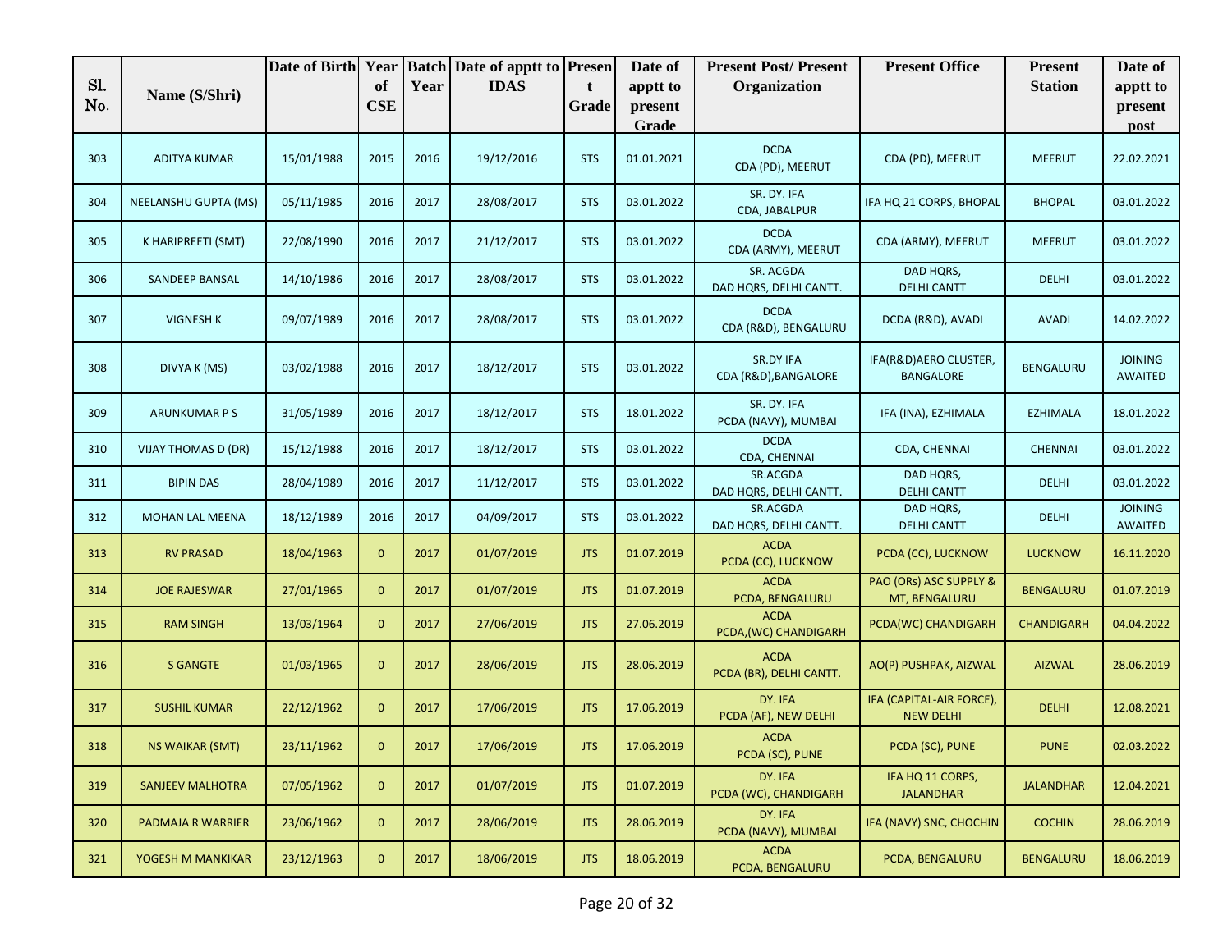| Sl. No. | Name (S/Shri) | Date of Birth | Year of CSE | Batch Year | Date of apptt to IDAS | Present Grade | Date of apptt to present Grade | Present Post/ Present Organization | Present Office | Present Station | Date of apptt to present post |
|---|---|---|---|---|---|---|---|---|---|---|---|
| 303 | ADITYA KUMAR | 15/01/1988 | 2015 | 2016 | 19/12/2016 | STS | 01.01.2021 | DCDA CDA (PD), MEERUT | CDA (PD), MEERUT | MEERUT | 22.02.2021 |
| 304 | NEELANSHU GUPTA (MS) | 05/11/1985 | 2016 | 2017 | 28/08/2017 | STS | 03.01.2022 | SR. DY. IFA CDA, JABALPUR | IFA HQ 21 CORPS, BHOPAL | BHOPAL | 03.01.2022 |
| 305 | K HARIPREETI (SMT) | 22/08/1990 | 2016 | 2017 | 21/12/2017 | STS | 03.01.2022 | DCDA CDA (ARMY), MEERUT | CDA (ARMY), MEERUT | MEERUT | 03.01.2022 |
| 306 | SANDEEP BANSAL | 14/10/1986 | 2016 | 2017 | 28/08/2017 | STS | 03.01.2022 | SR. ACGDA DAD HQRS, DELHI CANTT. | DAD HQRS, DELHI CANTT | DELHI | 03.01.2022 |
| 307 | VIGNESH K | 09/07/1989 | 2016 | 2017 | 28/08/2017 | STS | 03.01.2022 | DCDA CDA (R&D), BENGALURU | DCDA (R&D), AVADI | AVADI | 14.02.2022 |
| 308 | DIVYA K (MS) | 03/02/1988 | 2016 | 2017 | 18/12/2017 | STS | 03.01.2022 | SR.DY IFA CDA (R&D),BANGALORE | IFA(R&D)AERO CLUSTER, BANGALORE | BENGALURU | JOINING AWAITED |
| 309 | ARUNKUMAR P S | 31/05/1989 | 2016 | 2017 | 18/12/2017 | STS | 18.01.2022 | SR. DY. IFA PCDA (NAVY), MUMBAI | IFA (INA), EZHIMALA | EZHIMALA | 18.01.2022 |
| 310 | VIJAY THOMAS D (DR) | 15/12/1988 | 2016 | 2017 | 18/12/2017 | STS | 03.01.2022 | DCDA CDA, CHENNAI | CDA, CHENNAI | CHENNAI | 03.01.2022 |
| 311 | BIPIN DAS | 28/04/1989 | 2016 | 2017 | 11/12/2017 | STS | 03.01.2022 | SR.ACGDA DAD HQRS, DELHI CANTT. | DAD HQRS, DELHI CANTT | DELHI | 03.01.2022 |
| 312 | MOHAN LAL MEENA | 18/12/1989 | 2016 | 2017 | 04/09/2017 | STS | 03.01.2022 | SR.ACGDA DAD HQRS, DELHI CANTT. | DAD HQRS, DELHI CANTT | DELHI | JOINING AWAITED |
| 313 | RV PRASAD | 18/04/1963 | 0 | 2017 | 01/07/2019 | JTS | 01.07.2019 | ACDA PCDA (CC), LUCKNOW | PCDA (CC), LUCKNOW | LUCKNOW | 16.11.2020 |
| 314 | JOE RAJESWAR | 27/01/1965 | 0 | 2017 | 01/07/2019 | JTS | 01.07.2019 | ACDA PCDA, BENGALURU | PAO (ORs) ASC SUPPLY & MT, BENGALURU | BENGALURU | 01.07.2019 |
| 315 | RAM SINGH | 13/03/1964 | 0 | 2017 | 27/06/2019 | JTS | 27.06.2019 | ACDA PCDA,(WC) CHANDIGARH | PCDA(WC) CHANDIGARH | CHANDIGARH | 04.04.2022 |
| 316 | S GANGTE | 01/03/1965 | 0 | 2017 | 28/06/2019 | JTS | 28.06.2019 | ACDA PCDA (BR), DELHI CANTT. | AO(P) PUSHPAK, AIZWAL | AIZWAL | 28.06.2019 |
| 317 | SUSHIL KUMAR | 22/12/1962 | 0 | 2017 | 17/06/2019 | JTS | 17.06.2019 | DY. IFA PCDA (AF), NEW DELHI | IFA (CAPITAL-AIR FORCE), NEW DELHI | DELHI | 12.08.2021 |
| 318 | NS WAIKAR (SMT) | 23/11/1962 | 0 | 2017 | 17/06/2019 | JTS | 17.06.2019 | ACDA PCDA (SC), PUNE | PCDA (SC), PUNE | PUNE | 02.03.2022 |
| 319 | SANJEEV MALHOTRA | 07/05/1962 | 0 | 2017 | 01/07/2019 | JTS | 01.07.2019 | DY. IFA PCDA (WC), CHANDIGARH | IFA HQ 11 CORPS, JALANDHAR | JALANDHAR | 12.04.2021 |
| 320 | PADMAJA R WARRIER | 23/06/1962 | 0 | 2017 | 28/06/2019 | JTS | 28.06.2019 | DY. IFA PCDA (NAVY), MUMBAI | IFA (NAVY) SNC, CHOCHIN | COCHIN | 28.06.2019 |
| 321 | YOGESH M MANKIKAR | 23/12/1963 | 0 | 2017 | 18/06/2019 | JTS | 18.06.2019 | ACDA PCDA, BENGALURU | PCDA, BENGALURU | BENGALURU | 18.06.2019 |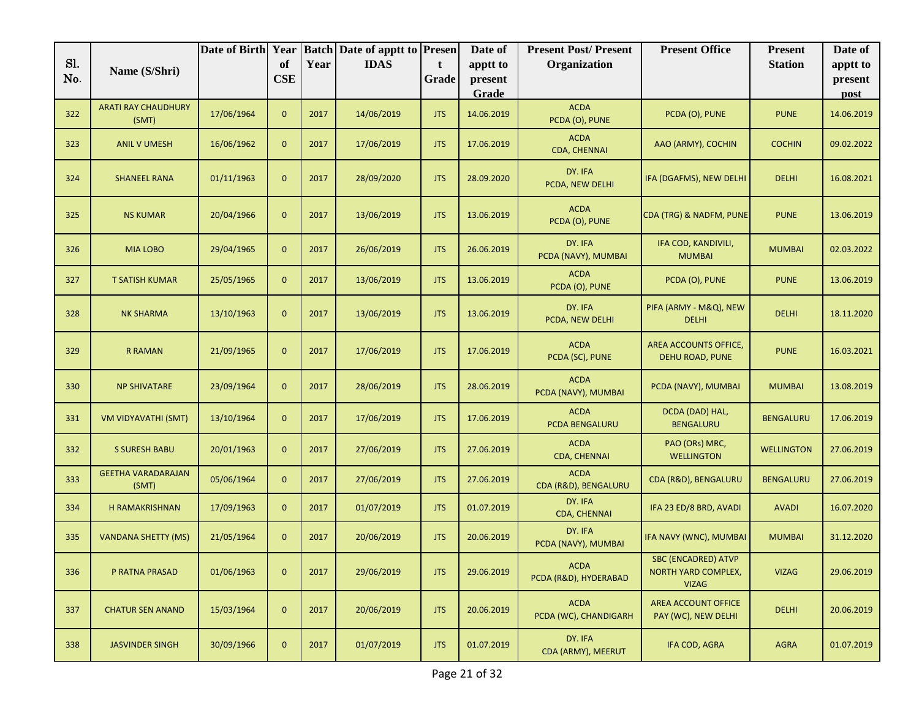| Sl. No. | Name (S/Shri) | Date of Birth | Year of CSE | Batch Year | Date of apptt to IDAS | Present Grade | Date of apptt to present Grade | Present Post/ Present Organization | Present Office | Present Station | Date of apptt to present post |
|---|---|---|---|---|---|---|---|---|---|---|---|
| 322 | ARATI RAY CHAUDHURY (SMT) | 17/06/1964 | 0 | 2017 | 14/06/2019 | JTS | 14.06.2019 | ACDA PCDA (O), PUNE | PCDA (O), PUNE | PUNE | 14.06.2019 |
| 323 | ANIL V UMESH | 16/06/1962 | 0 | 2017 | 17/06/2019 | JTS | 17.06.2019 | ACDA CDA, CHENNAI | AAO (ARMY), COCHIN | COCHIN | 09.02.2022 |
| 324 | SHANEEL RANA | 01/11/1963 | 0 | 2017 | 28/09/2020 | JTS | 28.09.2020 | DY. IFA PCDA, NEW DELHI | IFA (DGAFMS), NEW DELHI | DELHI | 16.08.2021 |
| 325 | NS KUMAR | 20/04/1966 | 0 | 2017 | 13/06/2019 | JTS | 13.06.2019 | ACDA PCDA (O), PUNE | CDA (TRG) & NADFM, PUNE | PUNE | 13.06.2019 |
| 326 | MIA LOBO | 29/04/1965 | 0 | 2017 | 26/06/2019 | JTS | 26.06.2019 | DY. IFA PCDA (NAVY), MUMBAI | IFA COD, KANDIVILI, MUMBAI | MUMBAI | 02.03.2022 |
| 327 | T SATISH KUMAR | 25/05/1965 | 0 | 2017 | 13/06/2019 | JTS | 13.06.2019 | ACDA PCDA (O), PUNE | PCDA (O), PUNE | PUNE | 13.06.2019 |
| 328 | NK SHARMA | 13/10/1963 | 0 | 2017 | 13/06/2019 | JTS | 13.06.2019 | DY. IFA PCDA, NEW DELHI | PIFA (ARMY - M&Q), NEW DELHI | DELHI | 18.11.2020 |
| 329 | R RAMAN | 21/09/1965 | 0 | 2017 | 17/06/2019 | JTS | 17.06.2019 | ACDA PCDA (SC), PUNE | AREA ACCOUNTS OFFICE, DEHU ROAD, PUNE | PUNE | 16.03.2021 |
| 330 | NP SHIVATARE | 23/09/1964 | 0 | 2017 | 28/06/2019 | JTS | 28.06.2019 | ACDA PCDA (NAVY), MUMBAI | PCDA (NAVY), MUMBAI | MUMBAI | 13.08.2019 |
| 331 | VM VIDYAVATHI (SMT) | 13/10/1964 | 0 | 2017 | 17/06/2019 | JTS | 17.06.2019 | ACDA PCDA BENGALURU | DCDA (DAD) HAL, BENGALURU | BENGALURU | 17.06.2019 |
| 332 | S SURESH BABU | 20/01/1963 | 0 | 2017 | 27/06/2019 | JTS | 27.06.2019 | ACDA CDA, CHENNAI | PAO (ORs) MRC, WELLINGTON | WELLINGTON | 27.06.2019 |
| 333 | GEETHA VARADARAJAN (SMT) | 05/06/1964 | 0 | 2017 | 27/06/2019 | JTS | 27.06.2019 | ACDA CDA (R&D), BENGALURU | CDA (R&D), BENGALURU | BENGALURU | 27.06.2019 |
| 334 | H RAMAKRISHNAN | 17/09/1963 | 0 | 2017 | 01/07/2019 | JTS | 01.07.2019 | DY. IFA CDA, CHENNAI | IFA 23 ED/8 BRD, AVADI | AVADI | 16.07.2020 |
| 335 | VANDANA SHETTY (MS) | 21/05/1964 | 0 | 2017 | 20/06/2019 | JTS | 20.06.2019 | DY. IFA PCDA (NAVY), MUMBAI | IFA NAVY (WNC), MUMBAI | MUMBAI | 31.12.2020 |
| 336 | P RATNA PRASAD | 01/06/1963 | 0 | 2017 | 29/06/2019 | JTS | 29.06.2019 | ACDA PCDA (R&D), HYDERABAD | SBC (ENCADRED) ATVP NORTH YARD COMPLEX, VIZAG | VIZAG | 29.06.2019 |
| 337 | CHATUR SEN ANAND | 15/03/1964 | 0 | 2017 | 20/06/2019 | JTS | 20.06.2019 | ACDA PCDA (WC), CHANDIGARH | AREA ACCOUNT OFFICE PAY (WC), NEW DELHI | DELHI | 20.06.2019 |
| 338 | JASVINDER SINGH | 30/09/1966 | 0 | 2017 | 01/07/2019 | JTS | 01.07.2019 | DY. IFA CDA (ARMY), MEERUT | IFA COD, AGRA | AGRA | 01.07.2019 |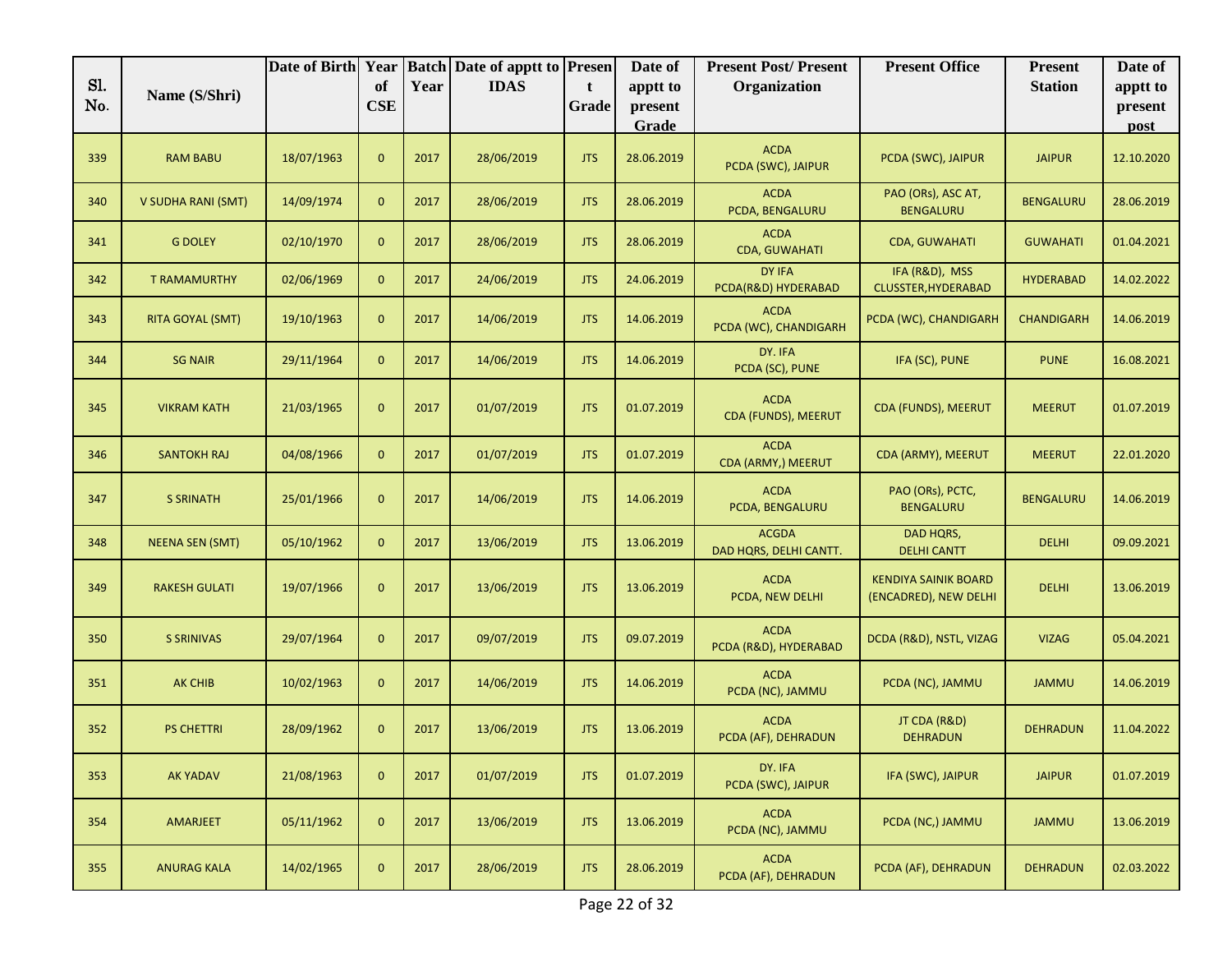| Sl. No. | Name (S/Shri) | Date of Birth | Year of CSE | Batch Year | Date of apptt to IDAS | Present Grade | Date of apptt to present Grade | Present Post/ Present Organization | Present Office | Present Station | Date of apptt to present post |
|---|---|---|---|---|---|---|---|---|---|---|---|
| 339 | RAM BABU | 18/07/1963 | 0 | 2017 | 28/06/2019 | JTS | 28.06.2019 | ACDA PCDA (SWC), JAIPUR | PCDA (SWC), JAIPUR | JAIPUR | 12.10.2020 |
| 340 | V SUDHA RANI (SMT) | 14/09/1974 | 0 | 2017 | 28/06/2019 | JTS | 28.06.2019 | ACDA PCDA, BENGALURU | PAO (ORs), ASC AT, BENGALURU | BENGALURU | 28.06.2019 |
| 341 | G DOLEY | 02/10/1970 | 0 | 2017 | 28/06/2019 | JTS | 28.06.2019 | ACDA CDA, GUWAHATI | CDA, GUWAHATI | GUWAHATI | 01.04.2021 |
| 342 | T RAMAMURTHY | 02/06/1969 | 0 | 2017 | 24/06/2019 | JTS | 24.06.2019 | DY IFA PCDA(R&D) HYDERABAD | IFA (R&D), MSS CLUSSTER,HYDERABAD | HYDERABAD | 14.02.2022 |
| 343 | RITA GOYAL (SMT) | 19/10/1963 | 0 | 2017 | 14/06/2019 | JTS | 14.06.2019 | ACDA PCDA (WC), CHANDIGARH | PCDA (WC), CHANDIGARH | CHANDIGARH | 14.06.2019 |
| 344 | SG NAIR | 29/11/1964 | 0 | 2017 | 14/06/2019 | JTS | 14.06.2019 | DY. IFA PCDA (SC), PUNE | IFA (SC), PUNE | PUNE | 16.08.2021 |
| 345 | VIKRAM KATH | 21/03/1965 | 0 | 2017 | 01/07/2019 | JTS | 01.07.2019 | ACDA CDA (FUNDS), MEERUT | CDA (FUNDS), MEERUT | MEERUT | 01.07.2019 |
| 346 | SANTOKH RAJ | 04/08/1966 | 0 | 2017 | 01/07/2019 | JTS | 01.07.2019 | ACDA CDA (ARMY,) MEERUT | CDA (ARMY), MEERUT | MEERUT | 22.01.2020 |
| 347 | S SRINATH | 25/01/1966 | 0 | 2017 | 14/06/2019 | JTS | 14.06.2019 | ACDA PCDA, BENGALURU | PAO (ORs), PCTC, BENGALURU | BENGALURU | 14.06.2019 |
| 348 | NEENA SEN (SMT) | 05/10/1962 | 0 | 2017 | 13/06/2019 | JTS | 13.06.2019 | ACGDA DAD HQRS, DELHI CANTT. | DAD HQRS, DELHI CANTT | DELHI | 09.09.2021 |
| 349 | RAKESH GULATI | 19/07/1966 | 0 | 2017 | 13/06/2019 | JTS | 13.06.2019 | ACDA PCDA, NEW DELHI | KENDIYA SAINIK BOARD (ENCADRED), NEW DELHI | DELHI | 13.06.2019 |
| 350 | S SRINIVAS | 29/07/1964 | 0 | 2017 | 09/07/2019 | JTS | 09.07.2019 | ACDA PCDA (R&D), HYDERABAD | DCDA (R&D), NSTL, VIZAG | VIZAG | 05.04.2021 |
| 351 | AK CHIB | 10/02/1963 | 0 | 2017 | 14/06/2019 | JTS | 14.06.2019 | ACDA PCDA (NC), JAMMU | PCDA (NC), JAMMU | JAMMU | 14.06.2019 |
| 352 | PS CHETTRI | 28/09/1962 | 0 | 2017 | 13/06/2019 | JTS | 13.06.2019 | ACDA PCDA (AF), DEHRADUN | JT CDA (R&D) DEHRADUN | DEHRADUN | 11.04.2022 |
| 353 | AK YADAV | 21/08/1963 | 0 | 2017 | 01/07/2019 | JTS | 01.07.2019 | DY. IFA PCDA (SWC), JAIPUR | IFA (SWC), JAIPUR | JAIPUR | 01.07.2019 |
| 354 | AMARJEET | 05/11/1962 | 0 | 2017 | 13/06/2019 | JTS | 13.06.2019 | ACDA PCDA (NC), JAMMU | PCDA (NC,) JAMMU | JAMMU | 13.06.2019 |
| 355 | ANURAG KALA | 14/02/1965 | 0 | 2017 | 28/06/2019 | JTS | 28.06.2019 | ACDA PCDA (AF), DEHRADUN | PCDA (AF), DEHRADUN | DEHRADUN | 02.03.2022 |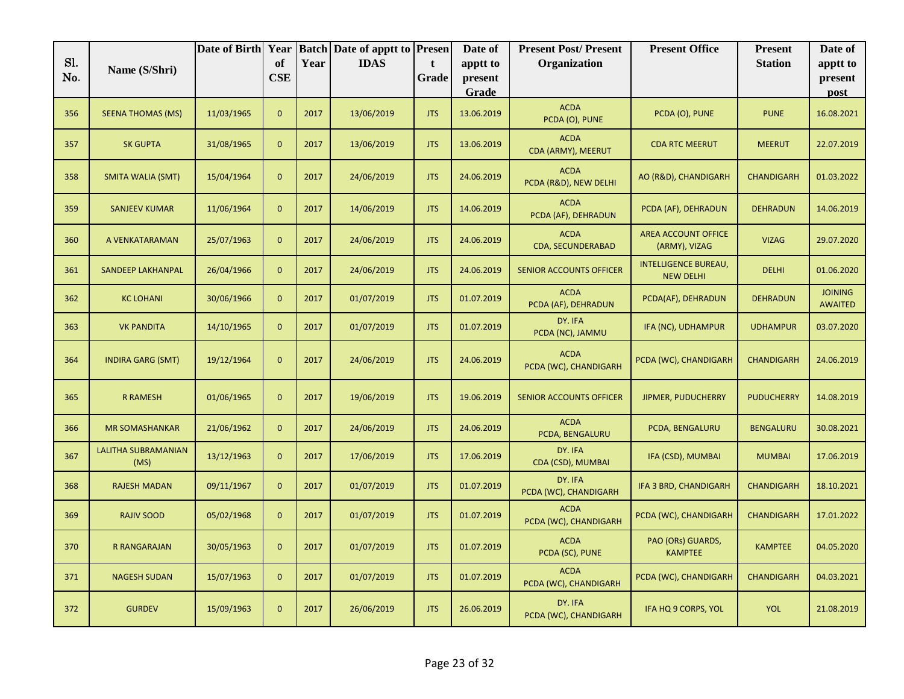| Sl. No. | Name (S/Shri) | Date of Birth | Year of CSE | Batch Year | Date of apptt to IDAS | Present Grade | Date of apptt to present Grade | Present Post/ Present Organization | Present Office | Present Station | Date of apptt to present post |
|---|---|---|---|---|---|---|---|---|---|---|---|
| 356 | SEENA THOMAS (MS) | 11/03/1965 | 0 | 2017 | 13/06/2019 | JTS | 13.06.2019 | ACDA PCDA (O), PUNE | PCDA (O), PUNE | PUNE | 16.08.2021 |
| 357 | SK GUPTA | 31/08/1965 | 0 | 2017 | 13/06/2019 | JTS | 13.06.2019 | ACDA CDA (ARMY), MEERUT | CDA RTC MEERUT | MEERUT | 22.07.2019 |
| 358 | SMITA WALIA (SMT) | 15/04/1964 | 0 | 2017 | 24/06/2019 | JTS | 24.06.2019 | ACDA PCDA (R&D), NEW DELHI | AO (R&D), CHANDIGARH | CHANDIGARH | 01.03.2022 |
| 359 | SANJEEV KUMAR | 11/06/1964 | 0 | 2017 | 14/06/2019 | JTS | 14.06.2019 | ACDA PCDA (AF), DEHRADUN | PCDA (AF), DEHRADUN | DEHRADUN | 14.06.2019 |
| 360 | A VENKATARAMAN | 25/07/1963 | 0 | 2017 | 24/06/2019 | JTS | 24.06.2019 | ACDA CDA, SECUNDERABAD | AREA ACCOUNT OFFICE (ARMY), VIZAG | VIZAG | 29.07.2020 |
| 361 | SANDEEP LAKHANPAL | 26/04/1966 | 0 | 2017 | 24/06/2019 | JTS | 24.06.2019 | SENIOR ACCOUNTS OFFICER | INTELLIGENCE BUREAU, NEW DELHI | DELHI | 01.06.2020 |
| 362 | KC LOHANI | 30/06/1966 | 0 | 2017 | 01/07/2019 | JTS | 01.07.2019 | ACDA PCDA (AF), DEHRADUN | PCDA(AF), DEHRADUN | DEHRADUN | JOINING AWAITED |
| 363 | VK PANDITA | 14/10/1965 | 0 | 2017 | 01/07/2019 | JTS | 01.07.2019 | DY. IFA PCDA (NC), JAMMU | IFA (NC), UDHAMPUR | UDHAMPUR | 03.07.2020 |
| 364 | INDIRA GARG (SMT) | 19/12/1964 | 0 | 2017 | 24/06/2019 | JTS | 24.06.2019 | ACDA PCDA (WC), CHANDIGARH | PCDA (WC), CHANDIGARH | CHANDIGARH | 24.06.2019 |
| 365 | R RAMESH | 01/06/1965 | 0 | 2017 | 19/06/2019 | JTS | 19.06.2019 | SENIOR ACCOUNTS OFFICER | JIPMER, PUDUCHERRY | PUDUCHERRY | 14.08.2019 |
| 366 | MR SOMASHANKAR | 21/06/1962 | 0 | 2017 | 24/06/2019 | JTS | 24.06.2019 | ACDA PCDA, BENGALURU | PCDA, BENGALURU | BENGALURU | 30.08.2021 |
| 367 | LALITHA SUBRAMANIAN (MS) | 13/12/1963 | 0 | 2017 | 17/06/2019 | JTS | 17.06.2019 | DY. IFA CDA (CSD), MUMBAI | IFA (CSD), MUMBAI | MUMBAI | 17.06.2019 |
| 368 | RAJESH MADAN | 09/11/1967 | 0 | 2017 | 01/07/2019 | JTS | 01.07.2019 | DY. IFA PCDA (WC), CHANDIGARH | IFA 3 BRD, CHANDIGARH | CHANDIGARH | 18.10.2021 |
| 369 | RAJIV SOOD | 05/02/1968 | 0 | 2017 | 01/07/2019 | JTS | 01.07.2019 | ACDA PCDA (WC), CHANDIGARH | PCDA (WC), CHANDIGARH | CHANDIGARH | 17.01.2022 |
| 370 | R RANGARAJAN | 30/05/1963 | 0 | 2017 | 01/07/2019 | JTS | 01.07.2019 | ACDA PCDA (SC), PUNE | PAO (ORs) GUARDS, KAMPTEE | KAMPTEE | 04.05.2020 |
| 371 | NAGESH SUDAN | 15/07/1963 | 0 | 2017 | 01/07/2019 | JTS | 01.07.2019 | ACDA PCDA (WC), CHANDIGARH | PCDA (WC), CHANDIGARH | CHANDIGARH | 04.03.2021 |
| 372 | GURDEV | 15/09/1963 | 0 | 2017 | 26/06/2019 | JTS | 26.06.2019 | DY. IFA PCDA (WC), CHANDIGARH | IFA HQ 9 CORPS, YOL | YOL | 21.08.2019 |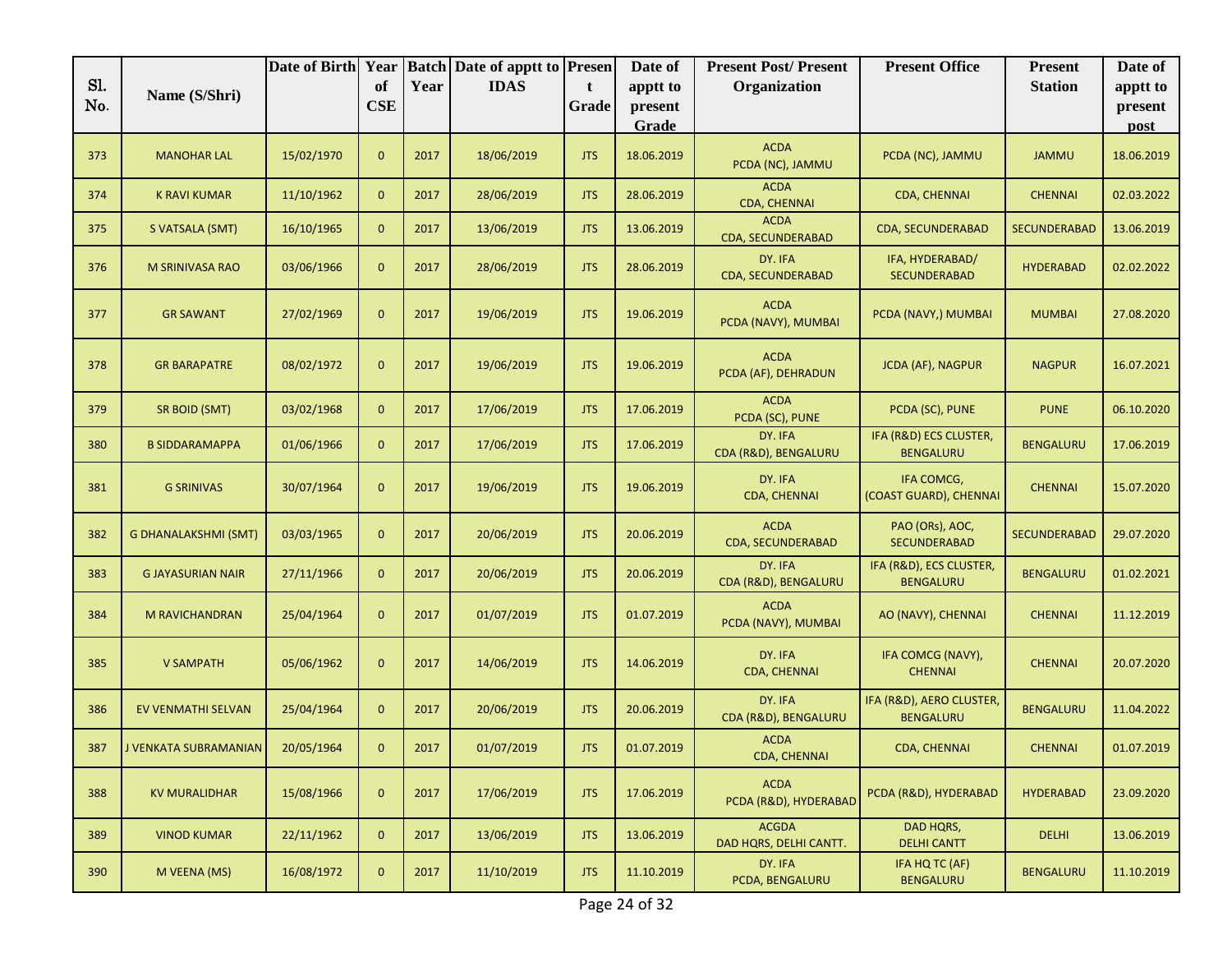| Sl. No. | Name (S/Shri) | Date of Birth | Year of CSE | Batch Year | Date of apptt to IDAS | Present Grade | Date of apptt to present Grade | Present Post/ Present Organization | Present Office | Present Station | Date of apptt to present post |
|---|---|---|---|---|---|---|---|---|---|---|---|
| 373 | MANOHAR LAL | 15/02/1970 | 0 | 2017 | 18/06/2019 | JTS | 18.06.2019 | ACDA PCDA (NC), JAMMU | PCDA (NC), JAMMU | JAMMU | 18.06.2019 |
| 374 | K RAVI KUMAR | 11/10/1962 | 0 | 2017 | 28/06/2019 | JTS | 28.06.2019 | ACDA CDA, CHENNAI | CDA, CHENNAI | CHENNAI | 02.03.2022 |
| 375 | S VATSALA (SMT) | 16/10/1965 | 0 | 2017 | 13/06/2019 | JTS | 13.06.2019 | ACDA CDA, SECUNDERABAD | CDA, SECUNDERABAD | SECUNDERABAD | 13.06.2019 |
| 376 | M SRINIVASA RAO | 03/06/1966 | 0 | 2017 | 28/06/2019 | JTS | 28.06.2019 | DY. IFA CDA, SECUNDERABAD | IFA, HYDERABAD/ SECUNDERABAD | HYDERABAD | 02.02.2022 |
| 377 | GR SAWANT | 27/02/1969 | 0 | 2017 | 19/06/2019 | JTS | 19.06.2019 | ACDA PCDA (NAVY), MUMBAI | PCDA (NAVY,) MUMBAI | MUMBAI | 27.08.2020 |
| 378 | GR BARAPATRE | 08/02/1972 | 0 | 2017 | 19/06/2019 | JTS | 19.06.2019 | ACDA PCDA (AF), DEHRADUN | JCDA (AF), NAGPUR | NAGPUR | 16.07.2021 |
| 379 | SR BOID (SMT) | 03/02/1968 | 0 | 2017 | 17/06/2019 | JTS | 17.06.2019 | ACDA PCDA (SC), PUNE | PCDA (SC), PUNE | PUNE | 06.10.2020 |
| 380 | B SIDDARAMAPPA | 01/06/1966 | 0 | 2017 | 17/06/2019 | JTS | 17.06.2019 | DY. IFA CDA (R&D), BENGALURU | IFA (R&D) ECS CLUSTER, BENGALURU | BENGALURU | 17.06.2019 |
| 381 | G SRINIVAS | 30/07/1964 | 0 | 2017 | 19/06/2019 | JTS | 19.06.2019 | DY. IFA CDA, CHENNAI | IFA COMCG, (COAST GUARD), CHENNAI | CHENNAI | 15.07.2020 |
| 382 | G DHANALAKSHMI (SMT) | 03/03/1965 | 0 | 2017 | 20/06/2019 | JTS | 20.06.2019 | ACDA CDA, SECUNDERABAD | PAO (ORs), AOC, SECUNDERABAD | SECUNDERABAD | 29.07.2020 |
| 383 | G JAYASURIAN NAIR | 27/11/1966 | 0 | 2017 | 20/06/2019 | JTS | 20.06.2019 | DY. IFA CDA (R&D), BENGALURU | IFA (R&D), ECS CLUSTER, BENGALURU | BENGALURU | 01.02.2021 |
| 384 | M RAVICHANDRAN | 25/04/1964 | 0 | 2017 | 01/07/2019 | JTS | 01.07.2019 | ACDA PCDA (NAVY), MUMBAI | AO (NAVY), CHENNAI | CHENNAI | 11.12.2019 |
| 385 | V SAMPATH | 05/06/1962 | 0 | 2017 | 14/06/2019 | JTS | 14.06.2019 | DY. IFA CDA, CHENNAI | IFA COMCG (NAVY), CHENNAI | CHENNAI | 20.07.2020 |
| 386 | EV VENMATHI SELVAN | 25/04/1964 | 0 | 2017 | 20/06/2019 | JTS | 20.06.2019 | DY. IFA CDA (R&D), BENGALURU | IFA (R&D), AERO CLUSTER, BENGALURU | BENGALURU | 11.04.2022 |
| 387 | J VENKATA SUBRAMANIAN | 20/05/1964 | 0 | 2017 | 01/07/2019 | JTS | 01.07.2019 | ACDA CDA, CHENNAI | CDA, CHENNAI | CHENNAI | 01.07.2019 |
| 388 | KV MURALIDHAR | 15/08/1966 | 0 | 2017 | 17/06/2019 | JTS | 17.06.2019 | ACDA PCDA (R&D), HYDERABAD | PCDA (R&D), HYDERABAD | HYDERABAD | 23.09.2020 |
| 389 | VINOD KUMAR | 22/11/1962 | 0 | 2017 | 13/06/2019 | JTS | 13.06.2019 | ACGDA DAD HQRS, DELHI CANTT. | DAD HQRS, DELHI CANTT | DELHI | 13.06.2019 |
| 390 | M VEENA (MS) | 16/08/1972 | 0 | 2017 | 11/10/2019 | JTS | 11.10.2019 | DY. IFA PCDA, BENGALURU | IFA HQ TC (AF) BENGALURU | BENGALURU | 11.10.2019 |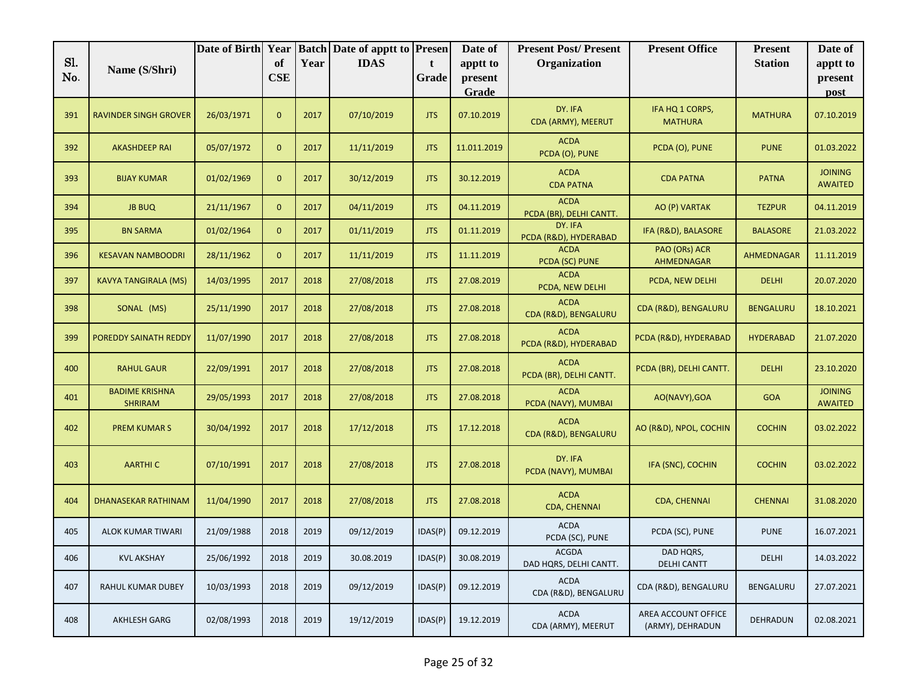| Sl. No. | Name (S/Shri) | Date of Birth | Year of CSE | Batch Year | Date of apptt to IDAS | Present Grade | Date of apptt to present Grade | Present Post/ Present Organization | Present Office | Present Station | Date of apptt to present post |
|---|---|---|---|---|---|---|---|---|---|---|---|
| 391 | RAVINDER SINGH GROVER | 26/03/1971 | 0 | 2017 | 07/10/2019 | JTS | 07.10.2019 | DY. IFA CDA (ARMY), MEERUT | IFA HQ 1 CORPS, MATHURA | MATHURA | 07.10.2019 |
| 392 | AKASHDEEP RAI | 05/07/1972 | 0 | 2017 | 11/11/2019 | JTS | 11.011.2019 | ACDA PCDA (O), PUNE | PCDA (O), PUNE | PUNE | 01.03.2022 |
| 393 | BIJAY KUMAR | 01/02/1969 | 0 | 2017 | 30/12/2019 | JTS | 30.12.2019 | ACDA CDA PATNA | CDA PATNA | PATNA | JOINING AWAITED |
| 394 | JB BUQ | 21/11/1967 | 0 | 2017 | 04/11/2019 | JTS | 04.11.2019 | ACDA PCDA (BR), DELHI CANTT. | AO (P) VARTAK | TEZPUR | 04.11.2019 |
| 395 | BN SARMA | 01/02/1964 | 0 | 2017 | 01/11/2019 | JTS | 01.11.2019 | DY. IFA PCDA (R&D), HYDERABAD | IFA (R&D), BALASORE | BALASORE | 21.03.2022 |
| 396 | KESAVAN NAMBOODRI | 28/11/1962 | 0 | 2017 | 11/11/2019 | JTS | 11.11.2019 | ACDA PCDA (SC) PUNE | PAO (ORs) ACR AHMEDNAGAR | AHMEDNAGAR | 11.11.2019 |
| 397 | KAVYA TANGIRALA (MS) | 14/03/1995 | 2017 | 2018 | 27/08/2018 | JTS | 27.08.2019 | ACDA PCDA, NEW DELHI | PCDA, NEW DELHI | DELHI | 20.07.2020 |
| 398 | SONAL (MS) | 25/11/1990 | 2017 | 2018 | 27/08/2018 | JTS | 27.08.2018 | ACDA CDA (R&D), BENGALURU | CDA (R&D), BENGALURU | BENGALURU | 18.10.2021 |
| 399 | POREDDY SAINATH REDDY | 11/07/1990 | 2017 | 2018 | 27/08/2018 | JTS | 27.08.2018 | ACDA PCDA (R&D), HYDERABAD | PCDA (R&D), HYDERABAD | HYDERABAD | 21.07.2020 |
| 400 | RAHUL GAUR | 22/09/1991 | 2017 | 2018 | 27/08/2018 | JTS | 27.08.2018 | ACDA PCDA (BR), DELHI CANTT. | PCDA (BR), DELHI CANTT. | DELHI | 23.10.2020 |
| 401 | BADIME KRISHNA SHRIRAM | 29/05/1993 | 2017 | 2018 | 27/08/2018 | JTS | 27.08.2018 | ACDA PCDA (NAVY), MUMBAI | AO(NAVY),GOA | GOA | JOINING AWAITED |
| 402 | PREM KUMAR S | 30/04/1992 | 2017 | 2018 | 17/12/2018 | JTS | 17.12.2018 | ACDA CDA (R&D), BENGALURU | AO (R&D), NPOL, COCHIN | COCHIN | 03.02.2022 |
| 403 | AARTHI C | 07/10/1991 | 2017 | 2018 | 27/08/2018 | JTS | 27.08.2018 | DY. IFA PCDA (NAVY), MUMBAI | IFA (SNC), COCHIN | COCHIN | 03.02.2022 |
| 404 | DHANASEKAR RATHINAM | 11/04/1990 | 2017 | 2018 | 27/08/2018 | JTS | 27.08.2018 | ACDA CDA, CHENNAI | CDA, CHENNAI | CHENNAI | 31.08.2020 |
| 405 | ALOK KUMAR TIWARI | 21/09/1988 | 2018 | 2019 | 09/12/2019 | IDAS(P) | 09.12.2019 | ACDA PCDA (SC), PUNE | PCDA (SC), PUNE | PUNE | 16.07.2021 |
| 406 | KVL AKSHAY | 25/06/1992 | 2018 | 2019 | 30.08.2019 | IDAS(P) | 30.08.2019 | ACGDA DAD HQRS, DELHI CANTT. | DAD HQRS, DELHI CANTT | DELHI | 14.03.2022 |
| 407 | RAHUL KUMAR DUBEY | 10/03/1993 | 2018 | 2019 | 09/12/2019 | IDAS(P) | 09.12.2019 | ACDA CDA (R&D), BENGALURU | CDA (R&D), BENGALURU | BENGALURU | 27.07.2021 |
| 408 | AKHLESH GARG | 02/08/1993 | 2018 | 2019 | 19/12/2019 | IDAS(P) | 19.12.2019 | ACDA CDA (ARMY), MEERUT | AREA ACCOUNT OFFICE (ARMY), DEHRADUN | DEHRADUN | 02.08.2021 |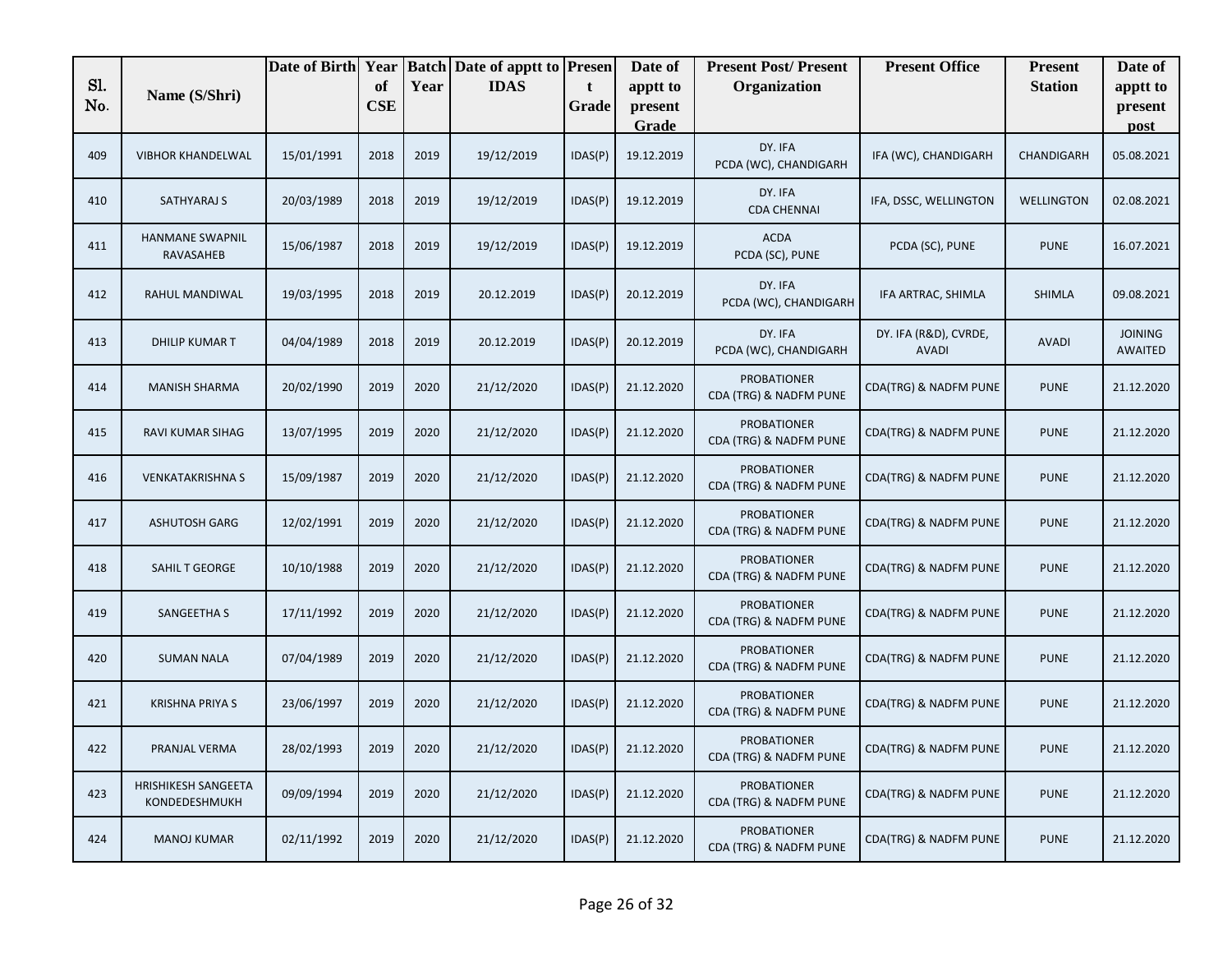| Sl. No. | Name (S/Shri) | Date of Birth | Year of CSE | Batch Year | Date of apptt to IDAS | Present Grade | Date of apptt to present Grade | Present Post/ Present Organization | Present Office | Present Station | Date of apptt to present post |
|---|---|---|---|---|---|---|---|---|---|---|---|
| 409 | VIBHOR KHANDELWAL | 15/01/1991 | 2018 | 2019 | 19/12/2019 | IDAS(P) | 19.12.2019 | DY. IFA PCDA (WC), CHANDIGARH | IFA (WC), CHANDIGARH | CHANDIGARH | 05.08.2021 |
| 410 | SATHYARAJ S | 20/03/1989 | 2018 | 2019 | 19/12/2019 | IDAS(P) | 19.12.2019 | DY. IFA CDA CHENNAI | IFA, DSSC, WELLINGTON | WELLINGTON | 02.08.2021 |
| 411 | HANMANE SWAPNIL RAVASAHEB | 15/06/1987 | 2018 | 2019 | 19/12/2019 | IDAS(P) | 19.12.2019 | ACDA PCDA (SC), PUNE | PCDA (SC), PUNE | PUNE | 16.07.2021 |
| 412 | RAHUL MANDIWAL | 19/03/1995 | 2018 | 2019 | 20.12.2019 | IDAS(P) | 20.12.2019 | DY. IFA PCDA (WC), CHANDIGARH | IFA ARTRAC, SHIMLA | SHIMLA | 09.08.2021 |
| 413 | DHILIP KUMAR T | 04/04/1989 | 2018 | 2019 | 20.12.2019 | IDAS(P) | 20.12.2019 | DY. IFA PCDA (WC), CHANDIGARH | DY. IFA (R&D), CVRDE, AVADI | AVADI | JOINING AWAITED |
| 414 | MANISH SHARMA | 20/02/1990 | 2019 | 2020 | 21/12/2020 | IDAS(P) | 21.12.2020 | PROBATIONER CDA (TRG) & NADFM PUNE | CDA(TRG) & NADFM PUNE | PUNE | 21.12.2020 |
| 415 | RAVI KUMAR SIHAG | 13/07/1995 | 2019 | 2020 | 21/12/2020 | IDAS(P) | 21.12.2020 | PROBATIONER CDA (TRG) & NADFM PUNE | CDA(TRG) & NADFM PUNE | PUNE | 21.12.2020 |
| 416 | VENKATAKRISHNA S | 15/09/1987 | 2019 | 2020 | 21/12/2020 | IDAS(P) | 21.12.2020 | PROBATIONER CDA (TRG) & NADFM PUNE | CDA(TRG) & NADFM PUNE | PUNE | 21.12.2020 |
| 417 | ASHUTOSH GARG | 12/02/1991 | 2019 | 2020 | 21/12/2020 | IDAS(P) | 21.12.2020 | PROBATIONER CDA (TRG) & NADFM PUNE | CDA(TRG) & NADFM PUNE | PUNE | 21.12.2020 |
| 418 | SAHIL T GEORGE | 10/10/1988 | 2019 | 2020 | 21/12/2020 | IDAS(P) | 21.12.2020 | PROBATIONER CDA (TRG) & NADFM PUNE | CDA(TRG) & NADFM PUNE | PUNE | 21.12.2020 |
| 419 | SANGEETHA S | 17/11/1992 | 2019 | 2020 | 21/12/2020 | IDAS(P) | 21.12.2020 | PROBATIONER CDA (TRG) & NADFM PUNE | CDA(TRG) & NADFM PUNE | PUNE | 21.12.2020 |
| 420 | SUMAN NALA | 07/04/1989 | 2019 | 2020 | 21/12/2020 | IDAS(P) | 21.12.2020 | PROBATIONER CDA (TRG) & NADFM PUNE | CDA(TRG) & NADFM PUNE | PUNE | 21.12.2020 |
| 421 | KRISHNA PRIYA S | 23/06/1997 | 2019 | 2020 | 21/12/2020 | IDAS(P) | 21.12.2020 | PROBATIONER CDA (TRG) & NADFM PUNE | CDA(TRG) & NADFM PUNE | PUNE | 21.12.2020 |
| 422 | PRANJAL VERMA | 28/02/1993 | 2019 | 2020 | 21/12/2020 | IDAS(P) | 21.12.2020 | PROBATIONER CDA (TRG) & NADFM PUNE | CDA(TRG) & NADFM PUNE | PUNE | 21.12.2020 |
| 423 | HRISHIKESH SANGEETA KONDEDESHMUKH | 09/09/1994 | 2019 | 2020 | 21/12/2020 | IDAS(P) | 21.12.2020 | PROBATIONER CDA (TRG) & NADFM PUNE | CDA(TRG) & NADFM PUNE | PUNE | 21.12.2020 |
| 424 | MANOJ KUMAR | 02/11/1992 | 2019 | 2020 | 21/12/2020 | IDAS(P) | 21.12.2020 | PROBATIONER CDA (TRG) & NADFM PUNE | CDA(TRG) & NADFM PUNE | PUNE | 21.12.2020 |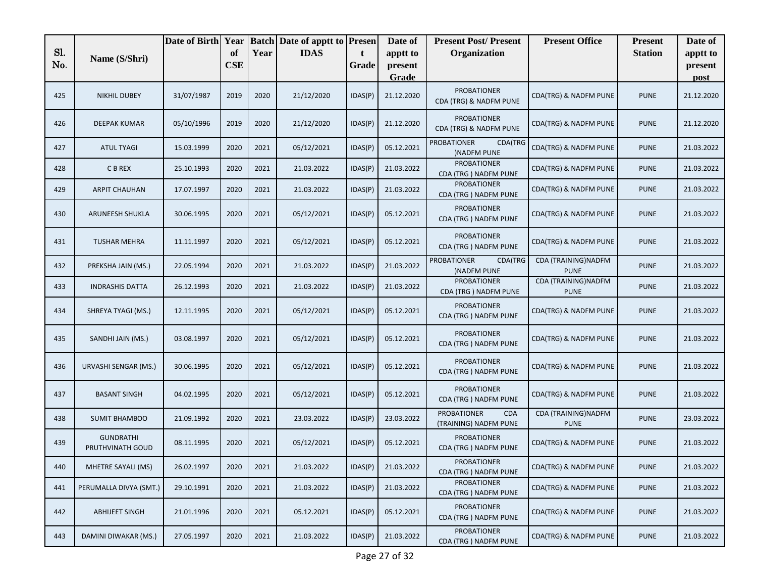| Sl. No. | Name (S/Shri) | Date of Birth | Year of CSE | Batch Year | Date of apptt to IDAS | Present Grade | Date of apptt to present Grade | Present Post/ Present Organization | Present Office | Present Station | Date of apptt to present post |
|---|---|---|---|---|---|---|---|---|---|---|---|
| 425 | NIKHIL DUBEY | 31/07/1987 | 2019 | 2020 | 21/12/2020 | IDAS(P) | 21.12.2020 | PROBATIONER CDA (TRG) & NADFM PUNE | CDA(TRG) & NADFM PUNE | PUNE | 21.12.2020 |
| 426 | DEEPAK KUMAR | 05/10/1996 | 2019 | 2020 | 21/12/2020 | IDAS(P) | 21.12.2020 | PROBATIONER CDA (TRG) & NADFM PUNE | CDA(TRG) & NADFM PUNE | PUNE | 21.12.2020 |
| 427 | ATUL TYAGI | 15.03.1999 | 2020 | 2021 | 05/12/2021 | IDAS(P) | 05.12.2021 | PROBATIONER CDA(TRG )NADFM PUNE | CDA(TRG) & NADFM PUNE | PUNE | 21.03.2022 |
| 428 | C B REX | 25.10.1993 | 2020 | 2021 | 21.03.2022 | IDAS(P) | 21.03.2022 | PROBATIONER CDA (TRG ) NADFM PUNE | CDA(TRG) & NADFM PUNE | PUNE | 21.03.2022 |
| 429 | ARPIT CHAUHAN | 17.07.1997 | 2020 | 2021 | 21.03.2022 | IDAS(P) | 21.03.2022 | PROBATIONER CDA (TRG ) NADFM PUNE | CDA(TRG) & NADFM PUNE | PUNE | 21.03.2022 |
| 430 | ARUNEESH SHUKLA | 30.06.1995 | 2020 | 2021 | 05/12/2021 | IDAS(P) | 05.12.2021 | PROBATIONER CDA (TRG ) NADFM PUNE | CDA(TRG) & NADFM PUNE | PUNE | 21.03.2022 |
| 431 | TUSHAR MEHRA | 11.11.1997 | 2020 | 2021 | 05/12/2021 | IDAS(P) | 05.12.2021 | PROBATIONER CDA (TRG ) NADFM PUNE | CDA(TRG) & NADFM PUNE | PUNE | 21.03.2022 |
| 432 | PREKSHA JAIN (MS.) | 22.05.1994 | 2020 | 2021 | 21.03.2022 | IDAS(P) | 21.03.2022 | PROBATIONER CDA(TRG )NADFM PUNE | CDA (TRAINING)NADFM PUNE | PUNE | 21.03.2022 |
| 433 | INDRASHIS DATTA | 26.12.1993 | 2020 | 2021 | 21.03.2022 | IDAS(P) | 21.03.2022 | PROBATIONER CDA (TRG ) NADFM PUNE | CDA (TRAINING)NADFM PUNE | PUNE | 21.03.2022 |
| 434 | SHREYA TYAGI (MS.) | 12.11.1995 | 2020 | 2021 | 05/12/2021 | IDAS(P) | 05.12.2021 | PROBATIONER CDA (TRG ) NADFM PUNE | CDA(TRG) & NADFM PUNE | PUNE | 21.03.2022 |
| 435 | SANDHI JAIN (MS.) | 03.08.1997 | 2020 | 2021 | 05/12/2021 | IDAS(P) | 05.12.2021 | PROBATIONER CDA (TRG ) NADFM PUNE | CDA(TRG) & NADFM PUNE | PUNE | 21.03.2022 |
| 436 | URVASHI SENGAR (MS.) | 30.06.1995 | 2020 | 2021 | 05/12/2021 | IDAS(P) | 05.12.2021 | PROBATIONER CDA (TRG ) NADFM PUNE | CDA(TRG) & NADFM PUNE | PUNE | 21.03.2022 |
| 437 | BASANT SINGH | 04.02.1995 | 2020 | 2021 | 05/12/2021 | IDAS(P) | 05.12.2021 | PROBATIONER CDA (TRG ) NADFM PUNE | CDA(TRG) & NADFM PUNE | PUNE | 21.03.2022 |
| 438 | SUMIT BHAMBOO | 21.09.1992 | 2020 | 2021 | 23.03.2022 | IDAS(P) | 23.03.2022 | PROBATIONER CDA (TRAINING) NADFM PUNE | CDA (TRAINING)NADFM PUNE | PUNE | 23.03.2022 |
| 439 | GUNDRATHI PRUTHVINATH GOUD | 08.11.1995 | 2020 | 2021 | 05/12/2021 | IDAS(P) | 05.12.2021 | PROBATIONER CDA (TRG ) NADFM PUNE | CDA(TRG) & NADFM PUNE | PUNE | 21.03.2022 |
| 440 | MHETRE SAYALI (MS) | 26.02.1997 | 2020 | 2021 | 21.03.2022 | IDAS(P) | 21.03.2022 | PROBATIONER CDA (TRG ) NADFM PUNE | CDA(TRG) & NADFM PUNE | PUNE | 21.03.2022 |
| 441 | PERUMALLA DIVYA (SMT.) | 29.10.1991 | 2020 | 2021 | 21.03.2022 | IDAS(P) | 21.03.2022 | PROBATIONER CDA (TRG ) NADFM PUNE | CDA(TRG) & NADFM PUNE | PUNE | 21.03.2022 |
| 442 | ABHIJEET SINGH | 21.01.1996 | 2020 | 2021 | 05.12.2021 | IDAS(P) | 05.12.2021 | PROBATIONER CDA (TRG ) NADFM PUNE | CDA(TRG) & NADFM PUNE | PUNE | 21.03.2022 |
| 443 | DAMINI DIWAKAR (MS.) | 27.05.1997 | 2020 | 2021 | 21.03.2022 | IDAS(P) | 21.03.2022 | PROBATIONER CDA (TRG ) NADFM PUNE | CDA(TRG) & NADFM PUNE | PUNE | 21.03.2022 |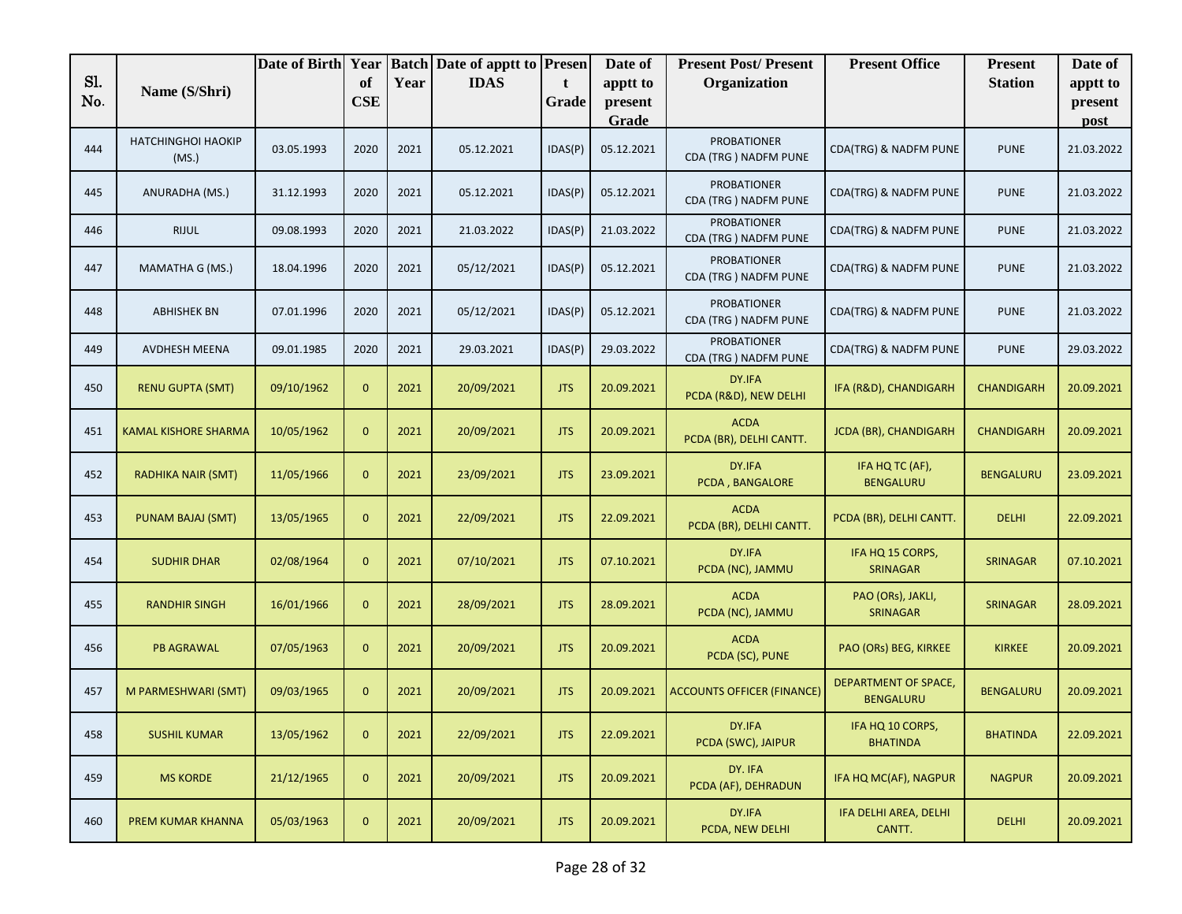| Sl. No. | Name (S/Shri) | Date of Birth | Year of CSE | Batch Year | Date of apptt to IDAS | Present Grade | Date of apptt to present Grade | Present Post/ Present Organization | Present Office | Present Station | Date of apptt to present post |
|---|---|---|---|---|---|---|---|---|---|---|---|
| 444 | HATCHINGHOI HAOKIP (MS.) | 03.05.1993 | 2020 | 2021 | 05.12.2021 | IDAS(P) | 05.12.2021 | PROBATIONER CDA (TRG ) NADFM PUNE | CDA(TRG) & NADFM PUNE | PUNE | 21.03.2022 |
| 445 | ANURADHA (MS.) | 31.12.1993 | 2020 | 2021 | 05.12.2021 | IDAS(P) | 05.12.2021 | PROBATIONER CDA (TRG ) NADFM PUNE | CDA(TRG) & NADFM PUNE | PUNE | 21.03.2022 |
| 446 | RIJUL | 09.08.1993 | 2020 | 2021 | 21.03.2022 | IDAS(P) | 21.03.2022 | PROBATIONER CDA (TRG ) NADFM PUNE | CDA(TRG) & NADFM PUNE | PUNE | 21.03.2022 |
| 447 | MAMATHA G (MS.) | 18.04.1996 | 2020 | 2021 | 05/12/2021 | IDAS(P) | 05.12.2021 | PROBATIONER CDA (TRG ) NADFM PUNE | CDA(TRG) & NADFM PUNE | PUNE | 21.03.2022 |
| 448 | ABHISHEK BN | 07.01.1996 | 2020 | 2021 | 05/12/2021 | IDAS(P) | 05.12.2021 | PROBATIONER CDA (TRG ) NADFM PUNE | CDA(TRG) & NADFM PUNE | PUNE | 21.03.2022 |
| 449 | AVDHESH MEENA | 09.01.1985 | 2020 | 2021 | 29.03.2021 | IDAS(P) | 29.03.2022 | PROBATIONER CDA (TRG ) NADFM PUNE | CDA(TRG) & NADFM PUNE | PUNE | 29.03.2022 |
| 450 | RENU GUPTA (SMT) | 09/10/1962 | 0 | 2021 | 20/09/2021 | JTS | 20.09.2021 | DY.IFA PCDA (R&D), NEW DELHI | IFA (R&D), CHANDIGARH | CHANDIGARH | 20.09.2021 |
| 451 | KAMAL KISHORE SHARMA | 10/05/1962 | 0 | 2021 | 20/09/2021 | JTS | 20.09.2021 | ACDA PCDA (BR), DELHI CANTT. | JCDA (BR), CHANDIGARH | CHANDIGARH | 20.09.2021 |
| 452 | RADHIKA NAIR (SMT) | 11/05/1966 | 0 | 2021 | 23/09/2021 | JTS | 23.09.2021 | DY.IFA PCDA , BANGALORE | IFA HQ TC (AF), BENGALURU | BENGALURU | 23.09.2021 |
| 453 | PUNAM BAJAJ (SMT) | 13/05/1965 | 0 | 2021 | 22/09/2021 | JTS | 22.09.2021 | ACDA PCDA (BR), DELHI CANTT. | PCDA (BR), DELHI CANTT. | DELHI | 22.09.2021 |
| 454 | SUDHIR DHAR | 02/08/1964 | 0 | 2021 | 07/10/2021 | JTS | 07.10.2021 | DY.IFA PCDA (NC), JAMMU | IFA HQ 15 CORPS, SRINAGAR | SRINAGAR | 07.10.2021 |
| 455 | RANDHIR SINGH | 16/01/1966 | 0 | 2021 | 28/09/2021 | JTS | 28.09.2021 | ACDA PCDA (NC), JAMMU | PAO (ORs), JAKLI, SRINAGAR | SRINAGAR | 28.09.2021 |
| 456 | PB AGRAWAL | 07/05/1963 | 0 | 2021 | 20/09/2021 | JTS | 20.09.2021 | ACDA PCDA (SC), PUNE | PAO (ORs) BEG, KIRKEE | KIRKEE | 20.09.2021 |
| 457 | M PARMESHWARI (SMT) | 09/03/1965 | 0 | 2021 | 20/09/2021 | JTS | 20.09.2021 | ACCOUNTS OFFICER (FINANCE) | DEPARTMENT OF SPACE, BENGALURU | BENGALURU | 20.09.2021 |
| 458 | SUSHIL KUMAR | 13/05/1962 | 0 | 2021 | 22/09/2021 | JTS | 22.09.2021 | DY.IFA PCDA (SWC), JAIPUR | IFA HQ 10 CORPS, BHATINDA | BHATINDA | 22.09.2021 |
| 459 | MS KORDE | 21/12/1965 | 0 | 2021 | 20/09/2021 | JTS | 20.09.2021 | DY. IFA PCDA (AF), DEHRADUN | IFA HQ MC(AF), NAGPUR | NAGPUR | 20.09.2021 |
| 460 | PREM KUMAR KHANNA | 05/03/1963 | 0 | 2021 | 20/09/2021 | JTS | 20.09.2021 | DY.IFA PCDA, NEW DELHI | IFA DELHI AREA, DELHI CANTT. | DELHI | 20.09.2021 |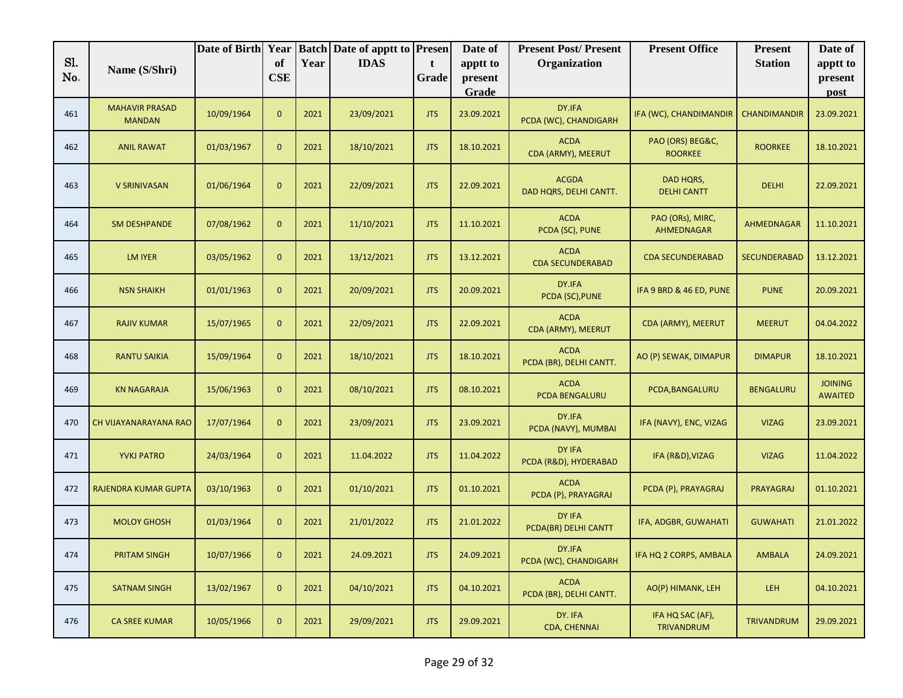| Sl. No. | Name (S/Shri) | Date of Birth | Year of CSE | Batch Year | Date of apptt to IDAS | Present Grade | Date of apptt to present Grade | Present Post/ Present Organization | Present Office | Present Station | Date of apptt to present post |
|---|---|---|---|---|---|---|---|---|---|---|---|
| 461 | MAHAVIR PRASAD MANDAN | 10/09/1964 | 0 | 2021 | 23/09/2021 | JTS | 23.09.2021 | DY.IFA PCDA (WC), CHANDIGARH | IFA (WC), CHANDIMANDIR | CHANDIMANDIR | 23.09.2021 |
| 462 | ANIL RAWAT | 01/03/1967 | 0 | 2021 | 18/10/2021 | JTS | 18.10.2021 | ACDA CDA (ARMY), MEERUT | PAO (ORS) BEG&C, ROORKEE | ROORKEE | 18.10.2021 |
| 463 | V SRINIVASAN | 01/06/1964 | 0 | 2021 | 22/09/2021 | JTS | 22.09.2021 | ACGDA DAD HQRS, DELHI CANTT. | DAD HQRS, DELHI CANTT | DELHI | 22.09.2021 |
| 464 | SM DESHPANDE | 07/08/1962 | 0 | 2021 | 11/10/2021 | JTS | 11.10.2021 | ACDA PCDA (SC), PUNE | PAO (ORs), MIRC, AHMEDNAGAR | AHMEDNAGAR | 11.10.2021 |
| 465 | LM IYER | 03/05/1962 | 0 | 2021 | 13/12/2021 | JTS | 13.12.2021 | ACDA CDA SECUNDERABAD | CDA SECUNDERABAD | SECUNDERABAD | 13.12.2021 |
| 466 | NSN SHAIKH | 01/01/1963 | 0 | 2021 | 20/09/2021 | JTS | 20.09.2021 | DY.IFA PCDA (SC),PUNE | IFA 9 BRD & 46 ED, PUNE | PUNE | 20.09.2021 |
| 467 | RAJIV KUMAR | 15/07/1965 | 0 | 2021 | 22/09/2021 | JTS | 22.09.2021 | ACDA CDA (ARMY), MEERUT | CDA (ARMY), MEERUT | MEERUT | 04.04.2022 |
| 468 | RANTU SAIKIA | 15/09/1964 | 0 | 2021 | 18/10/2021 | JTS | 18.10.2021 | ACDA PCDA (BR), DELHI CANTT. | AO (P) SEWAK, DIMAPUR | DIMAPUR | 18.10.2021 |
| 469 | KN NAGARAJA | 15/06/1963 | 0 | 2021 | 08/10/2021 | JTS | 08.10.2021 | ACDA PCDA BENGALURU | PCDA,BANGALURU | BENGALURU | JOINING AWAITED |
| 470 | CH VIJAYANARAYANA RAO | 17/07/1964 | 0 | 2021 | 23/09/2021 | JTS | 23.09.2021 | DY.IFA PCDA (NAVY), MUMBAI | IFA (NAVY), ENC, VIZAG | VIZAG | 23.09.2021 |
| 471 | YVKJ PATRO | 24/03/1964 | 0 | 2021 | 11.04.2022 | JTS | 11.04.2022 | DY IFA PCDA (R&D), HYDERABAD | IFA (R&D),VIZAG | VIZAG | 11.04.2022 |
| 472 | RAJENDRA KUMAR GUPTA | 03/10/1963 | 0 | 2021 | 01/10/2021 | JTS | 01.10.2021 | ACDA PCDA (P), PRAYAGRAJ | PCDA (P), PRAYAGRAJ | PRAYAGRAJ | 01.10.2021 |
| 473 | MOLOY GHOSH | 01/03/1964 | 0 | 2021 | 21/01/2022 | JTS | 21.01.2022 | DY IFA PCDA(BR) DELHI CANTT | IFA, ADGBR, GUWAHATI | GUWAHATI | 21.01.2022 |
| 474 | PRITAM SINGH | 10/07/1966 | 0 | 2021 | 24.09.2021 | JTS | 24.09.2021 | DY.IFA PCDA (WC), CHANDIGARH | IFA HQ 2 CORPS, AMBALA | AMBALA | 24.09.2021 |
| 475 | SATNAM SINGH | 13/02/1967 | 0 | 2021 | 04/10/2021 | JTS | 04.10.2021 | ACDA PCDA (BR), DELHI CANTT. | AO(P) HIMANK, LEH | LEH | 04.10.2021 |
| 476 | CA SREE KUMAR | 10/05/1966 | 0 | 2021 | 29/09/2021 | JTS | 29.09.2021 | DY. IFA CDA, CHENNAI | IFA HQ SAC (AF), TRIVANDRUM | TRIVANDRUM | 29.09.2021 |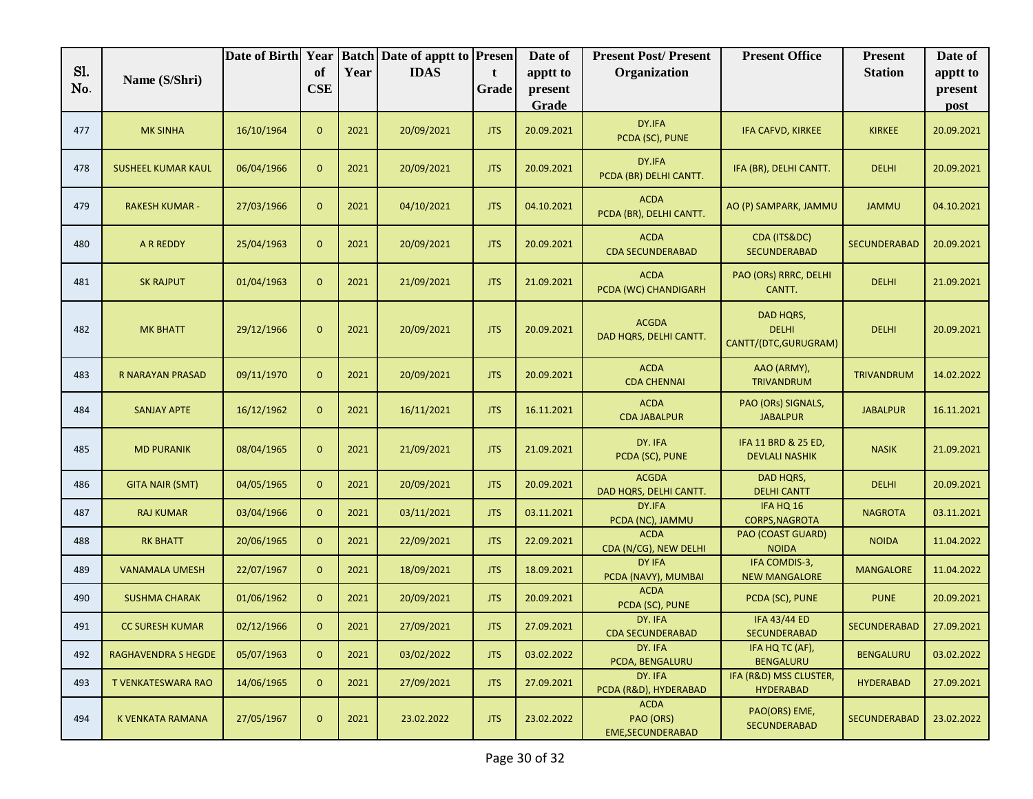| Sl. No. | Name (S/Shri) | Date of Birth | Year of CSE | Batch Year | Date of apptt to IDAS | Present Grade | Date of apptt to present Grade | Present Post/ Present Organization | Present Office | Present Station | Date of apptt to present post |
|---|---|---|---|---|---|---|---|---|---|---|---|
| 477 | MK SINHA | 16/10/1964 | 0 | 2021 | 20/09/2021 | JTS | 20.09.2021 | DY.IFA PCDA (SC), PUNE | IFA CAFVD, KIRKEE | KIRKEE | 20.09.2021 |
| 478 | SUSHEEL KUMAR KAUL | 06/04/1966 | 0 | 2021 | 20/09/2021 | JTS | 20.09.2021 | DY.IFA PCDA (BR) DELHI CANTT. | IFA (BR), DELHI CANTT. | DELHI | 20.09.2021 |
| 479 | RAKESH KUMAR - | 27/03/1966 | 0 | 2021 | 04/10/2021 | JTS | 04.10.2021 | ACDA PCDA (BR), DELHI CANTT. | AO (P) SAMPARK, JAMMU | JAMMU | 04.10.2021 |
| 480 | A R REDDY | 25/04/1963 | 0 | 2021 | 20/09/2021 | JTS | 20.09.2021 | ACDA CDA SECUNDERABAD | CDA (ITS&DC) SECUNDERABAD | SECUNDERABAD | 20.09.2021 |
| 481 | SK RAJPUT | 01/04/1963 | 0 | 2021 | 21/09/2021 | JTS | 21.09.2021 | ACDA PCDA (WC) CHANDIGARH | PAO (ORs) RRRC, DELHI CANTT. | DELHI | 21.09.2021 |
| 482 | MK BHATT | 29/12/1966 | 0 | 2021 | 20/09/2021 | JTS | 20.09.2021 | ACGDA DAD HQRS, DELHI CANTT. | DAD HQRS, DELHI CANTT/(DTC,GURUGRAM) | DELHI | 20.09.2021 |
| 483 | R NARAYAN PRASAD | 09/11/1970 | 0 | 2021 | 20/09/2021 | JTS | 20.09.2021 | ACDA CDA CHENNAI | AAO (ARMY), TRIVANDRUM | TRIVANDRUM | 14.02.2022 |
| 484 | SANJAY APTE | 16/12/1962 | 0 | 2021 | 16/11/2021 | JTS | 16.11.2021 | ACDA CDA JABALPUR | PAO (ORs) SIGNALS, JABALPUR | JABALPUR | 16.11.2021 |
| 485 | MD PURANIK | 08/04/1965 | 0 | 2021 | 21/09/2021 | JTS | 21.09.2021 | DY. IFA PCDA (SC), PUNE | IFA 11 BRD & 25 ED, DEVLALI NASHIK | NASIK | 21.09.2021 |
| 486 | GITA NAIR (SMT) | 04/05/1965 | 0 | 2021 | 20/09/2021 | JTS | 20.09.2021 | ACGDA DAD HQRS, DELHI CANTT. | DAD HQRS, DELHI CANTT | DELHI | 20.09.2021 |
| 487 | RAJ KUMAR | 03/04/1966 | 0 | 2021 | 03/11/2021 | JTS | 03.11.2021 | DY.IFA PCDA (NC), JAMMU | IFA HQ 16 CORPS,NAGROTA | NAGROTA | 03.11.2021 |
| 488 | RK BHATT | 20/06/1965 | 0 | 2021 | 22/09/2021 | JTS | 22.09.2021 | ACDA CDA (N/CG), NEW DELHI | PAO (COAST GUARD) NOIDA | NOIDA | 11.04.2022 |
| 489 | VANAMALA UMESH | 22/07/1967 | 0 | 2021 | 18/09/2021 | JTS | 18.09.2021 | DY IFA PCDA (NAVY), MUMBAI | IFA COMDIS-3, NEW MANGALORE | MANGALORE | 11.04.2022 |
| 490 | SUSHMA CHARAK | 01/06/1962 | 0 | 2021 | 20/09/2021 | JTS | 20.09.2021 | ACDA PCDA (SC), PUNE | PCDA (SC), PUNE | PUNE | 20.09.2021 |
| 491 | CC SURESH KUMAR | 02/12/1966 | 0 | 2021 | 27/09/2021 | JTS | 27.09.2021 | DY. IFA CDA SECUNDERABAD | IFA 43/44 ED SECUNDERABAD | SECUNDERABAD | 27.09.2021 |
| 492 | RAGHAVENDRA S HEGDE | 05/07/1963 | 0 | 2021 | 03/02/2022 | JTS | 03.02.2022 | DY. IFA PCDA, BENGALURU | IFA HQ TC (AF), BENGALURU | BENGALURU | 03.02.2022 |
| 493 | T VENKATESWARA RAO | 14/06/1965 | 0 | 2021 | 27/09/2021 | JTS | 27.09.2021 | DY. IFA PCDA (R&D), HYDERABAD | IFA (R&D) MSS CLUSTER, HYDERABAD | HYDERABAD | 27.09.2021 |
| 494 | K VENKATA RAMANA | 27/05/1967 | 0 | 2021 | 23.02.2022 | JTS | 23.02.2022 | ACDA PAO (ORS) EME,SECUNDERABAD | PAO(ORS) EME, SECUNDERABAD | SECUNDERABAD | 23.02.2022 |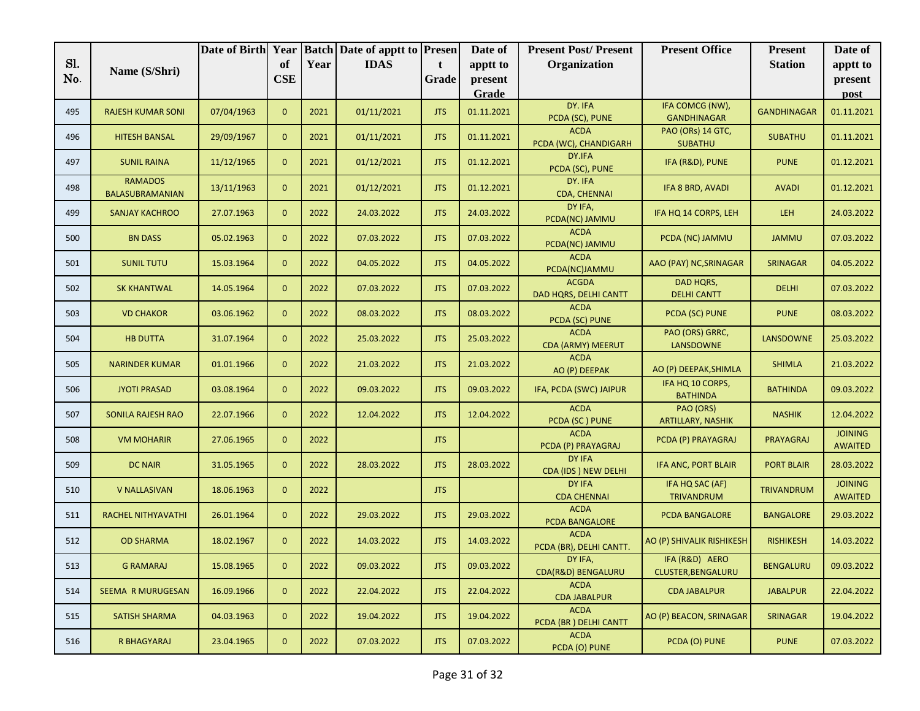| Sl. No. | Name (S/Shri) | Date of Birth | Year of CSE | Batch Year | Date of apptt to IDAS | Present Grade | Date of apptt to present Grade | Present Post/ Present Organization | Present Office | Present Station | Date of apptt to present post |
|---|---|---|---|---|---|---|---|---|---|---|---|
| 495 | RAJESH KUMAR SONI | 07/04/1963 | 0 | 2021 | 01/11/2021 | JTS | 01.11.2021 | DY. IFA PCDA (SC), PUNE | IFA COMCG (NW), GANDHINAGAR | GANDHINAGAR | 01.11.2021 |
| 496 | HITESH BANSAL | 29/09/1967 | 0 | 2021 | 01/11/2021 | JTS | 01.11.2021 | ACDA PCDA (WC), CHANDIGARH | PAO (ORs) 14 GTC, SUBATHU | SUBATHU | 01.11.2021 |
| 497 | SUNIL RAINA | 11/12/1965 | 0 | 2021 | 01/12/2021 | JTS | 01.12.2021 | DY.IFA PCDA (SC), PUNE | IFA (R&D), PUNE | PUNE | 01.12.2021 |
| 498 | RAMADOS BALASUBRAMANIAN | 13/11/1963 | 0 | 2021 | 01/12/2021 | JTS | 01.12.2021 | DY. IFA CDA, CHENNAI | IFA 8 BRD, AVADI | AVADI | 01.12.2021 |
| 499 | SANJAY KACHROO | 27.07.1963 | 0 | 2022 | 24.03.2022 | JTS | 24.03.2022 | DY IFA, PCDA(NC) JAMMU | IFA HQ 14 CORPS, LEH | LEH | 24.03.2022 |
| 500 | BN DASS | 05.02.1963 | 0 | 2022 | 07.03.2022 | JTS | 07.03.2022 | ACDA PCDA(NC) JAMMU | PCDA (NC) JAMMU | JAMMU | 07.03.2022 |
| 501 | SUNIL TUTU | 15.03.1964 | 0 | 2022 | 04.05.2022 | JTS | 04.05.2022 | ACDA PCDA(NC)JAMMU | AAO (PAY) NC,SRINAGAR | SRINAGAR | 04.05.2022 |
| 502 | SK KHANTWAL | 14.05.1964 | 0 | 2022 | 07.03.2022 | JTS | 07.03.2022 | ACGDA DAD HQRS, DELHI CANTT | DAD HQRS, DELHI CANTT | DELHI | 07.03.2022 |
| 503 | VD CHAKOR | 03.06.1962 | 0 | 2022 | 08.03.2022 | JTS | 08.03.2022 | ACDA PCDA (SC) PUNE | PCDA (SC) PUNE | PUNE | 08.03.2022 |
| 504 | HB DUTTA | 31.07.1964 | 0 | 2022 | 25.03.2022 | JTS | 25.03.2022 | ACDA CDA (ARMY) MEERUT | PAO (ORS) GRRC, LANSDOWNE | LANSDOWNE | 25.03.2022 |
| 505 | NARINDER KUMAR | 01.01.1966 | 0 | 2022 | 21.03.2022 | JTS | 21.03.2022 | ACDA AO (P) DEEPAK | AO (P) DEEPAK,SHIMLA | SHIMLA | 21.03.2022 |
| 506 | JYOTI PRASAD | 03.08.1964 | 0 | 2022 | 09.03.2022 | JTS | 09.03.2022 | IFA, PCDA (SWC) JAIPUR | IFA HQ 10 CORPS, BATHINDA | BATHINDA | 09.03.2022 |
| 507 | SONILA RAJESH RAO | 22.07.1966 | 0 | 2022 | 12.04.2022 | JTS | 12.04.2022 | ACDA PCDA (SC ) PUNE | PAO (ORS) ARTILLARY, NASHIK | NASHIK | 12.04.2022 |
| 508 | VM MOHARIR | 27.06.1965 | 0 | 2022 | | JTS | | ACDA PCDA (P) PRAYAGRAJ | PCDA (P) PRAYAGRAJ | PRAYAGRAJ | JOINING AWAITED |
| 509 | DC NAIR | 31.05.1965 | 0 | 2022 | 28.03.2022 | JTS | 28.03.2022 | DY IFA CDA (IDS ) NEW DELHI | IFA ANC, PORT BLAIR | PORT BLAIR | 28.03.2022 |
| 510 | V NALLASIVAN | 18.06.1963 | 0 | 2022 | | JTS | | DY IFA CDA CHENNAI | IFA HQ SAC (AF) TRIVANDRUM | TRIVANDRUM | JOINING AWAITED |
| 511 | RACHEL NITHYAVATHI | 26.01.1964 | 0 | 2022 | 29.03.2022 | JTS | 29.03.2022 | ACDA PCDA BANGALORE | PCDA BANGALORE | BANGALORE | 29.03.2022 |
| 512 | OD SHARMA | 18.02.1967 | 0 | 2022 | 14.03.2022 | JTS | 14.03.2022 | ACDA PCDA (BR), DELHI CANTT. | AO (P) SHIVALIK RISHIKESH | RISHIKESH | 14.03.2022 |
| 513 | G RAMARAJ | 15.08.1965 | 0 | 2022 | 09.03.2022 | JTS | 09.03.2022 | DY IFA, CDA(R&D) BENGALURU | IFA (R&D) AERO CLUSTER,BENGALURU | BENGALURU | 09.03.2022 |
| 514 | SEEMA R MURUGESAN | 16.09.1966 | 0 | 2022 | 22.04.2022 | JTS | 22.04.2022 | ACDA CDA JABALPUR | CDA JABALPUR | JABALPUR | 22.04.2022 |
| 515 | SATISH SHARMA | 04.03.1963 | 0 | 2022 | 19.04.2022 | JTS | 19.04.2022 | ACDA PCDA (BR ) DELHI CANTT | AO (P) BEACON, SRINAGAR | SRINAGAR | 19.04.2022 |
| 516 | R BHAGYARAJ | 23.04.1965 | 0 | 2022 | 07.03.2022 | JTS | 07.03.2022 | ACDA PCDA (O) PUNE | PCDA (O) PUNE | PUNE | 07.03.2022 |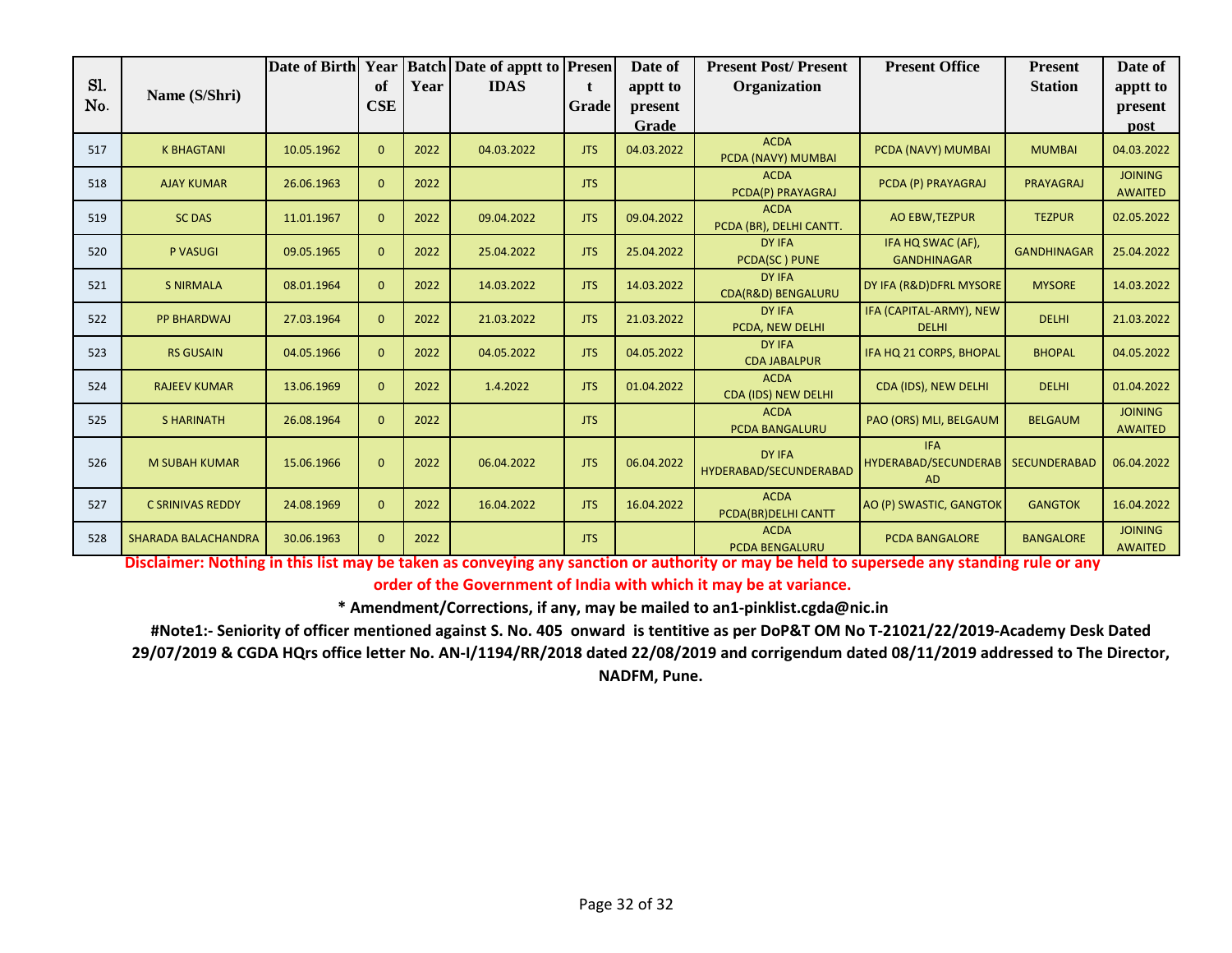| Sl. No. | Name (S/Shri) | Date of Birth | Year of CSE | Batch Year | Date of apptt to IDAS | Present Grade | Date of apptt to present Grade | Present Post/ Present Organization | Present Office | Present Station | Date of apptt to present post |
|---|---|---|---|---|---|---|---|---|---|---|---|
| 517 | K BHAGTANI | 10.05.1962 | 0 | 2022 | 04.03.2022 | JTS | 04.03.2022 | ACDA PCDA (NAVY) MUMBAI | PCDA (NAVY) MUMBAI | MUMBAI | 04.03.2022 |
| 518 | AJAY KUMAR | 26.06.1963 | 0 | 2022 | | JTS | | ACDA PCDA(P) PRAYAGRAJ | PCDA (P) PRAYAGRAJ | PRAYAGRAJ | JOINING AWAITED |
| 519 | SC DAS | 11.01.1967 | 0 | 2022 | 09.04.2022 | JTS | 09.04.2022 | ACDA PCDA (BR), DELHI CANTT. | AO EBW,TEZPUR | TEZPUR | 02.05.2022 |
| 520 | P VASUGI | 09.05.1965 | 0 | 2022 | 25.04.2022 | JTS | 25.04.2022 | DY IFA PCDA(SC ) PUNE | IFA HQ SWAC (AF), GANDHINAGAR | GANDHINAGAR | 25.04.2022 |
| 521 | S NIRMALA | 08.01.1964 | 0 | 2022 | 14.03.2022 | JTS | 14.03.2022 | DY IFA CDA(R&D) BENGALURU | DY IFA (R&D)DFRL MYSORE | MYSORE | 14.03.2022 |
| 522 | PP BHARDWAJ | 27.03.1964 | 0 | 2022 | 21.03.2022 | JTS | 21.03.2022 | DY IFA PCDA, NEW DELHI | IFA (CAPITAL-ARMY), NEW DELHI | DELHI | 21.03.2022 |
| 523 | RS GUSAIN | 04.05.1966 | 0 | 2022 | 04.05.2022 | JTS | 04.05.2022 | DY IFA CDA JABALPUR | IFA HQ 21 CORPS, BHOPAL | BHOPAL | 04.05.2022 |
| 524 | RAJEEV KUMAR | 13.06.1969 | 0 | 2022 | 1.4.2022 | JTS | 01.04.2022 | ACDA CDA (IDS) NEW DELHI | CDA (IDS), NEW DELHI | DELHI | 01.04.2022 |
| 525 | S HARINATH | 26.08.1964 | 0 | 2022 | | JTS | | ACDA PCDA BANGALURU | PAO (ORS) MLI, BELGAUM | BELGAUM | JOINING AWAITED |
| 526 | M SUBAH KUMAR | 15.06.1966 | 0 | 2022 | 06.04.2022 | JTS | 06.04.2022 | DY IFA HYDERABAD/SECUNDERABAD | IFA HYDERABAD/SECUNDERABAD | SECUNDERABAD | 06.04.2022 |
| 527 | C SRINIVAS REDDY | 24.08.1969 | 0 | 2022 | 16.04.2022 | JTS | 16.04.2022 | ACDA PCDA(BR)DELHI CANTT | AO (P) SWASTIC, GANGTOK | GANGTOK | 16.04.2022 |
| 528 | SHARADA BALACHANDRA | 30.06.1963 | 0 | 2022 | | JTS | | ACDA PCDA BENGALURU | PCDA BANGALORE | BANGALORE | JOINING AWAITED |

**Disclaimer: Nothing in this list may be taken as conveying any sanction or authority or may be held to supersede any standing rule or any order of the Government of India with which it may be at variance.**

**\* Amendment/Corrections, if any, may be mailed to an1-pinklist.cgda@nic.in**

**#Note1:- Seniority of officer mentioned against S. No. 405 onward is tentitive as per DoP&T OM No T-21021/22/2019-Academy Desk Dated 29/07/2019 & CGDA HQrs office letter No. AN-I/1194/RR/2018 dated 22/08/2019 and corrigendum dated 08/11/2019 addressed to The Director, NADFM, Pune.**